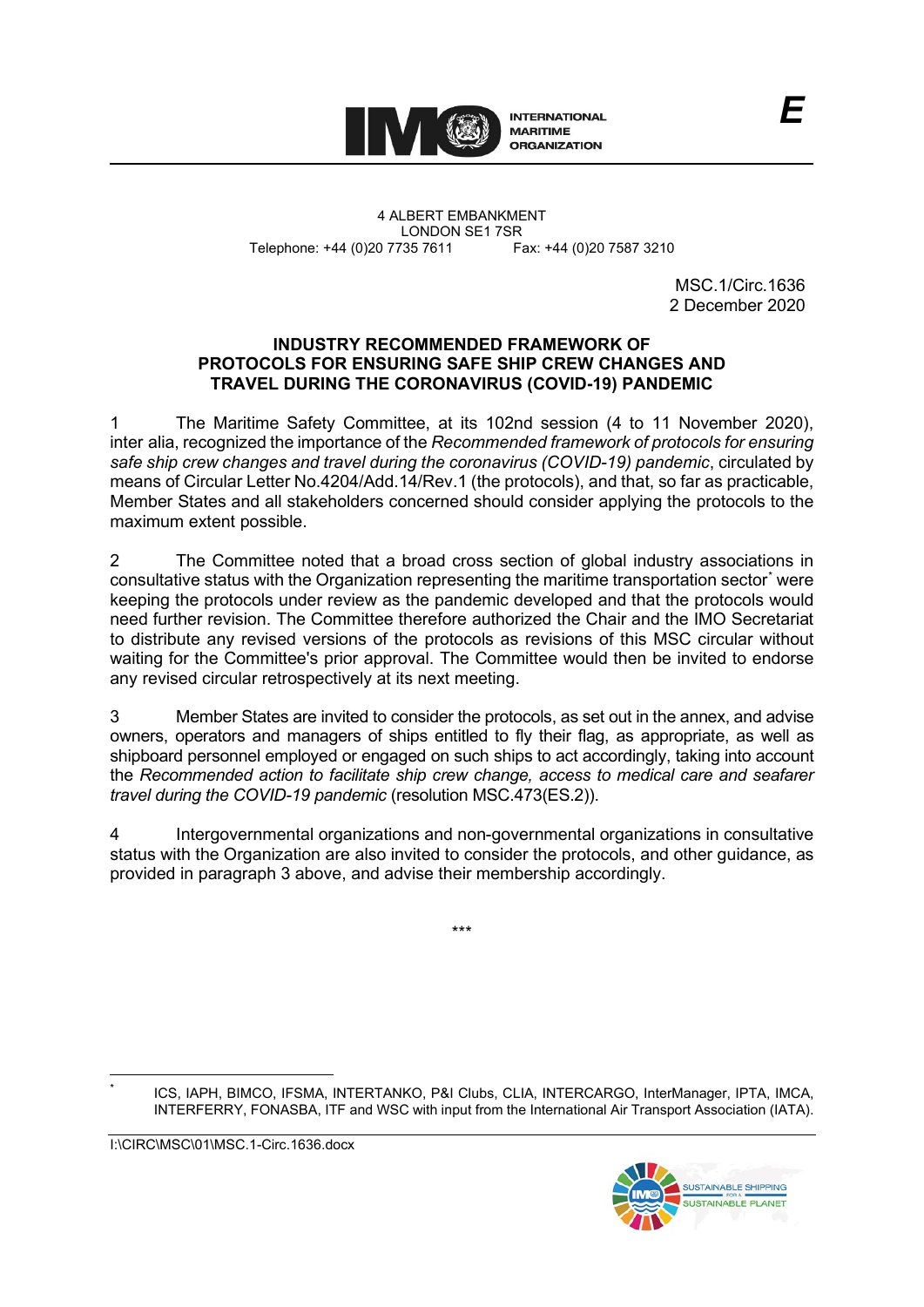INTERNATIONAL MARITIME ORGANIZATION

E

4 ALBERT EMBANKMENT
LONDON SE1 7SR
Telephone: +44 (0)20 7735 7611 Fax: +44 (0)20 7587 3210

MSC.1/Circ.1636
2 December 2020

**INDUSTRY RECOMMENDED FRAMEWORK OF PROTOCOLS FOR ENSURING SAFE SHIP CREW CHANGES AND TRAVEL DURING THE CORONAVIRUS (COVID-19) PANDEMIC**

1 The Maritime Safety Committee, at its 102nd session (4 to 11 November 2020), inter alia, recognized the importance of the *Recommended framework of protocols for ensuring safe ship crew changes and travel during the coronavirus (COVID-19) pandemic*, circulated by means of Circular Letter No.4204/Add.14/Rev.1 (the protocols), and that, so far as practicable, Member States and all stakeholders concerned should consider applying the protocols to the maximum extent possible.

2 The Committee noted that a broad cross section of global industry associations in consultative status with the Organization representing the maritime transportation sector* were keeping the protocols under review as the pandemic developed and that the protocols would need further revision. The Committee therefore authorized the Chair and the IMO Secretariat to distribute any revised versions of the protocols as revisions of this MSC circular without waiting for the Committee's prior approval. The Committee would then be invited to endorse any revised circular retrospectively at its next meeting.

3 Member States are invited to consider the protocols, as set out in the annex, and advise owners, operators and managers of ships entitled to fly their flag, as appropriate, as well as shipboard personnel employed or engaged on such ships to act accordingly, taking into account the *Recommended action to facilitate ship crew change, access to medical care and seafarer travel during the COVID-19 pandemic* (resolution MSC.473(ES.2)).

4 Intergovernmental organizations and non-governmental organizations in consultative status with the Organization are also invited to consider the protocols, and other guidance, as provided in paragraph 3 above, and advise their membership accordingly.

\*\*\*

* ICS, IAPH, BIMCO, IFSMA, INTERTANKO, P&I Clubs, CLIA, INTERCARGO, InterManager, IPTA, IMCA, INTERFERRY, FONASBA, ITF and WSC with input from the International Air Transport Association (IATA).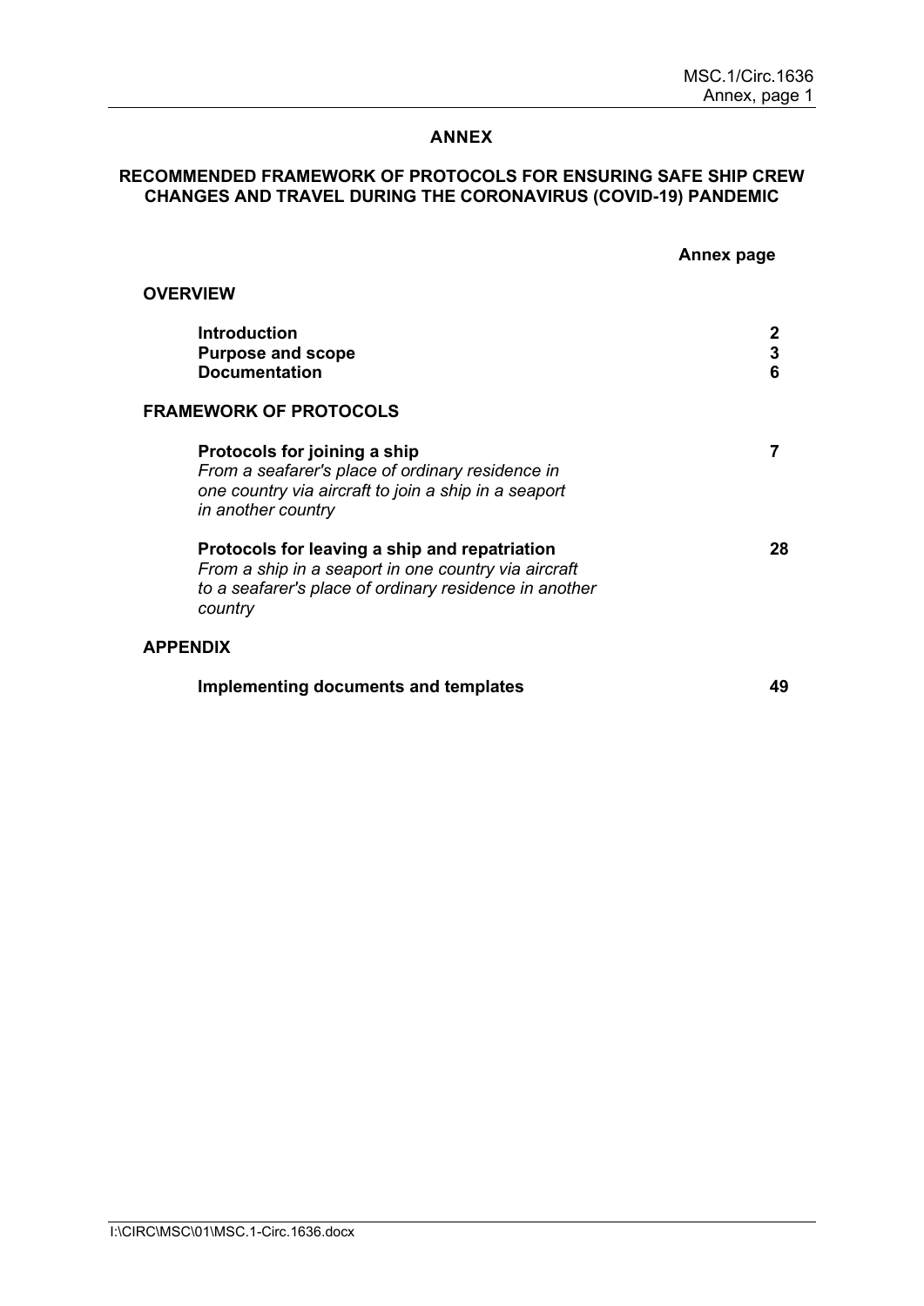# ANNEX

## RECOMMENDED FRAMEWORK OF PROTOCOLS FOR ENSURING SAFE SHIP CREW CHANGES AND TRAVEL DURING THE CORONAVIRUS (COVID-19) PANDEMIC

| | Annex page |
|---|---|
| **OVERVIEW** | |
| **Introduction** | **2** |
| **Purpose and scope** | **3** |
| **Documentation** | **6** |
| **FRAMEWORK OF PROTOCOLS** | |
| **Protocols for joining a ship**<br>*From a seafarer's place of ordinary residence in one country via aircraft to join a ship in a seaport in another country* | **7** |
| **Protocols for leaving a ship and repatriation**<br>*From a ship in a seaport in one country via aircraft to a seafarer's place of ordinary residence in another country* | **28** |
| **APPENDIX** | |
| **Implementing documents and templates** | **49** |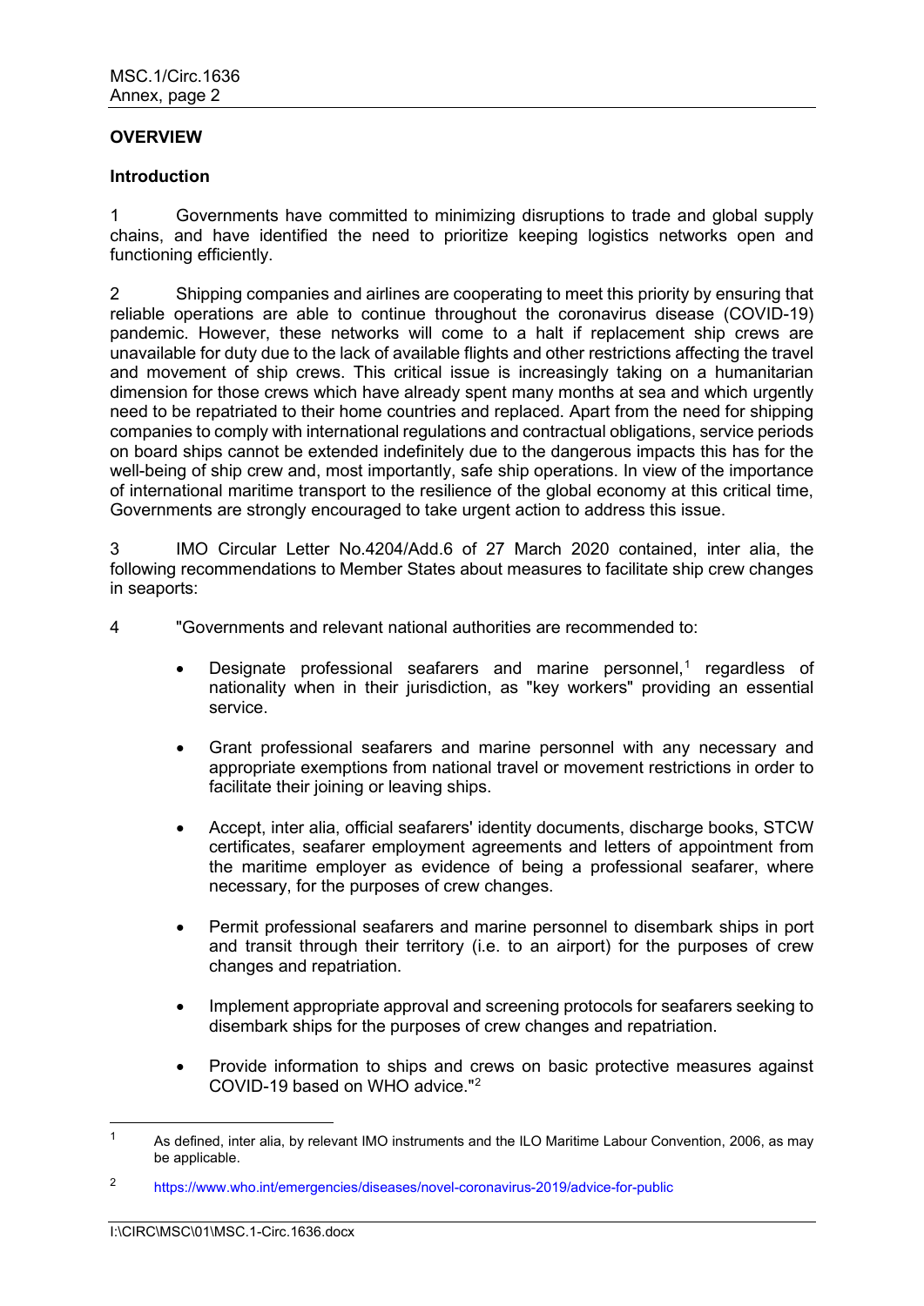## OVERVIEW

### Introduction

1 Governments have committed to minimizing disruptions to trade and global supply chains, and have identified the need to prioritize keeping logistics networks open and functioning efficiently.

2 Shipping companies and airlines are cooperating to meet this priority by ensuring that reliable operations are able to continue throughout the coronavirus disease (COVID-19) pandemic. However, these networks will come to a halt if replacement ship crews are unavailable for duty due to the lack of available flights and other restrictions affecting the travel and movement of ship crews. This critical issue is increasingly taking on a humanitarian dimension for those crews which have already spent many months at sea and which urgently need to be repatriated to their home countries and replaced. Apart from the need for shipping companies to comply with international regulations and contractual obligations, service periods on board ships cannot be extended indefinitely due to the dangerous impacts this has for the well-being of ship crew and, most importantly, safe ship operations. In view of the importance of international maritime transport to the resilience of the global economy at this critical time, Governments are strongly encouraged to take urgent action to address this issue.

3 IMO Circular Letter No.4204/Add.6 of 27 March 2020 contained, inter alia, the following recommendations to Member States about measures to facilitate ship crew changes in seaports:

4 "Governments and relevant national authorities are recommended to:

- Designate professional seafarers and marine personnel,[1] regardless of nationality when in their jurisdiction, as "key workers" providing an essential service.
- Grant professional seafarers and marine personnel with any necessary and appropriate exemptions from national travel or movement restrictions in order to facilitate their joining or leaving ships.
- Accept, inter alia, official seafarers' identity documents, discharge books, STCW certificates, seafarer employment agreements and letters of appointment from the maritime employer as evidence of being a professional seafarer, where necessary, for the purposes of crew changes.
- Permit professional seafarers and marine personnel to disembark ships in port and transit through their territory (i.e. to an airport) for the purposes of crew changes and repatriation.
- Implement appropriate approval and screening protocols for seafarers seeking to disembark ships for the purposes of crew changes and repatriation.
- Provide information to ships and crews on basic protective measures against COVID-19 based on WHO advice."[2]

---

[1] As defined, inter alia, by relevant IMO instruments and the ILO Maritime Labour Convention, 2006, as may be applicable.

[2] https://www.who.int/emergencies/diseases/novel-coronavirus-2019/advice-for-public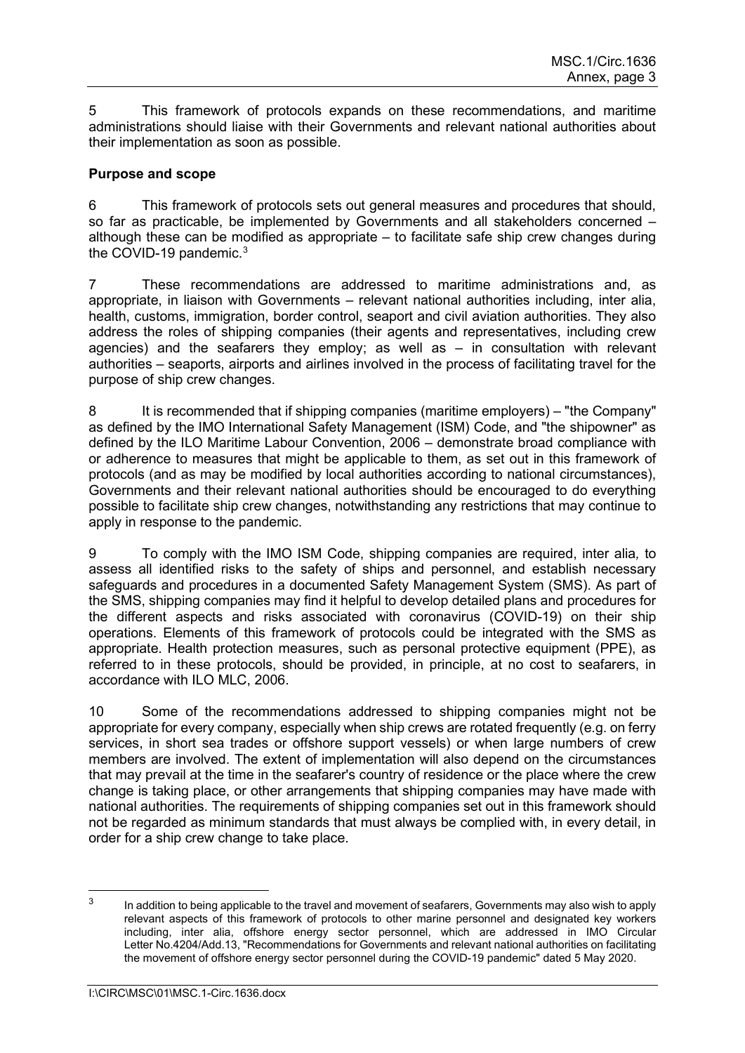5 This framework of protocols expands on these recommendations, and maritime administrations should liaise with their Governments and relevant national authorities about their implementation as soon as possible.

**Purpose and scope**

6 This framework of protocols sets out general measures and procedures that should, so far as practicable, be implemented by Governments and all stakeholders concerned – although these can be modified as appropriate – to facilitate safe ship crew changes during the COVID-19 pandemic.[3]

7 These recommendations are addressed to maritime administrations and, as appropriate, in liaison with Governments – relevant national authorities including, inter alia, health, customs, immigration, border control, seaport and civil aviation authorities. They also address the roles of shipping companies (their agents and representatives, including crew agencies) and the seafarers they employ; as well as – in consultation with relevant authorities – seaports, airports and airlines involved in the process of facilitating travel for the purpose of ship crew changes.

8 It is recommended that if shipping companies (maritime employers) – "the Company" as defined by the IMO International Safety Management (ISM) Code, and "the shipowner" as defined by the ILO Maritime Labour Convention, 2006 – demonstrate broad compliance with or adherence to measures that might be applicable to them, as set out in this framework of protocols (and as may be modified by local authorities according to national circumstances), Governments and their relevant national authorities should be encouraged to do everything possible to facilitate ship crew changes, notwithstanding any restrictions that may continue to apply in response to the pandemic.

9 To comply with the IMO ISM Code, shipping companies are required, inter alia*,* to assess all identified risks to the safety of ships and personnel, and establish necessary safeguards and procedures in a documented Safety Management System (SMS). As part of the SMS, shipping companies may find it helpful to develop detailed plans and procedures for the different aspects and risks associated with coronavirus (COVID-19) on their ship operations. Elements of this framework of protocols could be integrated with the SMS as appropriate. Health protection measures, such as personal protective equipment (PPE), as referred to in these protocols, should be provided, in principle, at no cost to seafarers, in accordance with ILO MLC, 2006.

10 Some of the recommendations addressed to shipping companies might not be appropriate for every company, especially when ship crews are rotated frequently (e.g. on ferry services, in short sea trades or offshore support vessels) or when large numbers of crew members are involved. The extent of implementation will also depend on the circumstances that may prevail at the time in the seafarer's country of residence or the place where the crew change is taking place, or other arrangements that shipping companies may have made with national authorities. The requirements of shipping companies set out in this framework should not be regarded as minimum standards that must always be complied with, in every detail, in order for a ship crew change to take place.

---

[3] In addition to being applicable to the travel and movement of seafarers, Governments may also wish to apply relevant aspects of this framework of protocols to other marine personnel and designated key workers including, inter alia, offshore energy sector personnel, which are addressed in IMO Circular Letter No.4204/Add.13, "Recommendations for Governments and relevant national authorities on facilitating the movement of offshore energy sector personnel during the COVID-19 pandemic" dated 5 May 2020.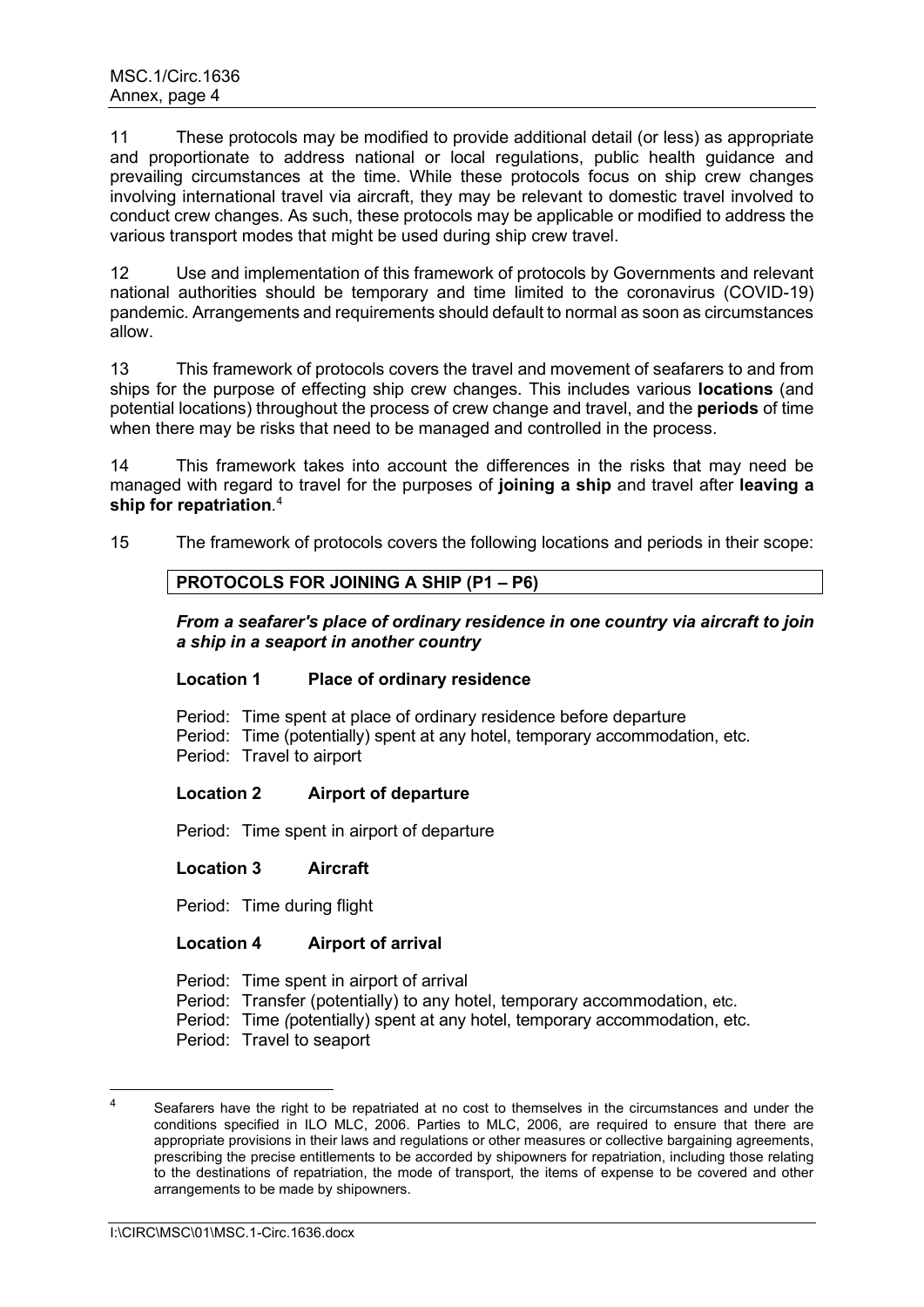11 These protocols may be modified to provide additional detail (or less) as appropriate and proportionate to address national or local regulations, public health guidance and prevailing circumstances at the time. While these protocols focus on ship crew changes involving international travel via aircraft, they may be relevant to domestic travel involved to conduct crew changes. As such, these protocols may be applicable or modified to address the various transport modes that might be used during ship crew travel.

12 Use and implementation of this framework of protocols by Governments and relevant national authorities should be temporary and time limited to the coronavirus (COVID-19) pandemic. Arrangements and requirements should default to normal as soon as circumstances allow.

13 This framework of protocols covers the travel and movement of seafarers to and from ships for the purpose of effecting ship crew changes. This includes various **locations** (and potential locations) throughout the process of crew change and travel, and the **periods** of time when there may be risks that need to be managed and controlled in the process.

14 This framework takes into account the differences in the risks that may need be managed with regard to travel for the purposes of **joining a ship** and travel after **leaving a ship for repatriation**.[4]

15 The framework of protocols covers the following locations and periods in their scope:

**PROTOCOLS FOR JOINING A SHIP (P1 – P6)**

***From a seafarer's place of ordinary residence in one country via aircraft to join a ship in a seaport in another country***

**Location 1 Place of ordinary residence**

Period: Time spent at place of ordinary residence before departure
Period: Time (potentially) spent at any hotel, temporary accommodation, etc.
Period: Travel to airport

**Location 2 Airport of departure**

Period: Time spent in airport of departure

**Location 3 Aircraft**

Period: Time during flight

**Location 4 Airport of arrival**

Period: Time spent in airport of arrival
Period: Transfer (potentially) to any hotel, temporary accommodation, etc.
Period: Time (potentially) spent at any hotel, temporary accommodation, etc.
Period: Travel to seaport

---

[4] Seafarers have the right to be repatriated at no cost to themselves in the circumstances and under the conditions specified in ILO MLC, 2006. Parties to MLC, 2006, are required to ensure that there are appropriate provisions in their laws and regulations or other measures or collective bargaining agreements, prescribing the precise entitlements to be accorded by shipowners for repatriation, including those relating to the destinations of repatriation, the mode of transport, the items of expense to be covered and other arrangements to be made by shipowners.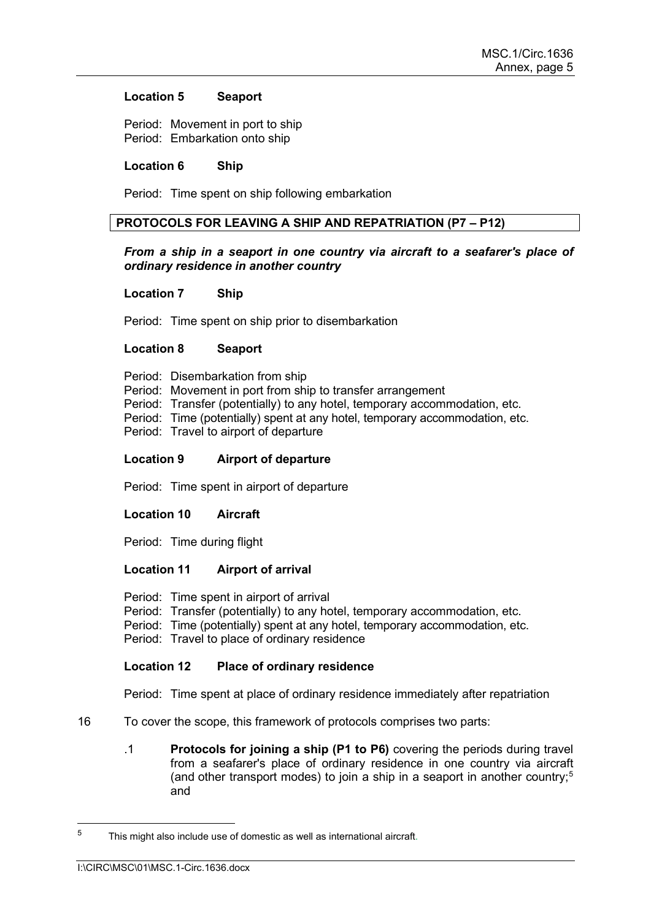**Location 5 Seaport**

Period: Movement in port to ship
Period: Embarkation onto ship

**Location 6 Ship**

Period: Time spent on ship following embarkation

**PROTOCOLS FOR LEAVING A SHIP AND REPATRIATION (P7 – P12)**

***From a ship in a seaport in one country via aircraft to a seafarer's place of ordinary residence in another country***

**Location 7 Ship**

Period: Time spent on ship prior to disembarkation

**Location 8 Seaport**

Period: Disembarkation from ship
Period: Movement in port from ship to transfer arrangement
Period: Transfer (potentially) to any hotel, temporary accommodation, etc.
Period: Time (potentially) spent at any hotel, temporary accommodation, etc.
Period: Travel to airport of departure

**Location 9 Airport of departure**

Period: Time spent in airport of departure

**Location 10 Aircraft**

Period: Time during flight

**Location 11 Airport of arrival**

Period: Time spent in airport of arrival
Period: Transfer (potentially) to any hotel, temporary accommodation, etc.
Period: Time (potentially) spent at any hotel, temporary accommodation, etc.
Period: Travel to place of ordinary residence

**Location 12 Place of ordinary residence**

Period: Time spent at place of ordinary residence immediately after repatriation

16 To cover the scope, this framework of protocols comprises two parts:

.1 **Protocols for joining a ship (P1 to P6)** covering the periods during travel from a seafarer's place of ordinary residence in one country via aircraft (and other transport modes) to join a ship in a seaport in another country;[5] and

---

[5] This might also include use of domestic as well as international aircraft.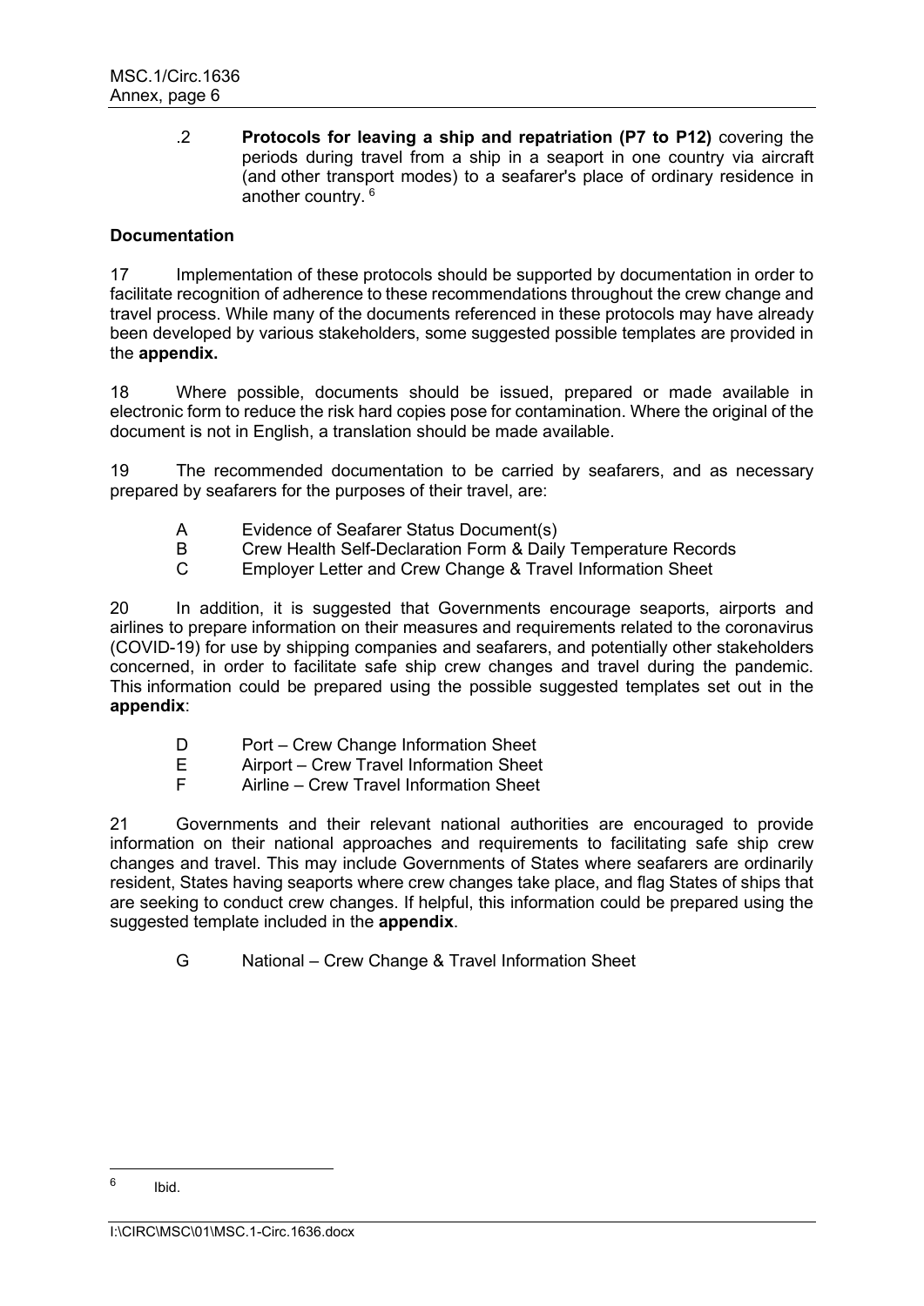.2 **Protocols for leaving a ship and repatriation (P7 to P12)** covering the periods during travel from a ship in a seaport in one country via aircraft (and other transport modes) to a seafarer's place of ordinary residence in another country.[6]

**Documentation**

17 Implementation of these protocols should be supported by documentation in order to facilitate recognition of adherence to these recommendations throughout the crew change and travel process. While many of the documents referenced in these protocols may have already been developed by various stakeholders, some suggested possible templates are provided in the **appendix.**

18 Where possible, documents should be issued, prepared or made available in electronic form to reduce the risk hard copies pose for contamination. Where the original of the document is not in English, a translation should be made available.

19 The recommended documentation to be carried by seafarers, and as necessary prepared by seafarers for the purposes of their travel, are:

A Evidence of Seafarer Status Document(s)
B Crew Health Self-Declaration Form & Daily Temperature Records
C Employer Letter and Crew Change & Travel Information Sheet

20 In addition, it is suggested that Governments encourage seaports, airports and airlines to prepare information on their measures and requirements related to the coronavirus (COVID-19) for use by shipping companies and seafarers, and potentially other stakeholders concerned, in order to facilitate safe ship crew changes and travel during the pandemic. This information could be prepared using the possible suggested templates set out in the **appendix**:

D Port – Crew Change Information Sheet
E Airport – Crew Travel Information Sheet
F Airline – Crew Travel Information Sheet

21 Governments and their relevant national authorities are encouraged to provide information on their national approaches and requirements to facilitating safe ship crew changes and travel. This may include Governments of States where seafarers are ordinarily resident, States having seaports where crew changes take place, and flag States of ships that are seeking to conduct crew changes. If helpful, this information could be prepared using the suggested template included in the **appendix**.

G National – Crew Change & Travel Information Sheet

---

[6] Ibid.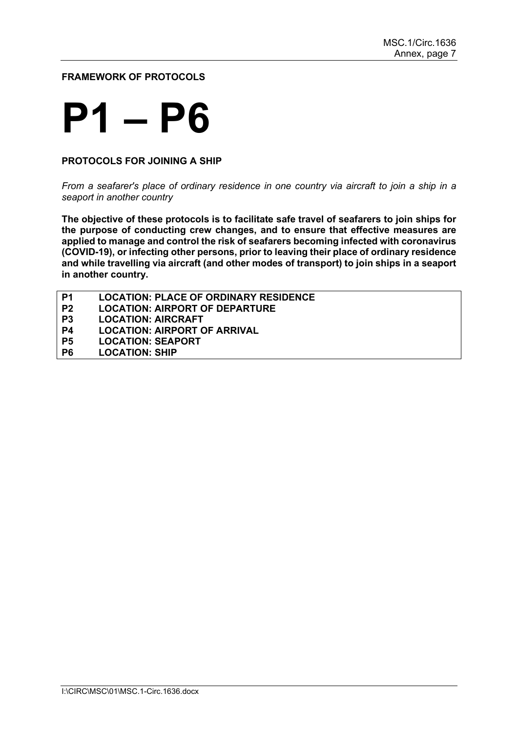**FRAMEWORK OF PROTOCOLS**

# P1 – P6

**PROTOCOLS FOR JOINING A SHIP**

*From a seafarer's place of ordinary residence in one country via aircraft to join a ship in a seaport in another country*

**The objective of these protocols is to facilitate safe travel of seafarers to join ships for the purpose of conducting crew changes, and to ensure that effective measures are applied to manage and control the risk of seafarers becoming infected with coronavirus (COVID-19), or infecting other persons, prior to leaving their place of ordinary residence and while travelling via aircraft (and other modes of transport) to join ships in a seaport in another country.**

| | |
|---|---|
| **P1** | **LOCATION: PLACE OF ORDINARY RESIDENCE** |
| **P2** | **LOCATION: AIRPORT OF DEPARTURE** |
| **P3** | **LOCATION: AIRCRAFT** |
| **P4** | **LOCATION: AIRPORT OF ARRIVAL** |
| **P5** | **LOCATION: SEAPORT** |
| **P6** | **LOCATION: SHIP** |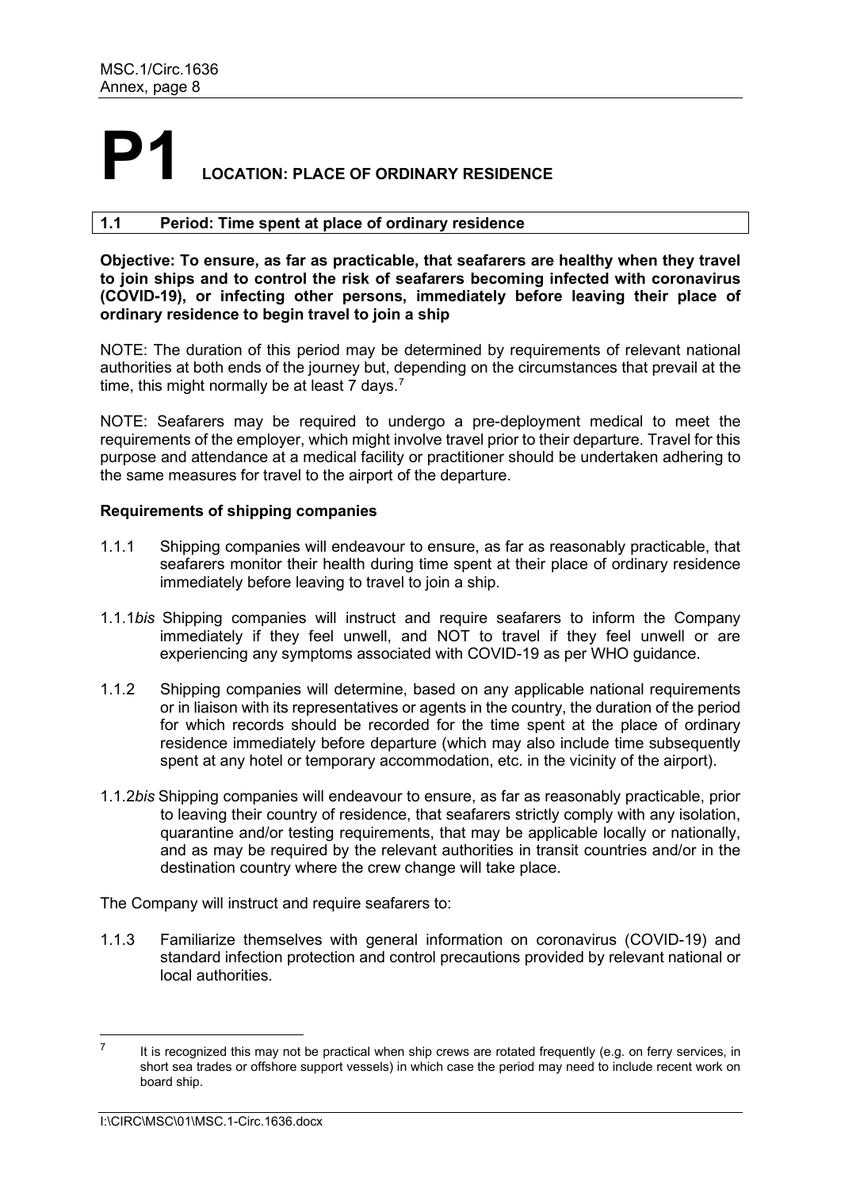# P1 LOCATION: PLACE OF ORDINARY RESIDENCE

## 1.1 Period: Time spent at place of ordinary residence

**Objective: To ensure, as far as practicable, that seafarers are healthy when they travel to join ships and to control the risk of seafarers becoming infected with coronavirus (COVID-19), or infecting other persons, immediately before leaving their place of ordinary residence to begin travel to join a ship**

NOTE: The duration of this period may be determined by requirements of relevant national authorities at both ends of the journey but, depending on the circumstances that prevail at the time, this might normally be at least 7 days.[7]

NOTE: Seafarers may be required to undergo a pre-deployment medical to meet the requirements of the employer, which might involve travel prior to their departure. Travel for this purpose and attendance at a medical facility or practitioner should be undertaken adhering to the same measures for travel to the airport of the departure.

### Requirements of shipping companies

1.1.1 Shipping companies will endeavour to ensure, as far as reasonably practicable, that seafarers monitor their health during time spent at their place of ordinary residence immediately before leaving to travel to join a ship.

1.1.1*bis* Shipping companies will instruct and require seafarers to inform the Company immediately if they feel unwell, and NOT to travel if they feel unwell or are experiencing any symptoms associated with COVID-19 as per WHO guidance.

1.1.2 Shipping companies will determine, based on any applicable national requirements or in liaison with its representatives or agents in the country, the duration of the period for which records should be recorded for the time spent at the place of ordinary residence immediately before departure (which may also include time subsequently spent at any hotel or temporary accommodation, etc. in the vicinity of the airport).

1.1.2*bis* Shipping companies will endeavour to ensure, as far as reasonably practicable, prior to leaving their country of residence, that seafarers strictly comply with any isolation, quarantine and/or testing requirements, that may be applicable locally or nationally, and as may be required by the relevant authorities in transit countries and/or in the destination country where the crew change will take place.

The Company will instruct and require seafarers to:

1.1.3 Familiarize themselves with general information on coronavirus (COVID-19) and standard infection protection and control precautions provided by relevant national or local authorities.

[7] It is recognized this may not be practical when ship crews are rotated frequently (e.g. on ferry services, in short sea trades or offshore support vessels) in which case the period may need to include recent work on board ship.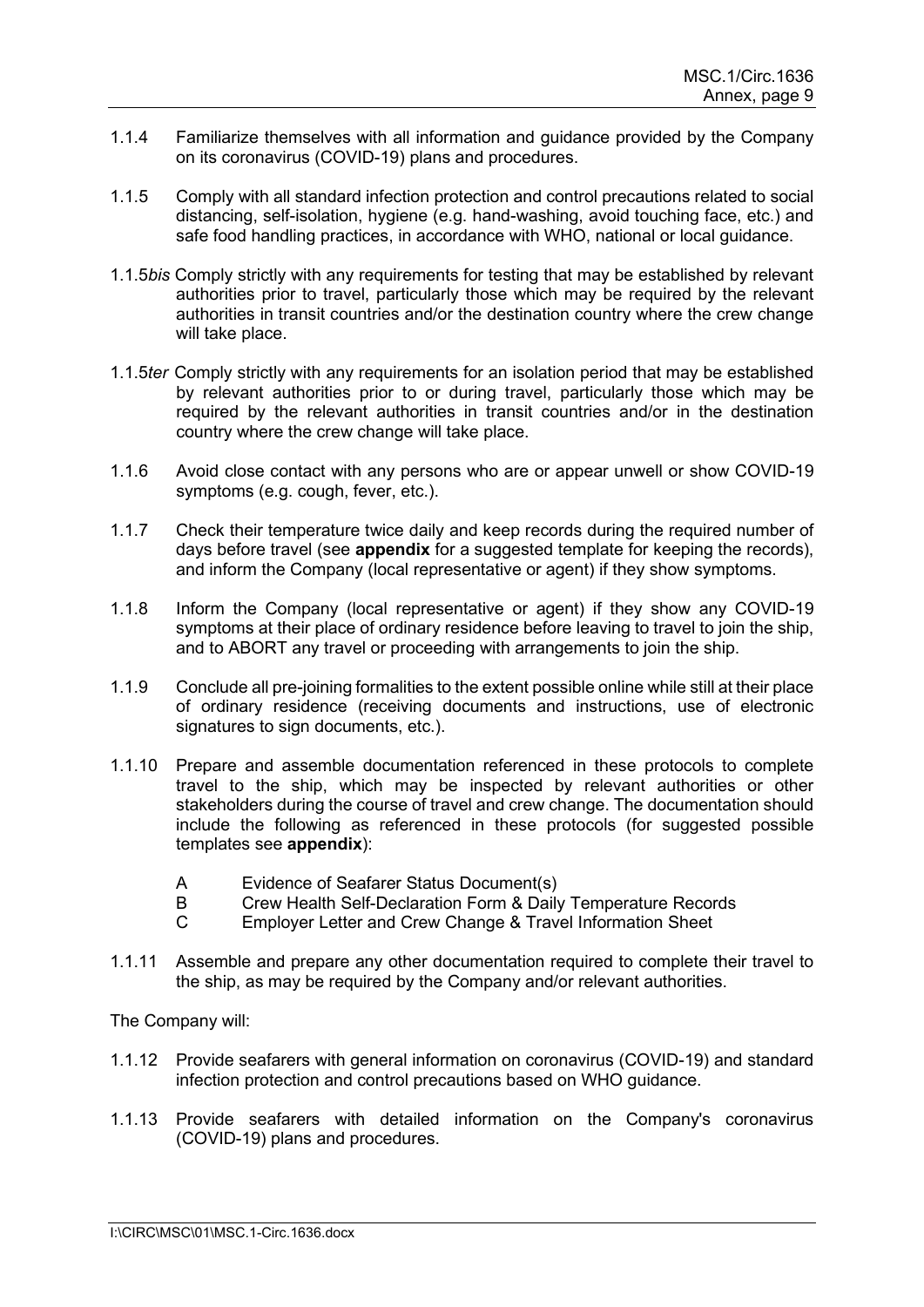1.1.4 Familiarize themselves with all information and guidance provided by the Company on its coronavirus (COVID-19) plans and procedures.

1.1.5 Comply with all standard infection protection and control precautions related to social distancing, self-isolation, hygiene (e.g. hand-washing, avoid touching face, etc.) and safe food handling practices, in accordance with WHO, national or local guidance.

1.1.5*bis* Comply strictly with any requirements for testing that may be established by relevant authorities prior to travel, particularly those which may be required by the relevant authorities in transit countries and/or the destination country where the crew change will take place.

1.1.5*ter* Comply strictly with any requirements for an isolation period that may be established by relevant authorities prior to or during travel, particularly those which may be required by the relevant authorities in transit countries and/or in the destination country where the crew change will take place.

1.1.6 Avoid close contact with any persons who are or appear unwell or show COVID-19 symptoms (e.g. cough, fever, etc.).

1.1.7 Check their temperature twice daily and keep records during the required number of days before travel (see **appendix** for a suggested template for keeping the records), and inform the Company (local representative or agent) if they show symptoms.

1.1.8 Inform the Company (local representative or agent) if they show any COVID-19 symptoms at their place of ordinary residence before leaving to travel to join the ship, and to ABORT any travel or proceeding with arrangements to join the ship.

1.1.9 Conclude all pre-joining formalities to the extent possible online while still at their place of ordinary residence (receiving documents and instructions, use of electronic signatures to sign documents, etc.).

1.1.10 Prepare and assemble documentation referenced in these protocols to complete travel to the ship, which may be inspected by relevant authorities or other stakeholders during the course of travel and crew change. The documentation should include the following as referenced in these protocols (for suggested possible templates see **appendix**):

- A Evidence of Seafarer Status Document(s)
- B Crew Health Self-Declaration Form & Daily Temperature Records
- C Employer Letter and Crew Change & Travel Information Sheet

1.1.11 Assemble and prepare any other documentation required to complete their travel to the ship, as may be required by the Company and/or relevant authorities.

The Company will:

1.1.12 Provide seafarers with general information on coronavirus (COVID-19) and standard infection protection and control precautions based on WHO guidance.

1.1.13 Provide seafarers with detailed information on the Company's coronavirus (COVID-19) plans and procedures.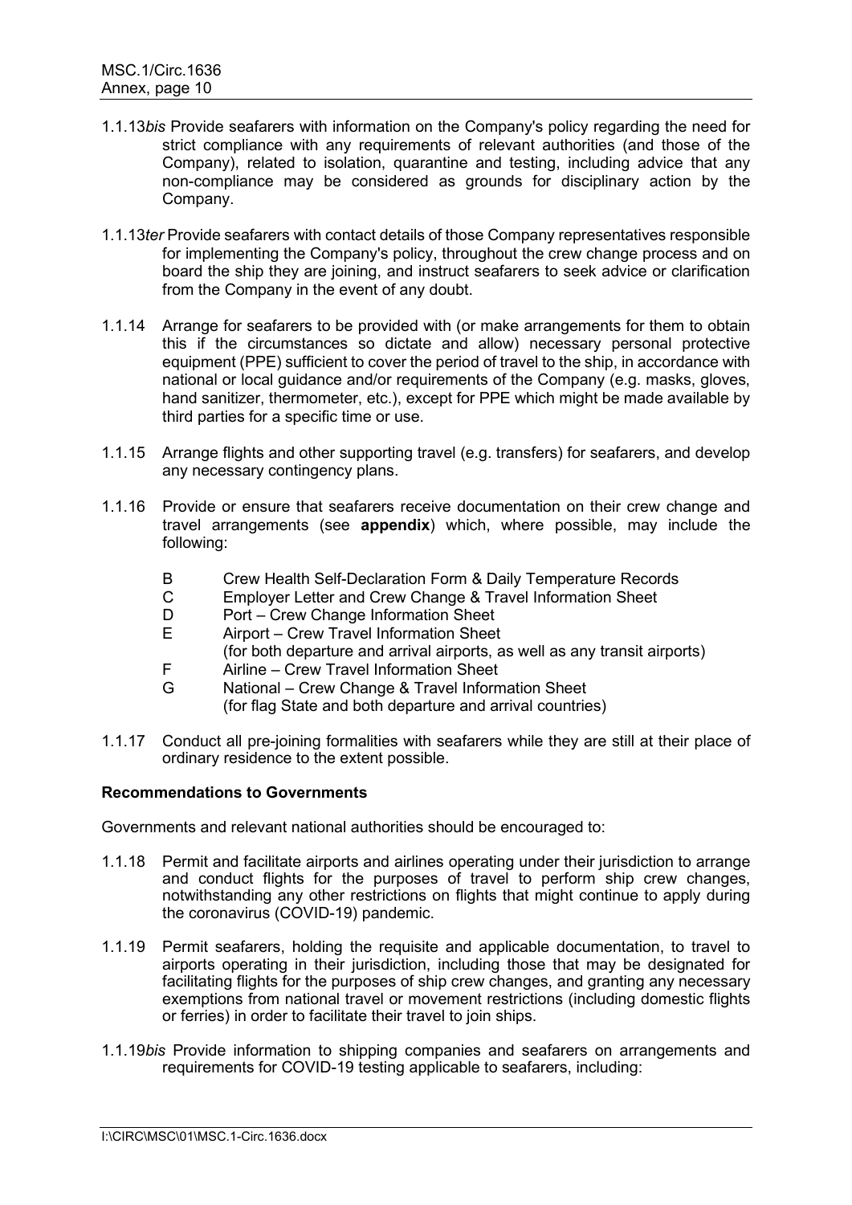1.1.13*bis* Provide seafarers with information on the Company's policy regarding the need for strict compliance with any requirements of relevant authorities (and those of the Company), related to isolation, quarantine and testing, including advice that any non-compliance may be considered as grounds for disciplinary action by the Company.

1.1.13*ter* Provide seafarers with contact details of those Company representatives responsible for implementing the Company's policy, throughout the crew change process and on board the ship they are joining, and instruct seafarers to seek advice or clarification from the Company in the event of any doubt.

1.1.14 Arrange for seafarers to be provided with (or make arrangements for them to obtain this if the circumstances so dictate and allow) necessary personal protective equipment (PPE) sufficient to cover the period of travel to the ship, in accordance with national or local guidance and/or requirements of the Company (e.g. masks, gloves, hand sanitizer, thermometer, etc.), except for PPE which might be made available by third parties for a specific time or use.

1.1.15 Arrange flights and other supporting travel (e.g. transfers) for seafarers, and develop any necessary contingency plans.

1.1.16 Provide or ensure that seafarers receive documentation on their crew change and travel arrangements (see **appendix**) which, where possible, may include the following:

- B Crew Health Self-Declaration Form & Daily Temperature Records
- C Employer Letter and Crew Change & Travel Information Sheet
- D Port – Crew Change Information Sheet
- E Airport – Crew Travel Information Sheet (for both departure and arrival airports, as well as any transit airports)
- F Airline – Crew Travel Information Sheet
- G National – Crew Change & Travel Information Sheet (for flag State and both departure and arrival countries)

1.1.17 Conduct all pre-joining formalities with seafarers while they are still at their place of ordinary residence to the extent possible.

**Recommendations to Governments**

Governments and relevant national authorities should be encouraged to:

1.1.18 Permit and facilitate airports and airlines operating under their jurisdiction to arrange and conduct flights for the purposes of travel to perform ship crew changes, notwithstanding any other restrictions on flights that might continue to apply during the coronavirus (COVID-19) pandemic.

1.1.19 Permit seafarers, holding the requisite and applicable documentation, to travel to airports operating in their jurisdiction, including those that may be designated for facilitating flights for the purposes of ship crew changes, and granting any necessary exemptions from national travel or movement restrictions (including domestic flights or ferries) in order to facilitate their travel to join ships.

1.1.19*bis* Provide information to shipping companies and seafarers on arrangements and requirements for COVID-19 testing applicable to seafarers, including: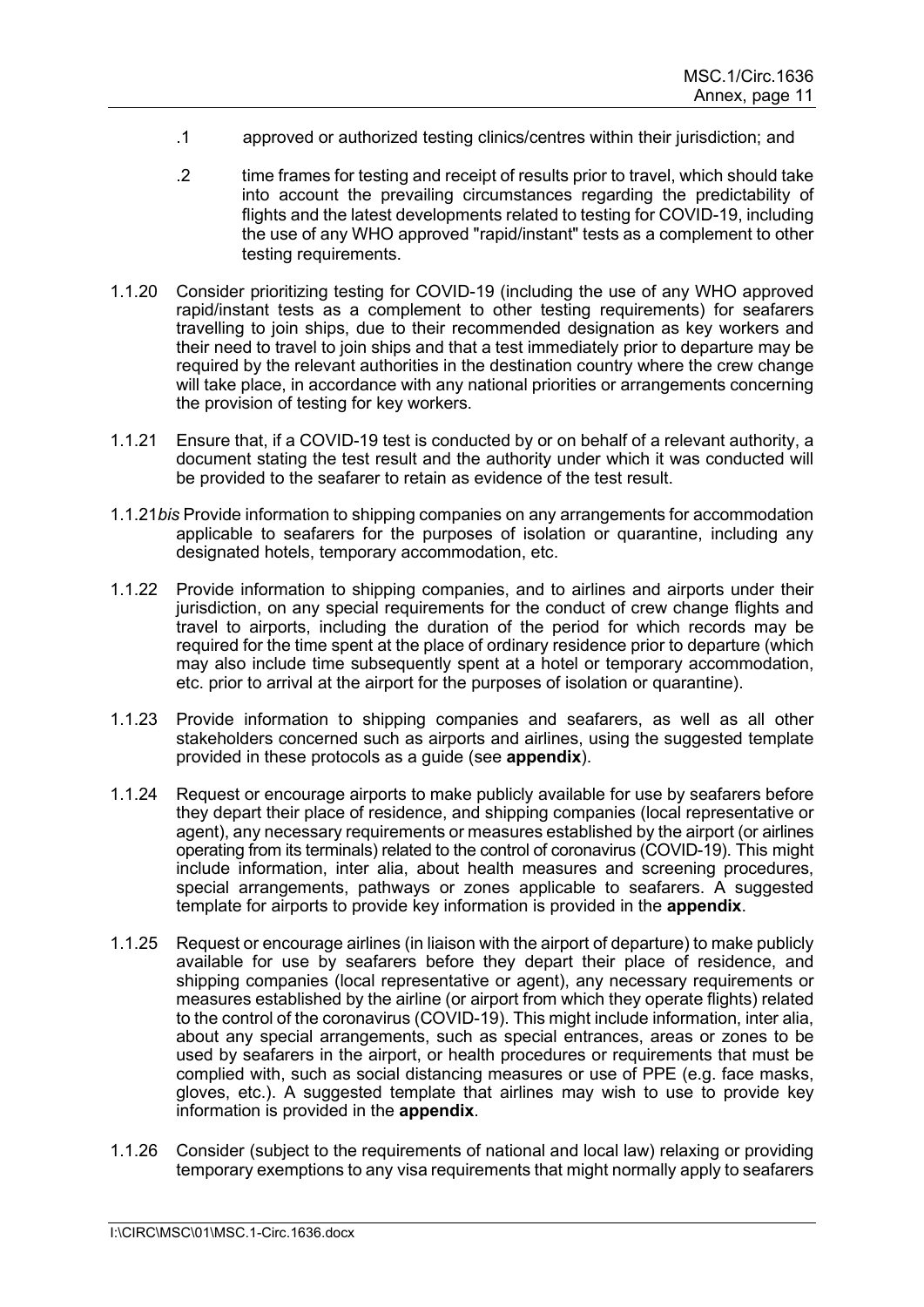.1 approved or authorized testing clinics/centres within their jurisdiction; and

.2 time frames for testing and receipt of results prior to travel, which should take into account the prevailing circumstances regarding the predictability of flights and the latest developments related to testing for COVID-19, including the use of any WHO approved "rapid/instant" tests as a complement to other testing requirements.

1.1.20 Consider prioritizing testing for COVID-19 (including the use of any WHO approved rapid/instant tests as a complement to other testing requirements) for seafarers travelling to join ships, due to their recommended designation as key workers and their need to travel to join ships and that a test immediately prior to departure may be required by the relevant authorities in the destination country where the crew change will take place, in accordance with any national priorities or arrangements concerning the provision of testing for key workers.

1.1.21 Ensure that, if a COVID-19 test is conducted by or on behalf of a relevant authority, a document stating the test result and the authority under which it was conducted will be provided to the seafarer to retain as evidence of the test result.

1.1.21*bis* Provide information to shipping companies on any arrangements for accommodation applicable to seafarers for the purposes of isolation or quarantine, including any designated hotels, temporary accommodation, etc.

1.1.22 Provide information to shipping companies, and to airlines and airports under their jurisdiction, on any special requirements for the conduct of crew change flights and travel to airports, including the duration of the period for which records may be required for the time spent at the place of ordinary residence prior to departure (which may also include time subsequently spent at a hotel or temporary accommodation, etc. prior to arrival at the airport for the purposes of isolation or quarantine).

1.1.23 Provide information to shipping companies and seafarers, as well as all other stakeholders concerned such as airports and airlines, using the suggested template provided in these protocols as a guide (see **appendix**).

1.1.24 Request or encourage airports to make publicly available for use by seafarers before they depart their place of residence, and shipping companies (local representative or agent), any necessary requirements or measures established by the airport (or airlines operating from its terminals) related to the control of coronavirus (COVID-19). This might include information, inter alia, about health measures and screening procedures, special arrangements, pathways or zones applicable to seafarers. A suggested template for airports to provide key information is provided in the **appendix**.

1.1.25 Request or encourage airlines (in liaison with the airport of departure) to make publicly available for use by seafarers before they depart their place of residence, and shipping companies (local representative or agent), any necessary requirements or measures established by the airline (or airport from which they operate flights) related to the control of the coronavirus (COVID-19). This might include information, inter alia, about any special arrangements, such as special entrances, areas or zones to be used by seafarers in the airport, or health procedures or requirements that must be complied with, such as social distancing measures or use of PPE (e.g. face masks, gloves, etc.). A suggested template that airlines may wish to use to provide key information is provided in the **appendix**.

1.1.26 Consider (subject to the requirements of national and local law) relaxing or providing temporary exemptions to any visa requirements that might normally apply to seafarers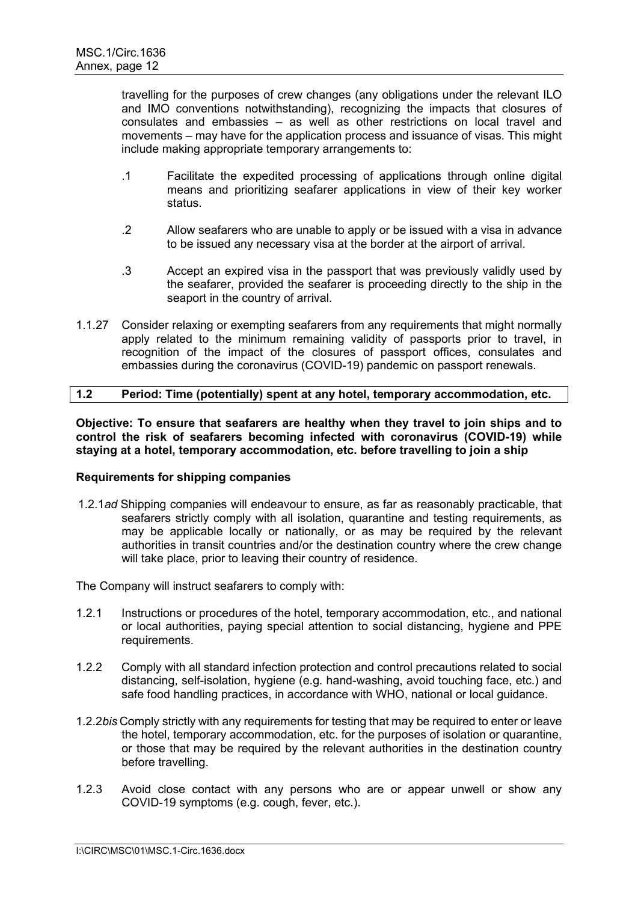travelling for the purposes of crew changes (any obligations under the relevant ILO and IMO conventions notwithstanding), recognizing the impacts that closures of consulates and embassies – as well as other restrictions on local travel and movements – may have for the application process and issuance of visas. This might include making appropriate temporary arrangements to:

.1 Facilitate the expedited processing of applications through online digital means and prioritizing seafarer applications in view of their key worker status.

.2 Allow seafarers who are unable to apply or be issued with a visa in advance to be issued any necessary visa at the border at the airport of arrival.

.3 Accept an expired visa in the passport that was previously validly used by the seafarer, provided the seafarer is proceeding directly to the ship in the seaport in the country of arrival.

1.1.27 Consider relaxing or exempting seafarers from any requirements that might normally apply related to the minimum remaining validity of passports prior to travel, in recognition of the impact of the closures of passport offices, consulates and embassies during the coronavirus (COVID-19) pandemic on passport renewals.

## 1.2 Period: Time (potentially) spent at any hotel, temporary accommodation, etc.

**Objective: To ensure that seafarers are healthy when they travel to join ships and to control the risk of seafarers becoming infected with coronavirus (COVID-19) while staying at a hotel, temporary accommodation, etc. before travelling to join a ship**

**Requirements for shipping companies**

1.2.1*ad* Shipping companies will endeavour to ensure, as far as reasonably practicable, that seafarers strictly comply with all isolation, quarantine and testing requirements, as may be applicable locally or nationally, or as may be required by the relevant authorities in transit countries and/or the destination country where the crew change will take place, prior to leaving their country of residence.

The Company will instruct seafarers to comply with:

1.2.1 Instructions or procedures of the hotel, temporary accommodation, etc., and national or local authorities, paying special attention to social distancing, hygiene and PPE requirements.

1.2.2 Comply with all standard infection protection and control precautions related to social distancing, self-isolation, hygiene (e.g. hand-washing, avoid touching face, etc.) and safe food handling practices, in accordance with WHO, national or local guidance.

1.2.2*bis* Comply strictly with any requirements for testing that may be required to enter or leave the hotel, temporary accommodation, etc. for the purposes of isolation or quarantine, or those that may be required by the relevant authorities in the destination country before travelling.

1.2.3 Avoid close contact with any persons who are or appear unwell or show any COVID-19 symptoms (e.g. cough, fever, etc.).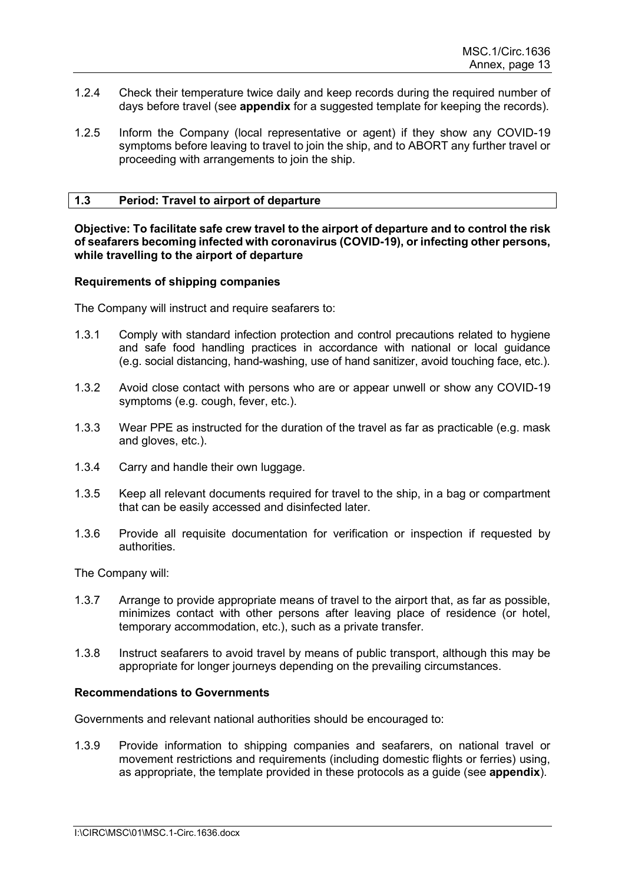1.2.4 Check their temperature twice daily and keep records during the required number of days before travel (see **appendix** for a suggested template for keeping the records).

1.2.5 Inform the Company (local representative or agent) if they show any COVID-19 symptoms before leaving to travel to join the ship, and to ABORT any further travel or proceeding with arrangements to join the ship.

| **1.3** | **Period: Travel to airport of departure** |
|---|---|

**Objective: To facilitate safe crew travel to the airport of departure and to control the risk of seafarers becoming infected with coronavirus (COVID-19), or infecting other persons, while travelling to the airport of departure**

**Requirements of shipping companies**

The Company will instruct and require seafarers to:

1.3.1 Comply with standard infection protection and control precautions related to hygiene and safe food handling practices in accordance with national or local guidance (e.g. social distancing, hand-washing, use of hand sanitizer, avoid touching face, etc.).

1.3.2 Avoid close contact with persons who are or appear unwell or show any COVID-19 symptoms (e.g. cough, fever, etc.).

1.3.3 Wear PPE as instructed for the duration of the travel as far as practicable (e.g. mask and gloves, etc.).

1.3.4 Carry and handle their own luggage.

1.3.5 Keep all relevant documents required for travel to the ship, in a bag or compartment that can be easily accessed and disinfected later.

1.3.6 Provide all requisite documentation for verification or inspection if requested by authorities.

The Company will:

1.3.7 Arrange to provide appropriate means of travel to the airport that, as far as possible, minimizes contact with other persons after leaving place of residence (or hotel, temporary accommodation, etc.), such as a private transfer.

1.3.8 Instruct seafarers to avoid travel by means of public transport, although this may be appropriate for longer journeys depending on the prevailing circumstances.

**Recommendations to Governments**

Governments and relevant national authorities should be encouraged to:

1.3.9 Provide information to shipping companies and seafarers, on national travel or movement restrictions and requirements (including domestic flights or ferries) using, as appropriate, the template provided in these protocols as a guide (see **appendix**).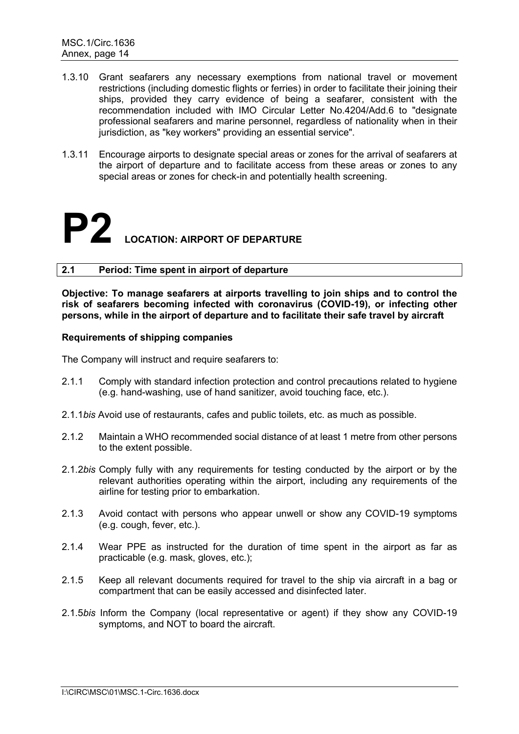1.3.10 Grant seafarers any necessary exemptions from national travel or movement restrictions (including domestic flights or ferries) in order to facilitate their joining their ships, provided they carry evidence of being a seafarer, consistent with the recommendation included with IMO Circular Letter No.4204/Add.6 to "designate professional seafarers and marine personnel, regardless of nationality when in their jurisdiction, as "key workers" providing an essential service".

1.3.11 Encourage airports to designate special areas or zones for the arrival of seafarers at the airport of departure and to facilitate access from these areas or zones to any special areas or zones for check-in and potentially health screening.

# P2 LOCATION: AIRPORT OF DEPARTURE

## 2.1 Period: Time spent in airport of departure

**Objective: To manage seafarers at airports travelling to join ships and to control the risk of seafarers becoming infected with coronavirus (COVID-19), or infecting other persons, while in the airport of departure and to facilitate their safe travel by aircraft**

**Requirements of shipping companies**

The Company will instruct and require seafarers to:

2.1.1 Comply with standard infection protection and control precautions related to hygiene (e.g. hand-washing, use of hand sanitizer, avoid touching face, etc.).

2.1.1*bis* Avoid use of restaurants, cafes and public toilets, etc. as much as possible.

2.1.2 Maintain a WHO recommended social distance of at least 1 metre from other persons to the extent possible.

2.1.2*bis* Comply fully with any requirements for testing conducted by the airport or by the relevant authorities operating within the airport, including any requirements of the airline for testing prior to embarkation.

2.1.3 Avoid contact with persons who appear unwell or show any COVID-19 symptoms (e.g. cough, fever, etc.).

2.1.4 Wear PPE as instructed for the duration of time spent in the airport as far as practicable (e.g. mask, gloves, etc.);

2.1.5 Keep all relevant documents required for travel to the ship via aircraft in a bag or compartment that can be easily accessed and disinfected later.

2.1.5*bis* Inform the Company (local representative or agent) if they show any COVID-19 symptoms, and NOT to board the aircraft.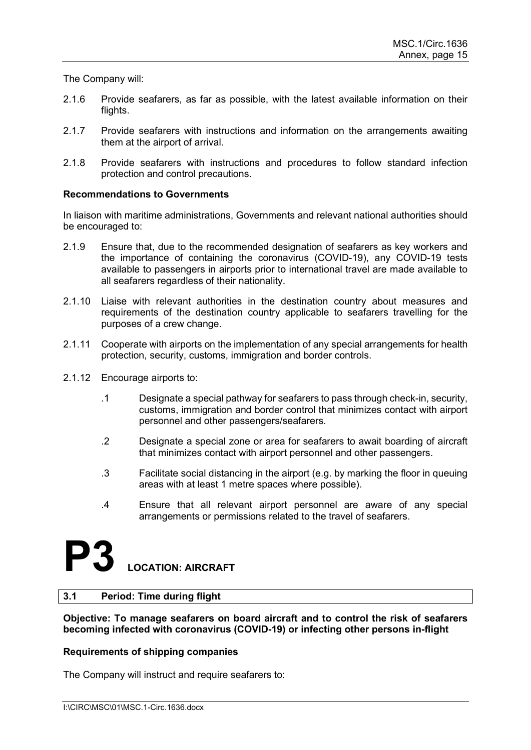The Company will:

2.1.6 Provide seafarers, as far as possible, with the latest available information on their flights.

2.1.7 Provide seafarers with instructions and information on the arrangements awaiting them at the airport of arrival.

2.1.8 Provide seafarers with instructions and procedures to follow standard infection protection and control precautions.

**Recommendations to Governments**

In liaison with maritime administrations, Governments and relevant national authorities should be encouraged to:

2.1.9 Ensure that, due to the recommended designation of seafarers as key workers and the importance of containing the coronavirus (COVID-19), any COVID-19 tests available to passengers in airports prior to international travel are made available to all seafarers regardless of their nationality.

2.1.10 Liaise with relevant authorities in the destination country about measures and requirements of the destination country applicable to seafarers travelling for the purposes of a crew change.

2.1.11 Cooperate with airports on the implementation of any special arrangements for health protection, security, customs, immigration and border controls.

2.1.12 Encourage airports to:

- .1 Designate a special pathway for seafarers to pass through check-in, security, customs, immigration and border control that minimizes contact with airport personnel and other passengers/seafarers.
- .2 Designate a special zone or area for seafarers to await boarding of aircraft that minimizes contact with airport personnel and other passengers.
- .3 Facilitate social distancing in the airport (e.g. by marking the floor in queuing areas with at least 1 metre spaces where possible).
- .4 Ensure that all relevant airport personnel are aware of any special arrangements or permissions related to the travel of seafarers.

# P3 LOCATION: AIRCRAFT

## 3.1 Period: Time during flight

**Objective: To manage seafarers on board aircraft and to control the risk of seafarers becoming infected with coronavirus (COVID-19) or infecting other persons in-flight**

**Requirements of shipping companies**

The Company will instruct and require seafarers to: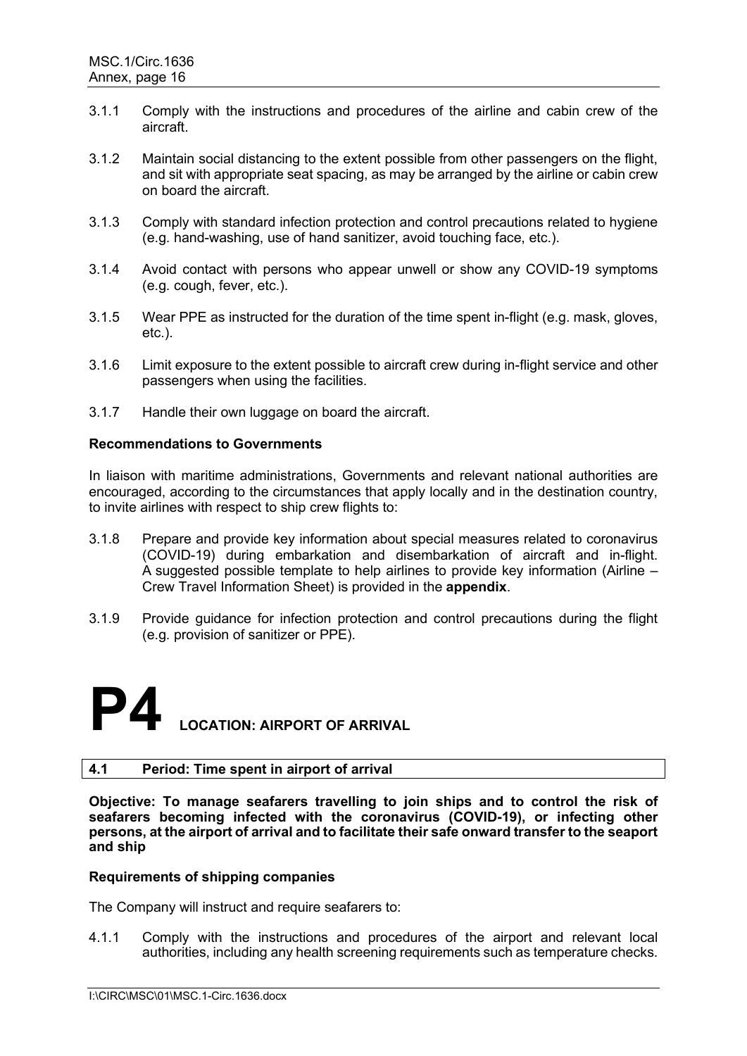3.1.1 Comply with the instructions and procedures of the airline and cabin crew of the aircraft.

3.1.2 Maintain social distancing to the extent possible from other passengers on the flight, and sit with appropriate seat spacing, as may be arranged by the airline or cabin crew on board the aircraft.

3.1.3 Comply with standard infection protection and control precautions related to hygiene (e.g. hand-washing, use of hand sanitizer, avoid touching face, etc.).

3.1.4 Avoid contact with persons who appear unwell or show any COVID-19 symptoms (e.g. cough, fever, etc.).

3.1.5 Wear PPE as instructed for the duration of the time spent in-flight (e.g. mask, gloves, etc.).

3.1.6 Limit exposure to the extent possible to aircraft crew during in-flight service and other passengers when using the facilities.

3.1.7 Handle their own luggage on board the aircraft.

**Recommendations to Governments**

In liaison with maritime administrations, Governments and relevant national authorities are encouraged, according to the circumstances that apply locally and in the destination country, to invite airlines with respect to ship crew flights to:

3.1.8 Prepare and provide key information about special measures related to coronavirus (COVID-19) during embarkation and disembarkation of aircraft and in-flight. A suggested possible template to help airlines to provide key information (Airline – Crew Travel Information Sheet) is provided in the **appendix**.

3.1.9 Provide guidance for infection protection and control precautions during the flight (e.g. provision of sanitizer or PPE).

# P4 LOCATION: AIRPORT OF ARRIVAL

## 4.1 Period: Time spent in airport of arrival

**Objective: To manage seafarers travelling to join ships and to control the risk of seafarers becoming infected with the coronavirus (COVID-19), or infecting other persons, at the airport of arrival and to facilitate their safe onward transfer to the seaport and ship**

**Requirements of shipping companies**

The Company will instruct and require seafarers to:

4.1.1 Comply with the instructions and procedures of the airport and relevant local authorities, including any health screening requirements such as temperature checks.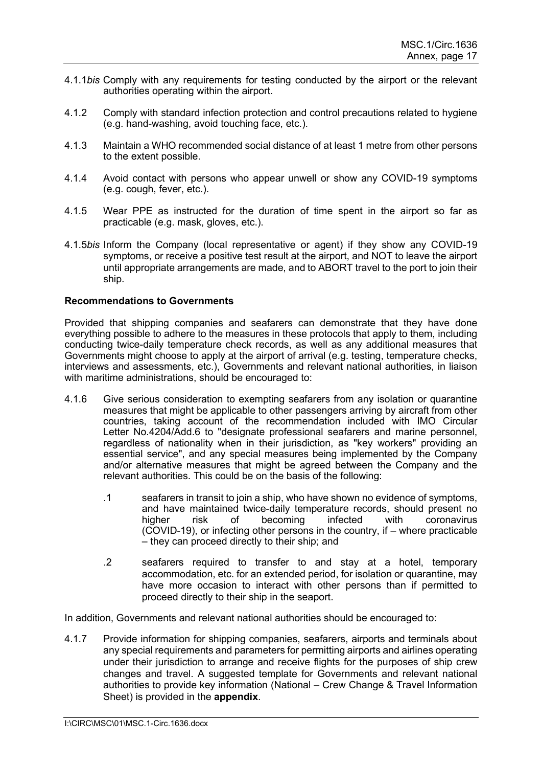4.1.1*bis* Comply with any requirements for testing conducted by the airport or the relevant authorities operating within the airport.

4.1.2 Comply with standard infection protection and control precautions related to hygiene (e.g. hand-washing, avoid touching face, etc.).

4.1.3 Maintain a WHO recommended social distance of at least 1 metre from other persons to the extent possible.

4.1.4 Avoid contact with persons who appear unwell or show any COVID-19 symptoms (e.g. cough, fever, etc.).

4.1.5 Wear PPE as instructed for the duration of time spent in the airport so far as practicable (e.g. mask, gloves, etc.).

4.1.5*bis* Inform the Company (local representative or agent) if they show any COVID-19 symptoms, or receive a positive test result at the airport, and NOT to leave the airport until appropriate arrangements are made, and to ABORT travel to the port to join their ship.

**Recommendations to Governments**

Provided that shipping companies and seafarers can demonstrate that they have done everything possible to adhere to the measures in these protocols that apply to them, including conducting twice-daily temperature check records, as well as any additional measures that Governments might choose to apply at the airport of arrival (e.g. testing, temperature checks, interviews and assessments, etc.), Governments and relevant national authorities, in liaison with maritime administrations, should be encouraged to:

4.1.6 Give serious consideration to exempting seafarers from any isolation or quarantine measures that might be applicable to other passengers arriving by aircraft from other countries, taking account of the recommendation included with IMO Circular Letter No.4204/Add.6 to "designate professional seafarers and marine personnel, regardless of nationality when in their jurisdiction, as "key workers" providing an essential service", and any special measures being implemented by the Company and/or alternative measures that might be agreed between the Company and the relevant authorities. This could be on the basis of the following:

.1 seafarers in transit to join a ship, who have shown no evidence of symptoms, and have maintained twice-daily temperature records, should present no higher risk of becoming infected with coronavirus (COVID-19), or infecting other persons in the country, if – where practicable – they can proceed directly to their ship; and

.2 seafarers required to transfer to and stay at a hotel, temporary accommodation, etc. for an extended period, for isolation or quarantine, may have more occasion to interact with other persons than if permitted to proceed directly to their ship in the seaport.

In addition, Governments and relevant national authorities should be encouraged to:

4.1.7 Provide information for shipping companies, seafarers, airports and terminals about any special requirements and parameters for permitting airports and airlines operating under their jurisdiction to arrange and receive flights for the purposes of ship crew changes and travel. A suggested template for Governments and relevant national authorities to provide key information (National – Crew Change & Travel Information Sheet) is provided in the **appendix**.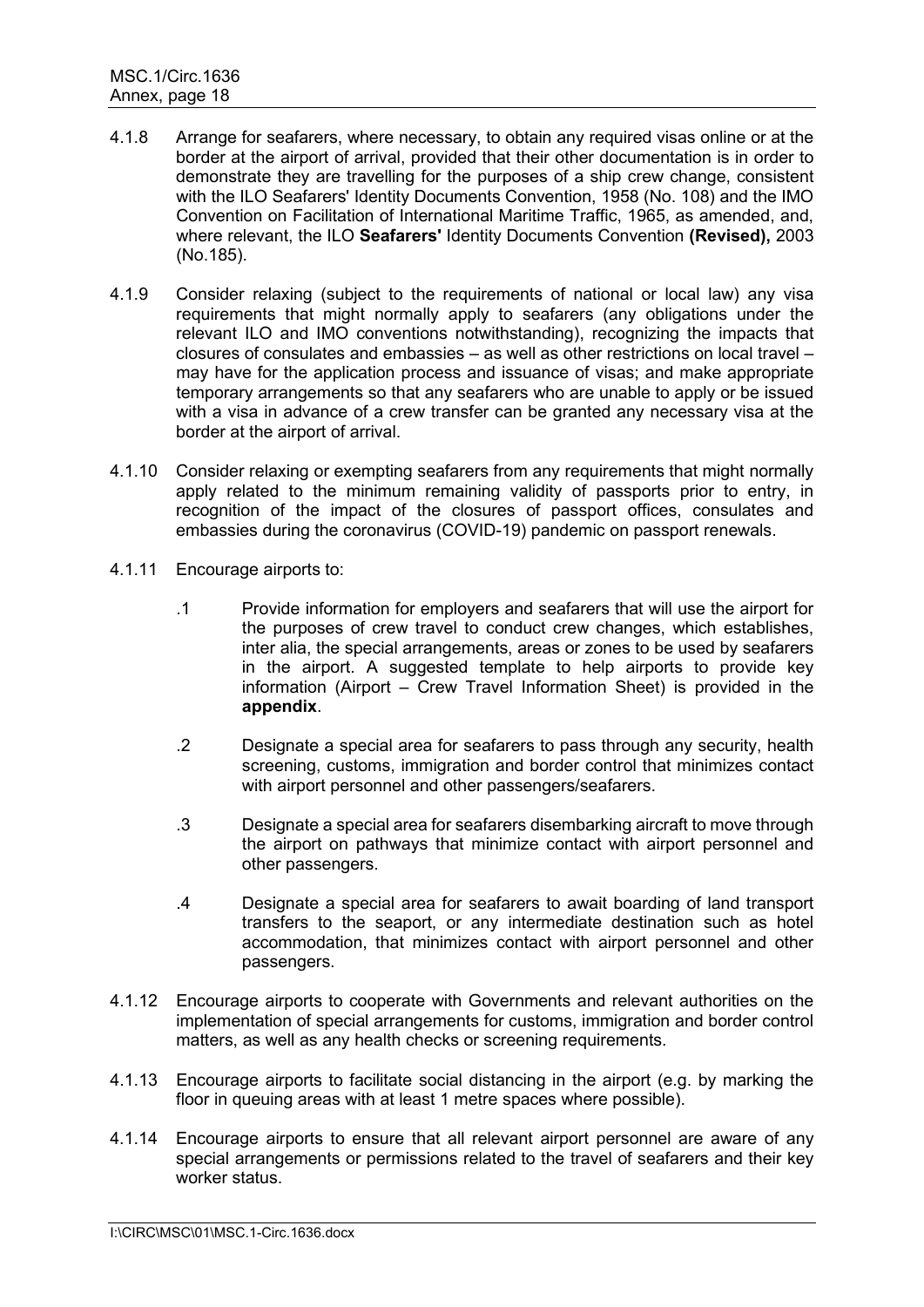4.1.8 Arrange for seafarers, where necessary, to obtain any required visas online or at the border at the airport of arrival, provided that their other documentation is in order to demonstrate they are travelling for the purposes of a ship crew change, consistent with the ILO Seafarers' Identity Documents Convention, 1958 (No. 108) and the IMO Convention on Facilitation of International Maritime Traffic, 1965, as amended, and, where relevant, the ILO **Seafarers'** Identity Documents Convention **(Revised),** 2003 (No.185).

4.1.9 Consider relaxing (subject to the requirements of national or local law) any visa requirements that might normally apply to seafarers (any obligations under the relevant ILO and IMO conventions notwithstanding), recognizing the impacts that closures of consulates and embassies – as well as other restrictions on local travel – may have for the application process and issuance of visas; and make appropriate temporary arrangements so that any seafarers who are unable to apply or be issued with a visa in advance of a crew transfer can be granted any necessary visa at the border at the airport of arrival.

4.1.10 Consider relaxing or exempting seafarers from any requirements that might normally apply related to the minimum remaining validity of passports prior to entry, in recognition of the impact of the closures of passport offices, consulates and embassies during the coronavirus (COVID-19) pandemic on passport renewals.

4.1.11 Encourage airports to:

.1 Provide information for employers and seafarers that will use the airport for the purposes of crew travel to conduct crew changes, which establishes, inter alia, the special arrangements, areas or zones to be used by seafarers in the airport. A suggested template to help airports to provide key information (Airport – Crew Travel Information Sheet) is provided in the **appendix**.

.2 Designate a special area for seafarers to pass through any security, health screening, customs, immigration and border control that minimizes contact with airport personnel and other passengers/seafarers.

.3 Designate a special area for seafarers disembarking aircraft to move through the airport on pathways that minimize contact with airport personnel and other passengers.

.4 Designate a special area for seafarers to await boarding of land transport transfers to the seaport, or any intermediate destination such as hotel accommodation, that minimizes contact with airport personnel and other passengers.

4.1.12 Encourage airports to cooperate with Governments and relevant authorities on the implementation of special arrangements for customs, immigration and border control matters, as well as any health checks or screening requirements.

4.1.13 Encourage airports to facilitate social distancing in the airport (e.g. by marking the floor in queuing areas with at least 1 metre spaces where possible).

4.1.14 Encourage airports to ensure that all relevant airport personnel are aware of any special arrangements or permissions related to the travel of seafarers and their key worker status.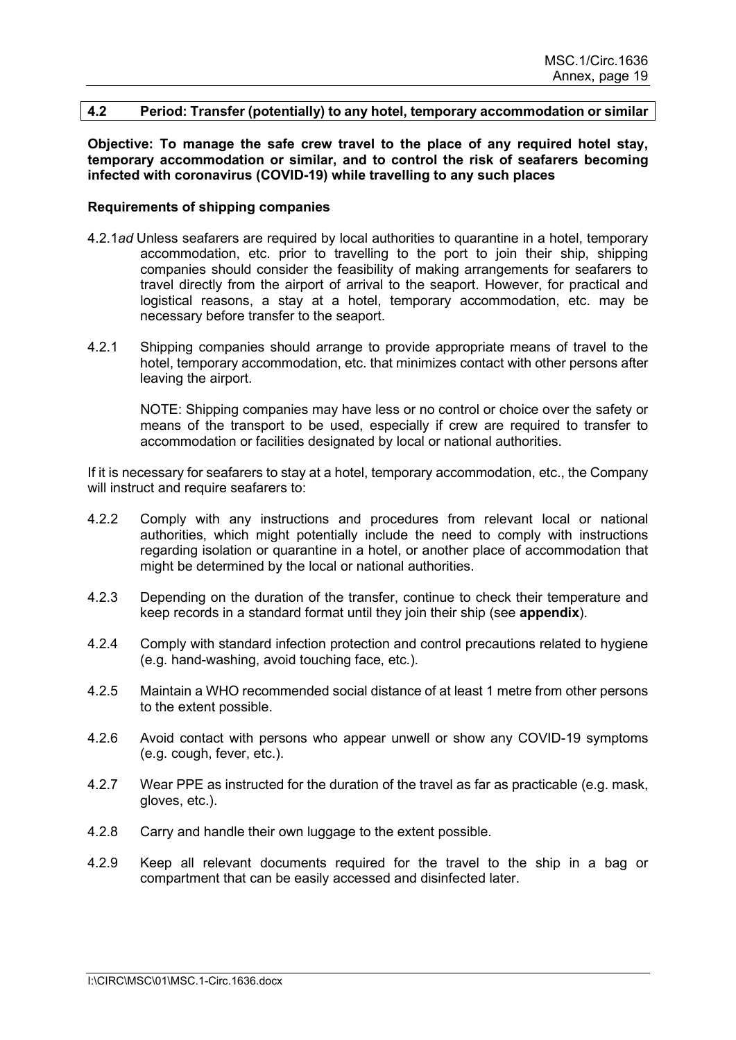## 4.2 Period: Transfer (potentially) to any hotel, temporary accommodation or similar

**Objective: To manage the safe crew travel to the place of any required hotel stay, temporary accommodation or similar, and to control the risk of seafarers becoming infected with coronavirus (COVID-19) while travelling to any such places**

**Requirements of shipping companies**

4.2.1*ad* Unless seafarers are required by local authorities to quarantine in a hotel, temporary accommodation, etc. prior to travelling to the port to join their ship, shipping companies should consider the feasibility of making arrangements for seafarers to travel directly from the airport of arrival to the seaport. However, for practical and logistical reasons, a stay at a hotel, temporary accommodation, etc. may be necessary before transfer to the seaport.

4.2.1 Shipping companies should arrange to provide appropriate means of travel to the hotel, temporary accommodation, etc. that minimizes contact with other persons after leaving the airport.

NOTE: Shipping companies may have less or no control or choice over the safety or means of the transport to be used, especially if crew are required to transfer to accommodation or facilities designated by local or national authorities.

If it is necessary for seafarers to stay at a hotel, temporary accommodation, etc., the Company will instruct and require seafarers to:

4.2.2 Comply with any instructions and procedures from relevant local or national authorities, which might potentially include the need to comply with instructions regarding isolation or quarantine in a hotel, or another place of accommodation that might be determined by the local or national authorities.

4.2.3 Depending on the duration of the transfer, continue to check their temperature and keep records in a standard format until they join their ship (see **appendix**).

4.2.4 Comply with standard infection protection and control precautions related to hygiene (e.g. hand-washing, avoid touching face, etc.).

4.2.5 Maintain a WHO recommended social distance of at least 1 metre from other persons to the extent possible.

4.2.6 Avoid contact with persons who appear unwell or show any COVID-19 symptoms (e.g. cough, fever, etc.).

4.2.7 Wear PPE as instructed for the duration of the travel as far as practicable (e.g. mask, gloves, etc.).

4.2.8 Carry and handle their own luggage to the extent possible.

4.2.9 Keep all relevant documents required for the travel to the ship in a bag or compartment that can be easily accessed and disinfected later.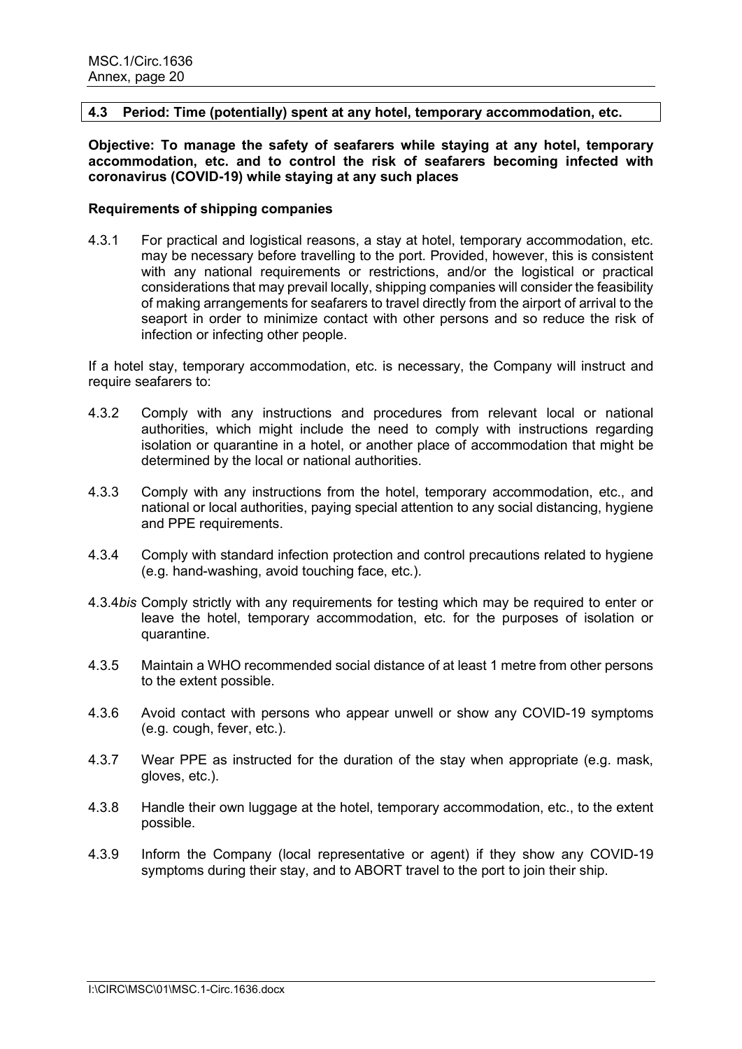### 4.3 Period: Time (potentially) spent at any hotel, temporary accommodation, etc.

**Objective: To manage the safety of seafarers while staying at any hotel, temporary accommodation, etc. and to control the risk of seafarers becoming infected with coronavirus (COVID-19) while staying at any such places**

**Requirements of shipping companies**

4.3.1 For practical and logistical reasons, a stay at hotel, temporary accommodation, etc. may be necessary before travelling to the port. Provided, however, this is consistent with any national requirements or restrictions, and/or the logistical or practical considerations that may prevail locally, shipping companies will consider the feasibility of making arrangements for seafarers to travel directly from the airport of arrival to the seaport in order to minimize contact with other persons and so reduce the risk of infection or infecting other people.

If a hotel stay, temporary accommodation, etc. is necessary, the Company will instruct and require seafarers to:

4.3.2 Comply with any instructions and procedures from relevant local or national authorities, which might include the need to comply with instructions regarding isolation or quarantine in a hotel, or another place of accommodation that might be determined by the local or national authorities.

4.3.3 Comply with any instructions from the hotel, temporary accommodation, etc., and national or local authorities, paying special attention to any social distancing, hygiene and PPE requirements.

4.3.4 Comply with standard infection protection and control precautions related to hygiene (e.g. hand-washing, avoid touching face, etc.).

4.3.4*bis* Comply strictly with any requirements for testing which may be required to enter or leave the hotel, temporary accommodation, etc. for the purposes of isolation or quarantine.

4.3.5 Maintain a WHO recommended social distance of at least 1 metre from other persons to the extent possible.

4.3.6 Avoid contact with persons who appear unwell or show any COVID-19 symptoms (e.g. cough, fever, etc.).

4.3.7 Wear PPE as instructed for the duration of the stay when appropriate (e.g. mask, gloves, etc.).

4.3.8 Handle their own luggage at the hotel, temporary accommodation, etc., to the extent possible.

4.3.9 Inform the Company (local representative or agent) if they show any COVID-19 symptoms during their stay, and to ABORT travel to the port to join their ship.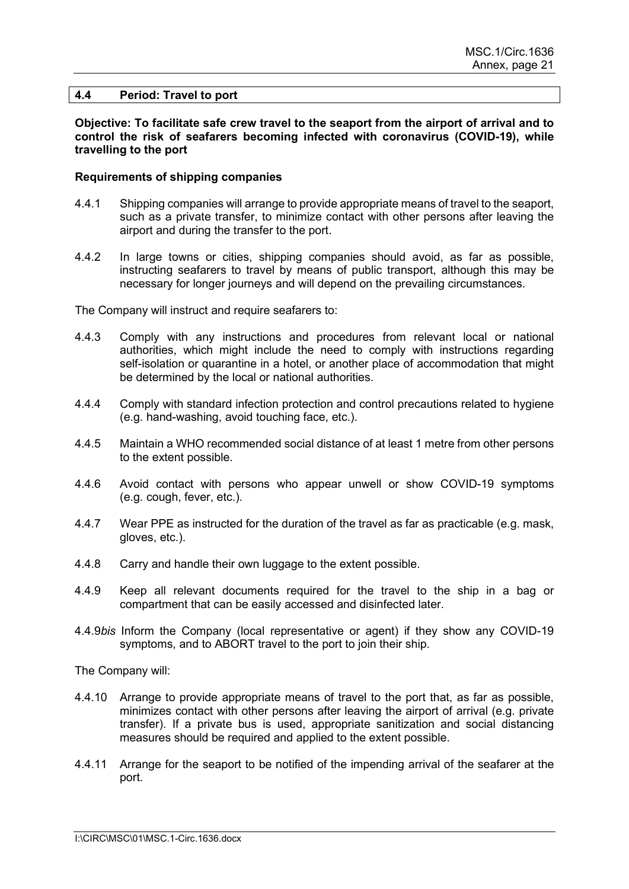## 4.4 Period: Travel to port

**Objective: To facilitate safe crew travel to the seaport from the airport of arrival and to control the risk of seafarers becoming infected with coronavirus (COVID-19), while travelling to the port**

**Requirements of shipping companies**

4.4.1 Shipping companies will arrange to provide appropriate means of travel to the seaport, such as a private transfer, to minimize contact with other persons after leaving the airport and during the transfer to the port.

4.4.2 In large towns or cities, shipping companies should avoid, as far as possible, instructing seafarers to travel by means of public transport, although this may be necessary for longer journeys and will depend on the prevailing circumstances.

The Company will instruct and require seafarers to:

4.4.3 Comply with any instructions and procedures from relevant local or national authorities, which might include the need to comply with instructions regarding self-isolation or quarantine in a hotel, or another place of accommodation that might be determined by the local or national authorities.

4.4.4 Comply with standard infection protection and control precautions related to hygiene (e.g. hand-washing, avoid touching face, etc.).

4.4.5 Maintain a WHO recommended social distance of at least 1 metre from other persons to the extent possible.

4.4.6 Avoid contact with persons who appear unwell or show COVID-19 symptoms (e.g. cough, fever, etc.).

4.4.7 Wear PPE as instructed for the duration of the travel as far as practicable (e.g. mask, gloves, etc.).

4.4.8 Carry and handle their own luggage to the extent possible.

4.4.9 Keep all relevant documents required for the travel to the ship in a bag or compartment that can be easily accessed and disinfected later.

4.4.9*bis* Inform the Company (local representative or agent) if they show any COVID-19 symptoms, and to ABORT travel to the port to join their ship.

The Company will:

4.4.10 Arrange to provide appropriate means of travel to the port that, as far as possible, minimizes contact with other persons after leaving the airport of arrival (e.g. private transfer). If a private bus is used, appropriate sanitization and social distancing measures should be required and applied to the extent possible.

4.4.11 Arrange for the seaport to be notified of the impending arrival of the seafarer at the port.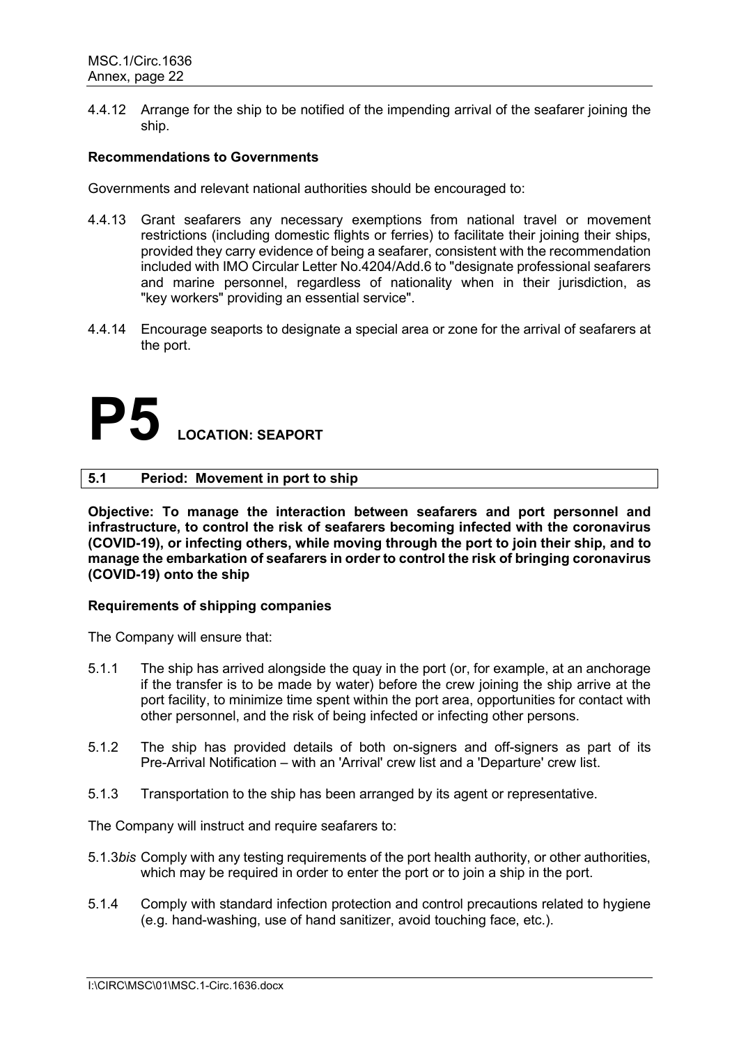4.4.12 Arrange for the ship to be notified of the impending arrival of the seafarer joining the ship.

**Recommendations to Governments**

Governments and relevant national authorities should be encouraged to:

4.4.13 Grant seafarers any necessary exemptions from national travel or movement restrictions (including domestic flights or ferries) to facilitate their joining their ships, provided they carry evidence of being a seafarer, consistent with the recommendation included with IMO Circular Letter No.4204/Add.6 to "designate professional seafarers and marine personnel, regardless of nationality when in their jurisdiction, as "key workers" providing an essential service".

4.4.14 Encourage seaports to designate a special area or zone for the arrival of seafarers at the port.

# P5 LOCATION: SEAPORT

## 5.1 Period: Movement in port to ship

**Objective: To manage the interaction between seafarers and port personnel and infrastructure, to control the risk of seafarers becoming infected with the coronavirus (COVID-19), or infecting others, while moving through the port to join their ship, and to manage the embarkation of seafarers in order to control the risk of bringing coronavirus (COVID-19) onto the ship**

**Requirements of shipping companies**

The Company will ensure that:

5.1.1 The ship has arrived alongside the quay in the port (or, for example, at an anchorage if the transfer is to be made by water) before the crew joining the ship arrive at the port facility, to minimize time spent within the port area, opportunities for contact with other personnel, and the risk of being infected or infecting other persons.

5.1.2 The ship has provided details of both on-signers and off-signers as part of its Pre-Arrival Notification – with an 'Arrival' crew list and a 'Departure' crew list.

5.1.3 Transportation to the ship has been arranged by its agent or representative.

The Company will instruct and require seafarers to:

5.1.3*bis* Comply with any testing requirements of the port health authority, or other authorities, which may be required in order to enter the port or to join a ship in the port.

5.1.4 Comply with standard infection protection and control precautions related to hygiene (e.g. hand-washing, use of hand sanitizer, avoid touching face, etc.).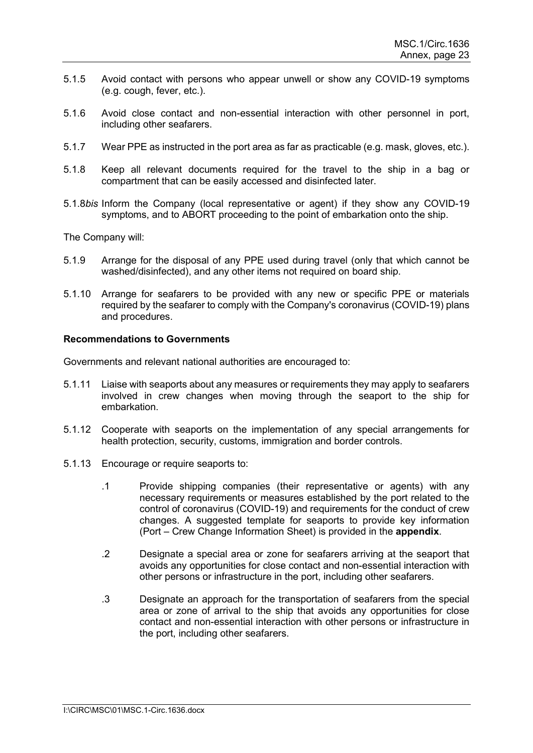5.1.5 Avoid contact with persons who appear unwell or show any COVID-19 symptoms (e.g. cough, fever, etc.).

5.1.6 Avoid close contact and non-essential interaction with other personnel in port, including other seafarers.

5.1.7 Wear PPE as instructed in the port area as far as practicable (e.g. mask, gloves, etc.).

5.1.8 Keep all relevant documents required for the travel to the ship in a bag or compartment that can be easily accessed and disinfected later.

5.1.8*bis* Inform the Company (local representative or agent) if they show any COVID-19 symptoms, and to ABORT proceeding to the point of embarkation onto the ship.

The Company will:

5.1.9 Arrange for the disposal of any PPE used during travel (only that which cannot be washed/disinfected), and any other items not required on board ship.

5.1.10 Arrange for seafarers to be provided with any new or specific PPE or materials required by the seafarer to comply with the Company's coronavirus (COVID-19) plans and procedures.

**Recommendations to Governments**

Governments and relevant national authorities are encouraged to:

5.1.11 Liaise with seaports about any measures or requirements they may apply to seafarers involved in crew changes when moving through the seaport to the ship for embarkation.

5.1.12 Cooperate with seaports on the implementation of any special arrangements for health protection, security, customs, immigration and border controls.

5.1.13 Encourage or require seaports to:

.1 Provide shipping companies (their representative or agents) with any necessary requirements or measures established by the port related to the control of coronavirus (COVID-19) and requirements for the conduct of crew changes. A suggested template for seaports to provide key information (Port – Crew Change Information Sheet) is provided in the **appendix**.

.2 Designate a special area or zone for seafarers arriving at the seaport that avoids any opportunities for close contact and non-essential interaction with other persons or infrastructure in the port, including other seafarers.

.3 Designate an approach for the transportation of seafarers from the special area or zone of arrival to the ship that avoids any opportunities for close contact and non-essential interaction with other persons or infrastructure in the port, including other seafarers.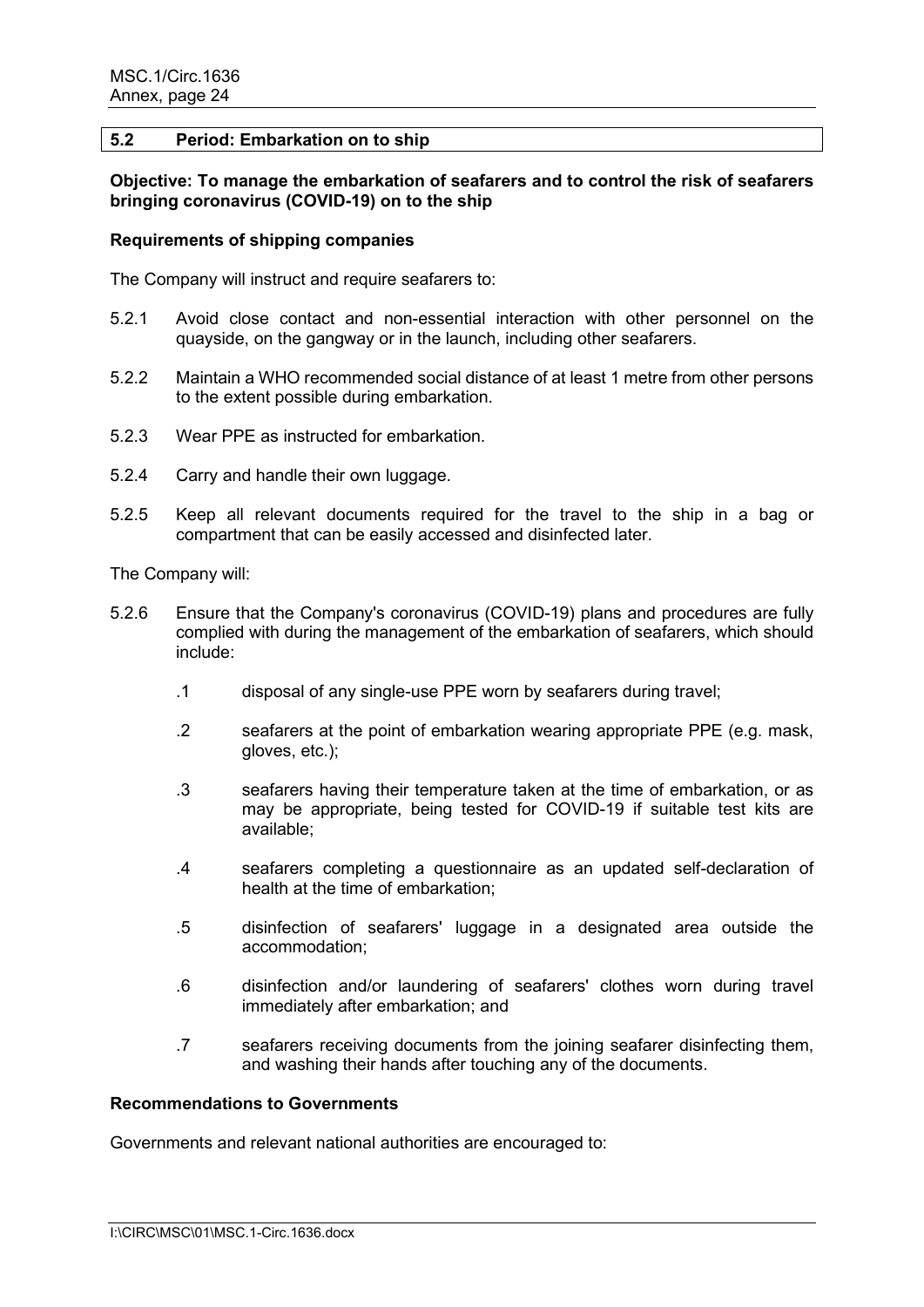## 5.2 Period: Embarkation on to ship

**Objective: To manage the embarkation of seafarers and to control the risk of seafarers bringing coronavirus (COVID-19) on to the ship**

**Requirements of shipping companies**

The Company will instruct and require seafarers to:

5.2.1 Avoid close contact and non-essential interaction with other personnel on the quayside, on the gangway or in the launch, including other seafarers.

5.2.2 Maintain a WHO recommended social distance of at least 1 metre from other persons to the extent possible during embarkation.

5.2.3 Wear PPE as instructed for embarkation.

5.2.4 Carry and handle their own luggage.

5.2.5 Keep all relevant documents required for the travel to the ship in a bag or compartment that can be easily accessed and disinfected later.

The Company will:

5.2.6 Ensure that the Company's coronavirus (COVID-19) plans and procedures are fully complied with during the management of the embarkation of seafarers, which should include:

- .1 disposal of any single-use PPE worn by seafarers during travel;
- .2 seafarers at the point of embarkation wearing appropriate PPE (e.g. mask, gloves, etc.);
- .3 seafarers having their temperature taken at the time of embarkation, or as may be appropriate, being tested for COVID-19 if suitable test kits are available;
- .4 seafarers completing a questionnaire as an updated self-declaration of health at the time of embarkation;
- .5 disinfection of seafarers' luggage in a designated area outside the accommodation;
- .6 disinfection and/or laundering of seafarers' clothes worn during travel immediately after embarkation; and
- .7 seafarers receiving documents from the joining seafarer disinfecting them, and washing their hands after touching any of the documents.

**Recommendations to Governments**

Governments and relevant national authorities are encouraged to: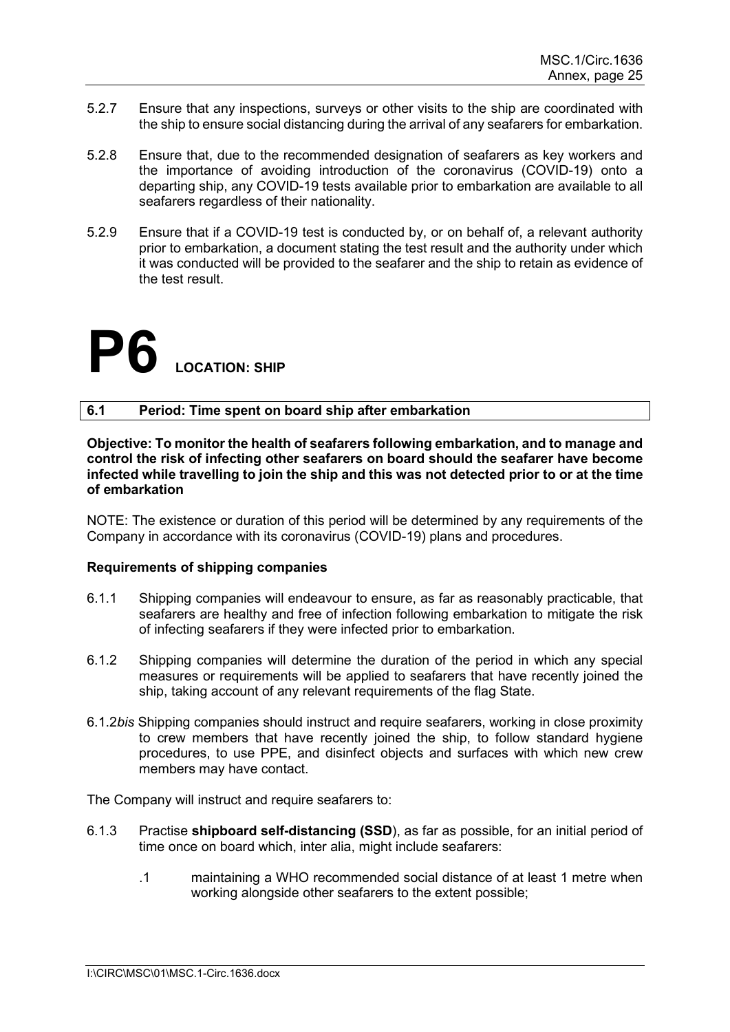5.2.7 Ensure that any inspections, surveys or other visits to the ship are coordinated with the ship to ensure social distancing during the arrival of any seafarers for embarkation.

5.2.8 Ensure that, due to the recommended designation of seafarers as key workers and the importance of avoiding introduction of the coronavirus (COVID-19) onto a departing ship, any COVID-19 tests available prior to embarkation are available to all seafarers regardless of their nationality.

5.2.9 Ensure that if a COVID-19 test is conducted by, or on behalf of, a relevant authority prior to embarkation, a document stating the test result and the authority under which it was conducted will be provided to the seafarer and the ship to retain as evidence of the test result.

# P6 LOCATION: SHIP

## 6.1 Period: Time spent on board ship after embarkation

**Objective: To monitor the health of seafarers following embarkation, and to manage and control the risk of infecting other seafarers on board should the seafarer have become infected while travelling to join the ship and this was not detected prior to or at the time of embarkation**

NOTE: The existence or duration of this period will be determined by any requirements of the Company in accordance with its coronavirus (COVID-19) plans and procedures.

### Requirements of shipping companies

6.1.1 Shipping companies will endeavour to ensure, as far as reasonably practicable, that seafarers are healthy and free of infection following embarkation to mitigate the risk of infecting seafarers if they were infected prior to embarkation.

6.1.2 Shipping companies will determine the duration of the period in which any special measures or requirements will be applied to seafarers that have recently joined the ship, taking account of any relevant requirements of the flag State.

6.1.2*bis* Shipping companies should instruct and require seafarers, working in close proximity to crew members that have recently joined the ship, to follow standard hygiene procedures, to use PPE, and disinfect objects and surfaces with which new crew members may have contact.

The Company will instruct and require seafarers to:

6.1.3 Practise **shipboard self-distancing (SSD**), as far as possible, for an initial period of time once on board which, inter alia, might include seafarers:

.1 maintaining a WHO recommended social distance of at least 1 metre when working alongside other seafarers to the extent possible;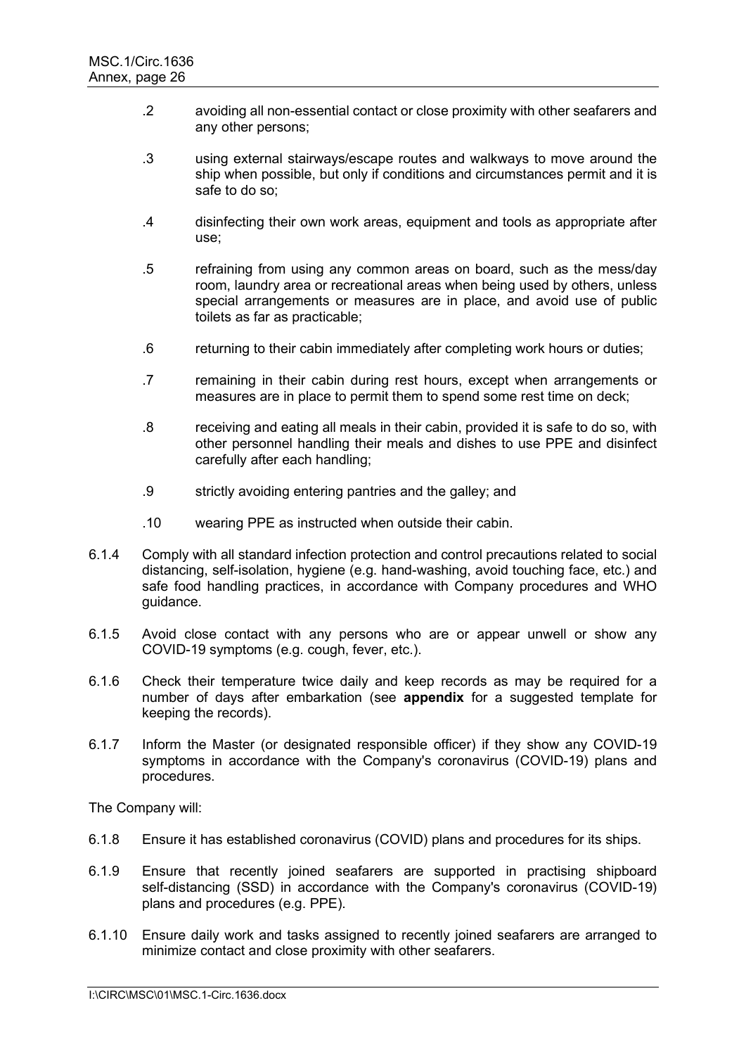.2 avoiding all non-essential contact or close proximity with other seafarers and any other persons;

.3 using external stairways/escape routes and walkways to move around the ship when possible, but only if conditions and circumstances permit and it is safe to do so;

.4 disinfecting their own work areas, equipment and tools as appropriate after use;

.5 refraining from using any common areas on board, such as the mess/day room, laundry area or recreational areas when being used by others, unless special arrangements or measures are in place, and avoid use of public toilets as far as practicable;

.6 returning to their cabin immediately after completing work hours or duties;

.7 remaining in their cabin during rest hours, except when arrangements or measures are in place to permit them to spend some rest time on deck;

.8 receiving and eating all meals in their cabin, provided it is safe to do so, with other personnel handling their meals and dishes to use PPE and disinfect carefully after each handling;

.9 strictly avoiding entering pantries and the galley; and

.10 wearing PPE as instructed when outside their cabin.

6.1.4 Comply with all standard infection protection and control precautions related to social distancing, self-isolation, hygiene (e.g. hand-washing, avoid touching face, etc.) and safe food handling practices, in accordance with Company procedures and WHO guidance.

6.1.5 Avoid close contact with any persons who are or appear unwell or show any COVID-19 symptoms (e.g. cough, fever, etc.).

6.1.6 Check their temperature twice daily and keep records as may be required for a number of days after embarkation (see **appendix** for a suggested template for keeping the records).

6.1.7 Inform the Master (or designated responsible officer) if they show any COVID-19 symptoms in accordance with the Company's coronavirus (COVID-19) plans and procedures.

The Company will:

6.1.8 Ensure it has established coronavirus (COVID) plans and procedures for its ships.

6.1.9 Ensure that recently joined seafarers are supported in practising shipboard self-distancing (SSD) in accordance with the Company's coronavirus (COVID-19) plans and procedures (e.g. PPE).

6.1.10 Ensure daily work and tasks assigned to recently joined seafarers are arranged to minimize contact and close proximity with other seafarers.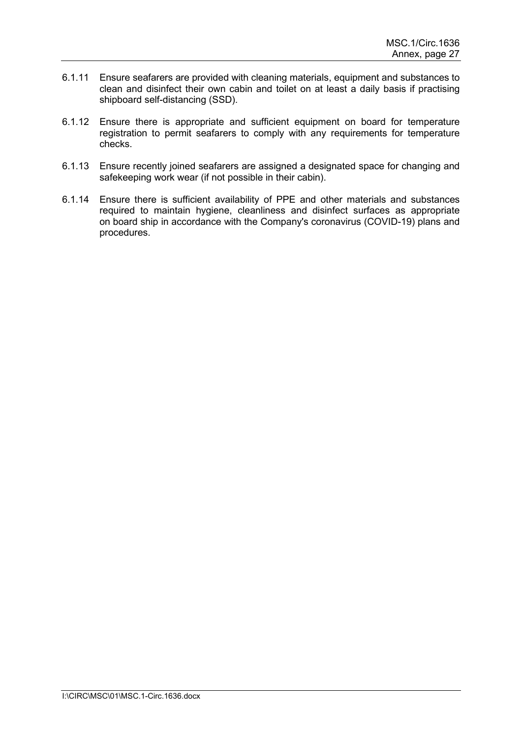6.1.11 Ensure seafarers are provided with cleaning materials, equipment and substances to clean and disinfect their own cabin and toilet on at least a daily basis if practising shipboard self-distancing (SSD).

6.1.12 Ensure there is appropriate and sufficient equipment on board for temperature registration to permit seafarers to comply with any requirements for temperature checks.

6.1.13 Ensure recently joined seafarers are assigned a designated space for changing and safekeeping work wear (if not possible in their cabin).

6.1.14 Ensure there is sufficient availability of PPE and other materials and substances required to maintain hygiene, cleanliness and disinfect surfaces as appropriate on board ship in accordance with the Company's coronavirus (COVID-19) plans and procedures.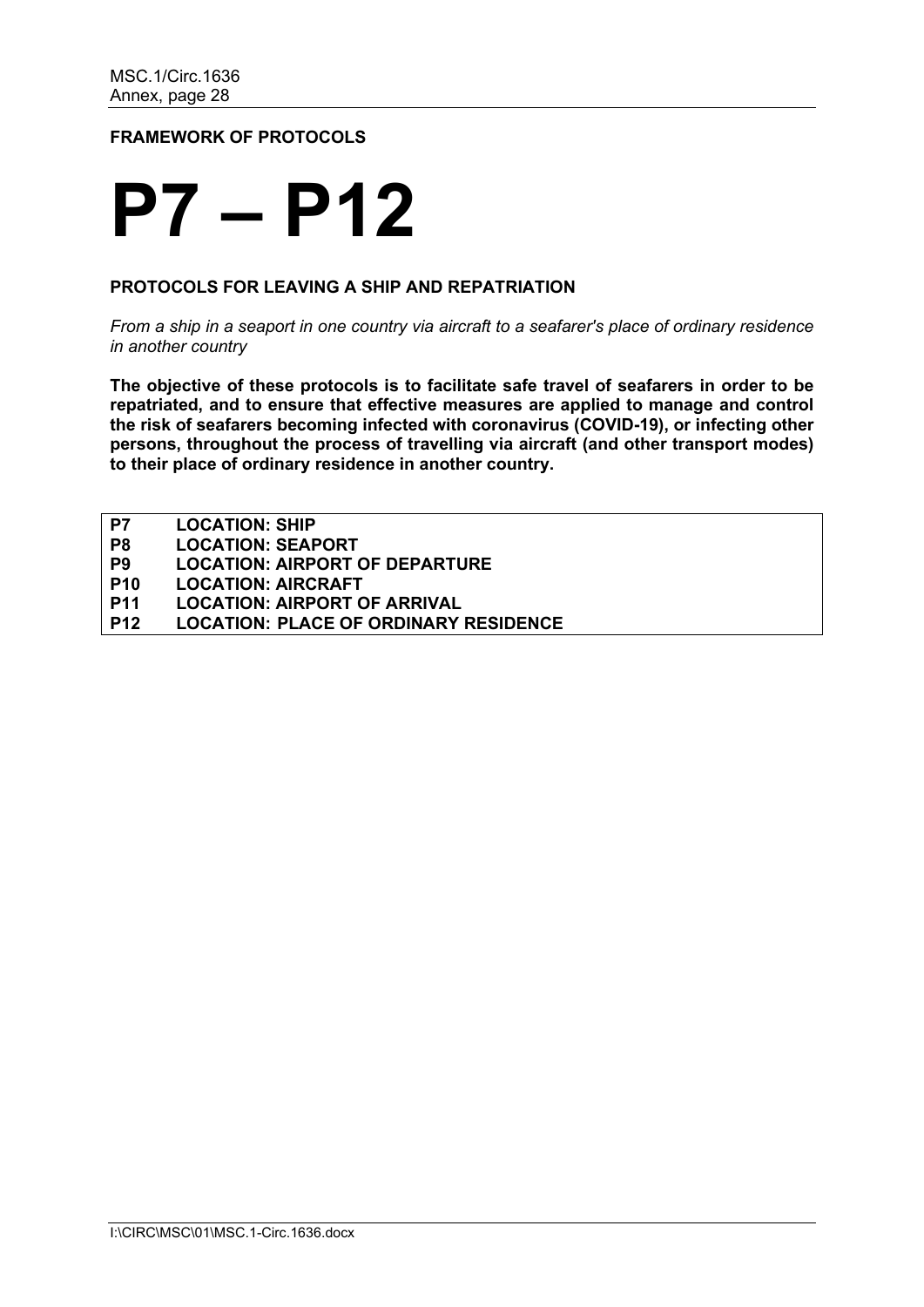**FRAMEWORK OF PROTOCOLS**

# P7 – P12

**PROTOCOLS FOR LEAVING A SHIP AND REPATRIATION**

*From a ship in a seaport in one country via aircraft to a seafarer's place of ordinary residence in another country*

**The objective of these protocols is to facilitate safe travel of seafarers in order to be repatriated, and to ensure that effective measures are applied to manage and control the risk of seafarers becoming infected with coronavirus (COVID-19), or infecting other persons, throughout the process of travelling via aircraft (and other transport modes) to their place of ordinary residence in another country.**

| | |
|---|---|
| **P7** | **LOCATION: SHIP** |
| **P8** | **LOCATION: SEAPORT** |
| **P9** | **LOCATION: AIRPORT OF DEPARTURE** |
| **P10** | **LOCATION: AIRCRAFT** |
| **P11** | **LOCATION: AIRPORT OF ARRIVAL** |
| **P12** | **LOCATION: PLACE OF ORDINARY RESIDENCE** |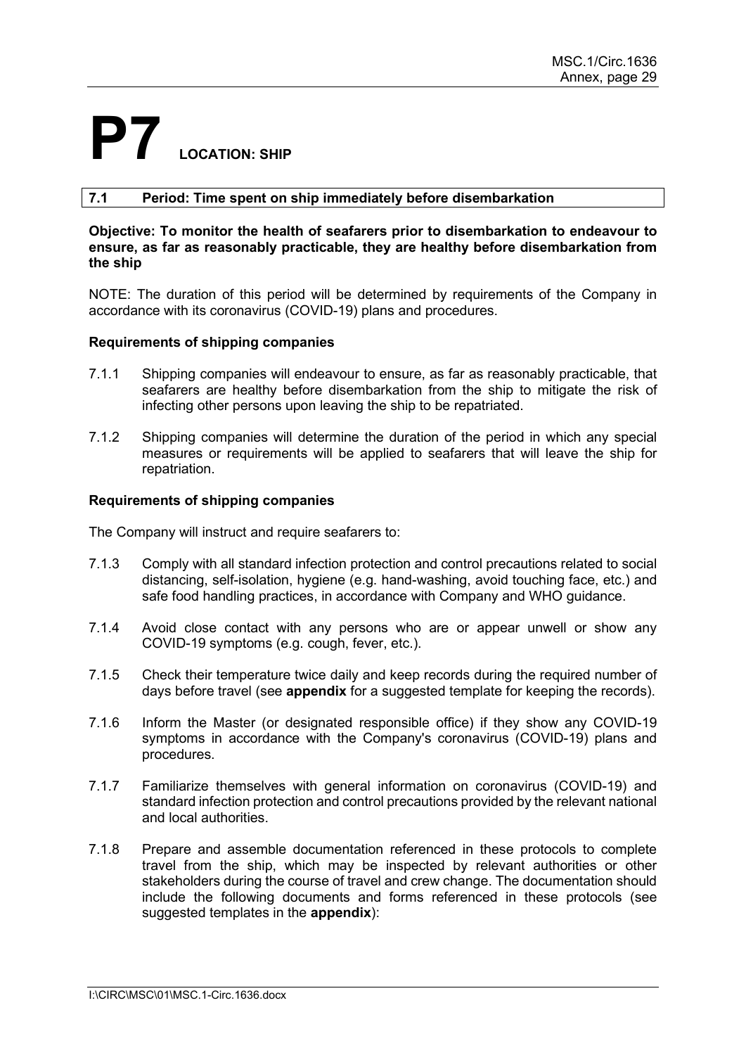# P7 LOCATION: SHIP

## 7.1 Period: Time spent on ship immediately before disembarkation

**Objective: To monitor the health of seafarers prior to disembarkation to endeavour to ensure, as far as reasonably practicable, they are healthy before disembarkation from the ship**

NOTE: The duration of this period will be determined by requirements of the Company in accordance with its coronavirus (COVID-19) plans and procedures.

### Requirements of shipping companies

7.1.1 Shipping companies will endeavour to ensure, as far as reasonably practicable, that seafarers are healthy before disembarkation from the ship to mitigate the risk of infecting other persons upon leaving the ship to be repatriated.

7.1.2 Shipping companies will determine the duration of the period in which any special measures or requirements will be applied to seafarers that will leave the ship for repatriation.

### Requirements of shipping companies

The Company will instruct and require seafarers to:

7.1.3 Comply with all standard infection protection and control precautions related to social distancing, self-isolation, hygiene (e.g. hand-washing, avoid touching face, etc.) and safe food handling practices, in accordance with Company and WHO guidance.

7.1.4 Avoid close contact with any persons who are or appear unwell or show any COVID-19 symptoms (e.g. cough, fever, etc.).

7.1.5 Check their temperature twice daily and keep records during the required number of days before travel (see **appendix** for a suggested template for keeping the records).

7.1.6 Inform the Master (or designated responsible office) if they show any COVID-19 symptoms in accordance with the Company's coronavirus (COVID-19) plans and procedures.

7.1.7 Familiarize themselves with general information on coronavirus (COVID-19) and standard infection protection and control precautions provided by the relevant national and local authorities.

7.1.8 Prepare and assemble documentation referenced in these protocols to complete travel from the ship, which may be inspected by relevant authorities or other stakeholders during the course of travel and crew change. The documentation should include the following documents and forms referenced in these protocols (see suggested templates in the **appendix**):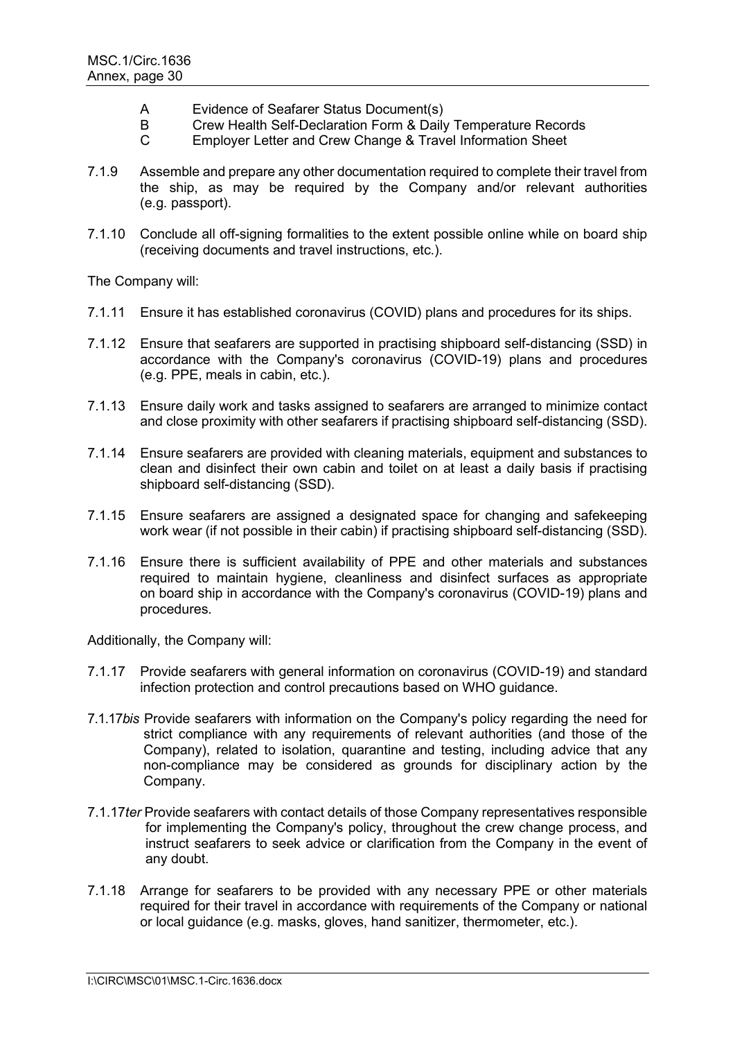A Evidence of Seafarer Status Document(s)
B Crew Health Self-Declaration Form & Daily Temperature Records
C Employer Letter and Crew Change & Travel Information Sheet

7.1.9 Assemble and prepare any other documentation required to complete their travel from the ship, as may be required by the Company and/or relevant authorities (e.g. passport).

7.1.10 Conclude all off-signing formalities to the extent possible online while on board ship (receiving documents and travel instructions, etc.).

The Company will:

7.1.11 Ensure it has established coronavirus (COVID) plans and procedures for its ships.

7.1.12 Ensure that seafarers are supported in practising shipboard self-distancing (SSD) in accordance with the Company's coronavirus (COVID-19) plans and procedures (e.g. PPE, meals in cabin, etc.).

7.1.13 Ensure daily work and tasks assigned to seafarers are arranged to minimize contact and close proximity with other seafarers if practising shipboard self-distancing (SSD).

7.1.14 Ensure seafarers are provided with cleaning materials, equipment and substances to clean and disinfect their own cabin and toilet on at least a daily basis if practising shipboard self-distancing (SSD).

7.1.15 Ensure seafarers are assigned a designated space for changing and safekeeping work wear (if not possible in their cabin) if practising shipboard self-distancing (SSD).

7.1.16 Ensure there is sufficient availability of PPE and other materials and substances required to maintain hygiene, cleanliness and disinfect surfaces as appropriate on board ship in accordance with the Company's coronavirus (COVID-19) plans and procedures.

Additionally, the Company will:

7.1.17 Provide seafarers with general information on coronavirus (COVID-19) and standard infection protection and control precautions based on WHO guidance.

7.1.17*bis* Provide seafarers with information on the Company's policy regarding the need for strict compliance with any requirements of relevant authorities (and those of the Company), related to isolation, quarantine and testing, including advice that any non-compliance may be considered as grounds for disciplinary action by the Company.

7.1.17*ter* Provide seafarers with contact details of those Company representatives responsible for implementing the Company's policy, throughout the crew change process, and instruct seafarers to seek advice or clarification from the Company in the event of any doubt.

7.1.18 Arrange for seafarers to be provided with any necessary PPE or other materials required for their travel in accordance with requirements of the Company or national or local guidance (e.g. masks, gloves, hand sanitizer, thermometer, etc.).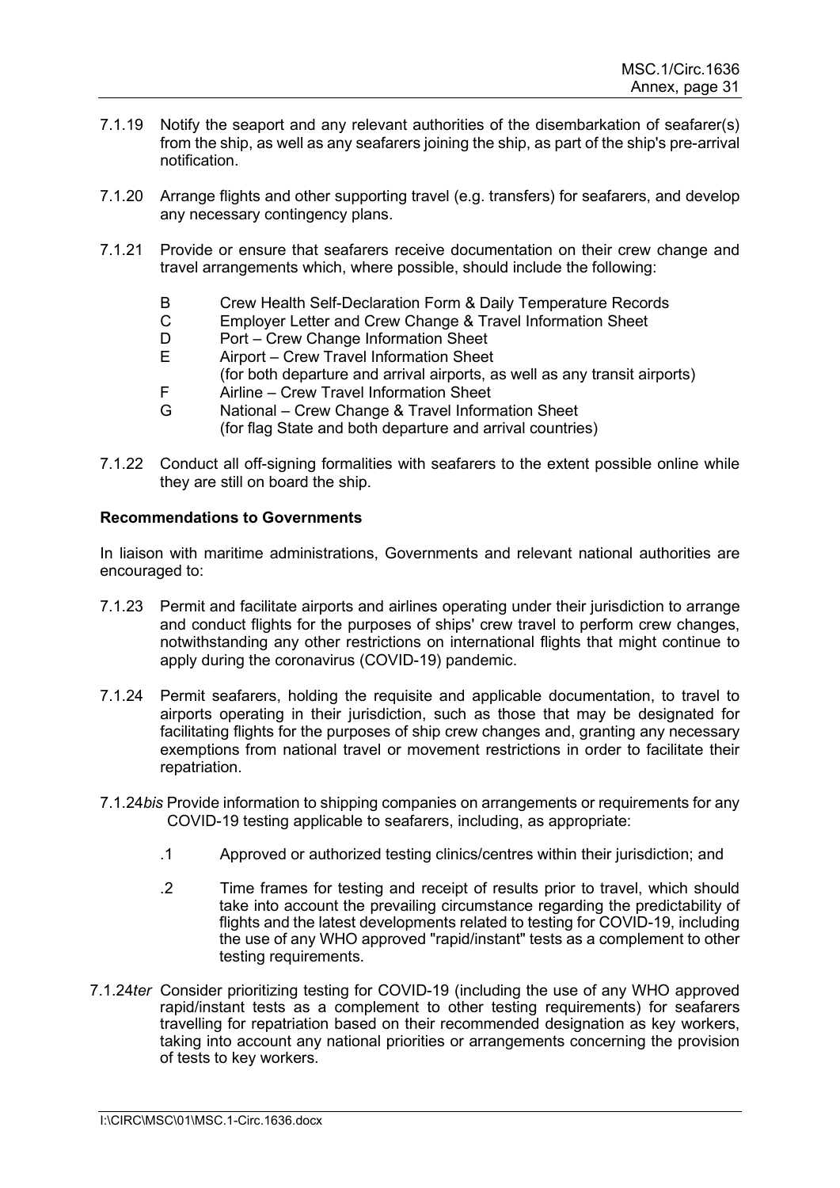7.1.19 Notify the seaport and any relevant authorities of the disembarkation of seafarer(s) from the ship, as well as any seafarers joining the ship, as part of the ship's pre-arrival notification.

7.1.20 Arrange flights and other supporting travel (e.g. transfers) for seafarers, and develop any necessary contingency plans.

7.1.21 Provide or ensure that seafarers receive documentation on their crew change and travel arrangements which, where possible, should include the following:

- B Crew Health Self-Declaration Form & Daily Temperature Records
- C Employer Letter and Crew Change & Travel Information Sheet
- D Port – Crew Change Information Sheet
- E Airport – Crew Travel Information Sheet (for both departure and arrival airports, as well as any transit airports)
- F Airline – Crew Travel Information Sheet
- G National – Crew Change & Travel Information Sheet (for flag State and both departure and arrival countries)

7.1.22 Conduct all off-signing formalities with seafarers to the extent possible online while they are still on board the ship.

**Recommendations to Governments**

In liaison with maritime administrations, Governments and relevant national authorities are encouraged to:

7.1.23 Permit and facilitate airports and airlines operating under their jurisdiction to arrange and conduct flights for the purposes of ships' crew travel to perform crew changes, notwithstanding any other restrictions on international flights that might continue to apply during the coronavirus (COVID-19) pandemic.

7.1.24 Permit seafarers, holding the requisite and applicable documentation, to travel to airports operating in their jurisdiction, such as those that may be designated for facilitating flights for the purposes of ship crew changes and, granting any necessary exemptions from national travel or movement restrictions in order to facilitate their repatriation.

7.1.24*bis* Provide information to shipping companies on arrangements or requirements for any COVID-19 testing applicable to seafarers, including, as appropriate:

.1 Approved or authorized testing clinics/centres within their jurisdiction; and

.2 Time frames for testing and receipt of results prior to travel, which should take into account the prevailing circumstance regarding the predictability of flights and the latest developments related to testing for COVID-19, including the use of any WHO approved "rapid/instant" tests as a complement to other testing requirements.

7.1.24*ter* Consider prioritizing testing for COVID-19 (including the use of any WHO approved rapid/instant tests as a complement to other testing requirements) for seafarers travelling for repatriation based on their recommended designation as key workers, taking into account any national priorities or arrangements concerning the provision of tests to key workers.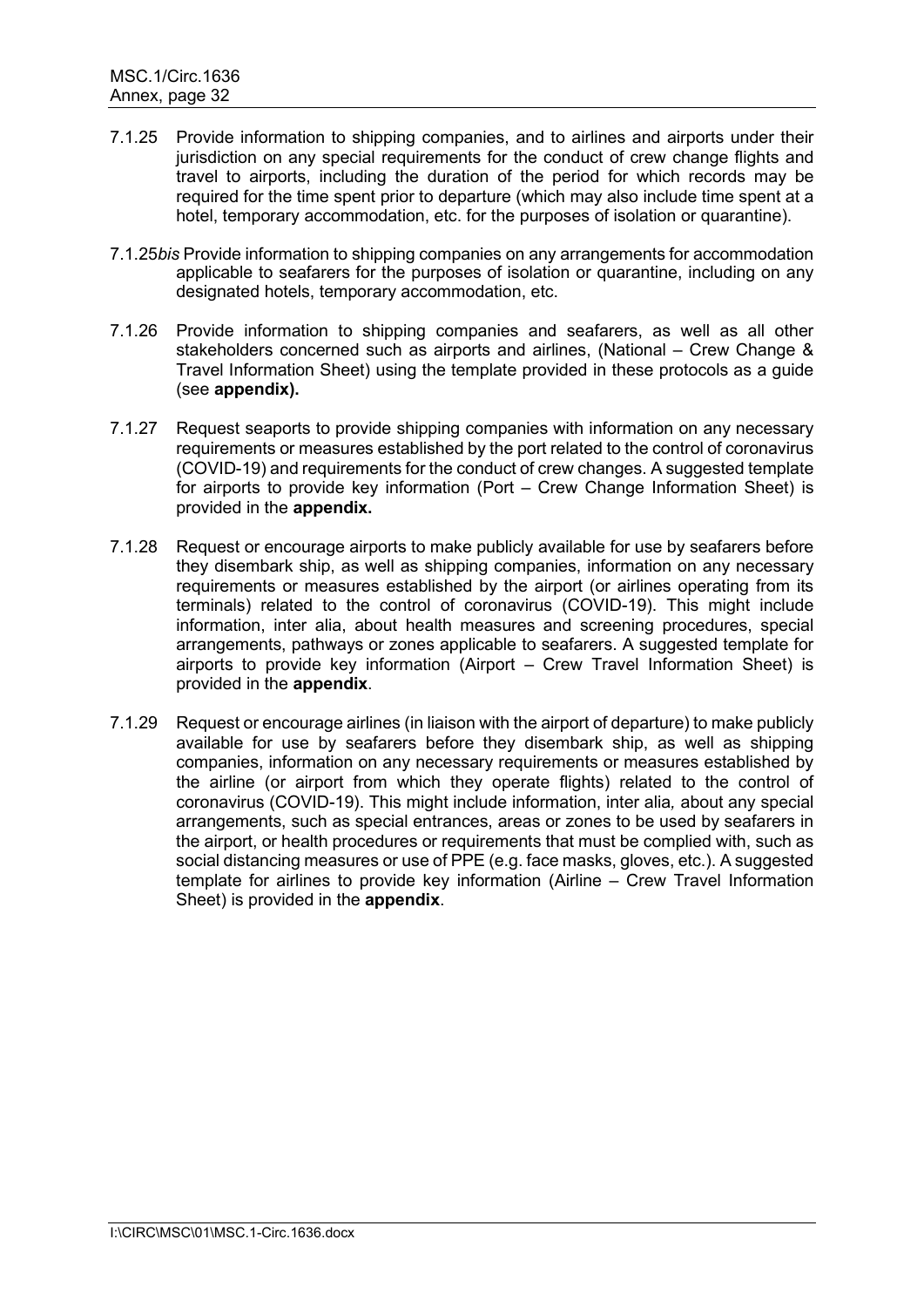7.1.25 Provide information to shipping companies, and to airlines and airports under their jurisdiction on any special requirements for the conduct of crew change flights and travel to airports, including the duration of the period for which records may be required for the time spent prior to departure (which may also include time spent at a hotel, temporary accommodation, etc. for the purposes of isolation or quarantine).

7.1.25*bis* Provide information to shipping companies on any arrangements for accommodation applicable to seafarers for the purposes of isolation or quarantine, including on any designated hotels, temporary accommodation, etc.

7.1.26 Provide information to shipping companies and seafarers, as well as all other stakeholders concerned such as airports and airlines, (National – Crew Change & Travel Information Sheet) using the template provided in these protocols as a guide (see **appendix).**

7.1.27 Request seaports to provide shipping companies with information on any necessary requirements or measures established by the port related to the control of coronavirus (COVID-19) and requirements for the conduct of crew changes. A suggested template for airports to provide key information (Port – Crew Change Information Sheet) is provided in the **appendix.**

7.1.28 Request or encourage airports to make publicly available for use by seafarers before they disembark ship, as well as shipping companies, information on any necessary requirements or measures established by the airport (or airlines operating from its terminals) related to the control of coronavirus (COVID-19). This might include information, inter alia, about health measures and screening procedures, special arrangements, pathways or zones applicable to seafarers. A suggested template for airports to provide key information (Airport – Crew Travel Information Sheet) is provided in the **appendix**.

7.1.29 Request or encourage airlines (in liaison with the airport of departure) to make publicly available for use by seafarers before they disembark ship, as well as shipping companies, information on any necessary requirements or measures established by the airline (or airport from which they operate flights) related to the control of coronavirus (COVID-19). This might include information, inter alia*,* about any special arrangements, such as special entrances, areas or zones to be used by seafarers in the airport, or health procedures or requirements that must be complied with, such as social distancing measures or use of PPE (e.g. face masks, gloves, etc.). A suggested template for airlines to provide key information (Airline – Crew Travel Information Sheet) is provided in the **appendix**.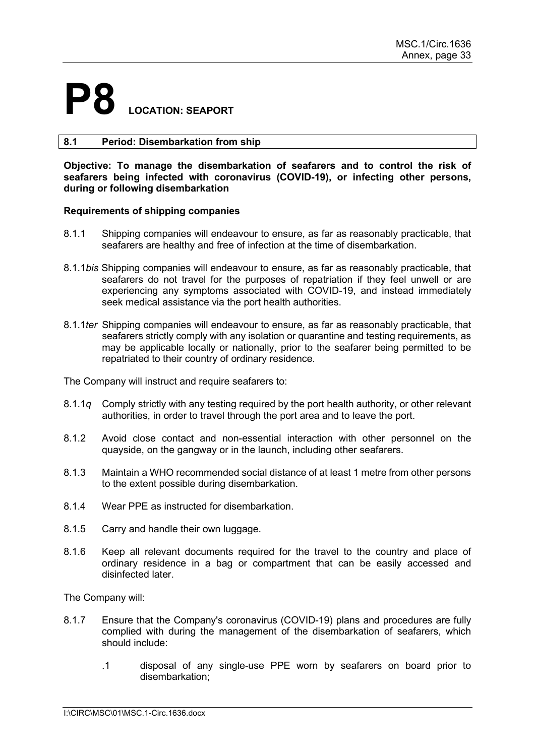# P8 LOCATION: SEAPORT

| **8.1 Period: Disembarkation from ship** |
| --- |

**Objective: To manage the disembarkation of seafarers and to control the risk of seafarers being infected with coronavirus (COVID-19), or infecting other persons, during or following disembarkation**

**Requirements of shipping companies**

8.1.1 Shipping companies will endeavour to ensure, as far as reasonably practicable, that seafarers are healthy and free of infection at the time of disembarkation.

8.1.1*bis* Shipping companies will endeavour to ensure, as far as reasonably practicable, that seafarers do not travel for the purposes of repatriation if they feel unwell or are experiencing any symptoms associated with COVID-19, and instead immediately seek medical assistance via the port health authorities.

8.1.1*ter* Shipping companies will endeavour to ensure, as far as reasonably practicable, that seafarers strictly comply with any isolation or quarantine and testing requirements, as may be applicable locally or nationally, prior to the seafarer being permitted to be repatriated to their country of ordinary residence.

The Company will instruct and require seafarers to:

8.1.1*q* Comply strictly with any testing required by the port health authority, or other relevant authorities, in order to travel through the port area and to leave the port.

8.1.2 Avoid close contact and non-essential interaction with other personnel on the quayside, on the gangway or in the launch, including other seafarers.

8.1.3 Maintain a WHO recommended social distance of at least 1 metre from other persons to the extent possible during disembarkation.

8.1.4 Wear PPE as instructed for disembarkation.

8.1.5 Carry and handle their own luggage.

8.1.6 Keep all relevant documents required for the travel to the country and place of ordinary residence in a bag or compartment that can be easily accessed and disinfected later.

The Company will:

8.1.7 Ensure that the Company's coronavirus (COVID-19) plans and procedures are fully complied with during the management of the disembarkation of seafarers, which should include:

.1 disposal of any single-use PPE worn by seafarers on board prior to disembarkation;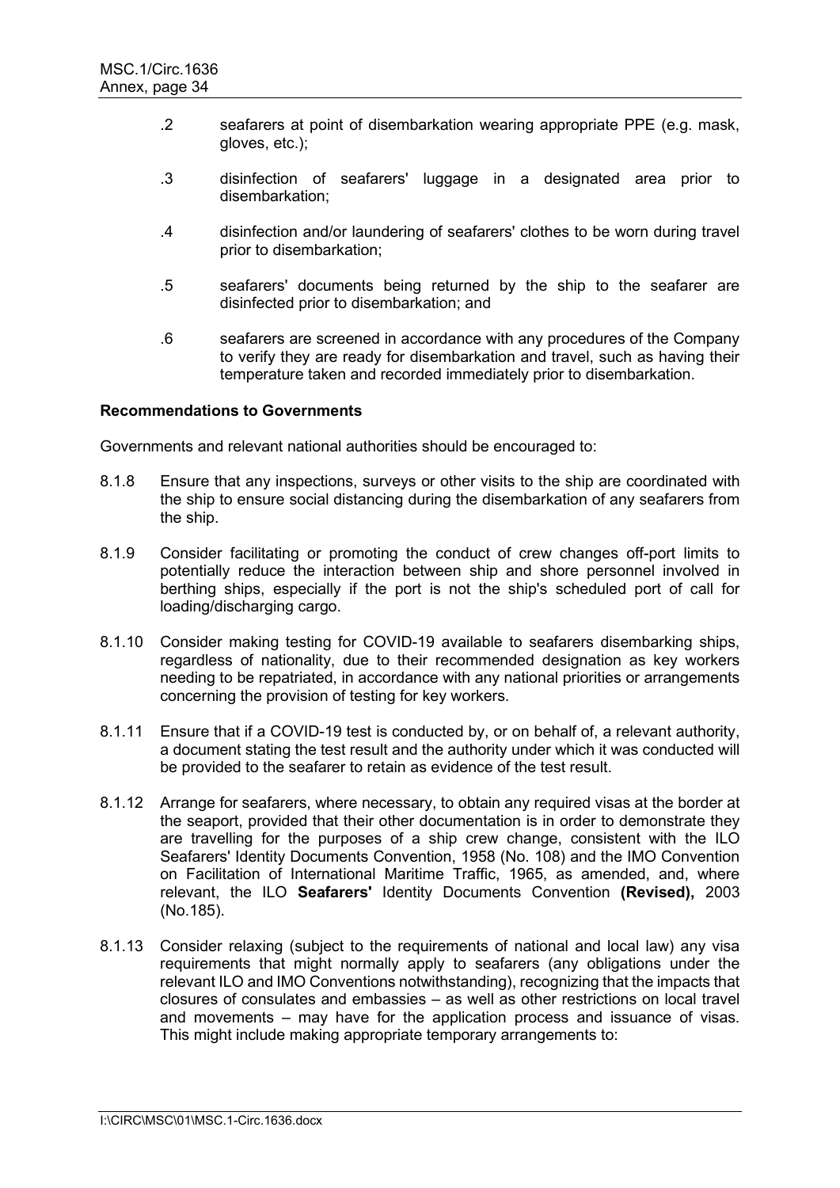.2 seafarers at point of disembarkation wearing appropriate PPE (e.g. mask, gloves, etc.);

.3 disinfection of seafarers' luggage in a designated area prior to disembarkation;

.4 disinfection and/or laundering of seafarers' clothes to be worn during travel prior to disembarkation;

.5 seafarers' documents being returned by the ship to the seafarer are disinfected prior to disembarkation; and

.6 seafarers are screened in accordance with any procedures of the Company to verify they are ready for disembarkation and travel, such as having their temperature taken and recorded immediately prior to disembarkation.

**Recommendations to Governments**

Governments and relevant national authorities should be encouraged to:

8.1.8 Ensure that any inspections, surveys or other visits to the ship are coordinated with the ship to ensure social distancing during the disembarkation of any seafarers from the ship.

8.1.9 Consider facilitating or promoting the conduct of crew changes off-port limits to potentially reduce the interaction between ship and shore personnel involved in berthing ships, especially if the port is not the ship's scheduled port of call for loading/discharging cargo.

8.1.10 Consider making testing for COVID-19 available to seafarers disembarking ships, regardless of nationality, due to their recommended designation as key workers needing to be repatriated, in accordance with any national priorities or arrangements concerning the provision of testing for key workers.

8.1.11 Ensure that if a COVID-19 test is conducted by, or on behalf of, a relevant authority, a document stating the test result and the authority under which it was conducted will be provided to the seafarer to retain as evidence of the test result.

8.1.12 Arrange for seafarers, where necessary, to obtain any required visas at the border at the seaport, provided that their other documentation is in order to demonstrate they are travelling for the purposes of a ship crew change, consistent with the ILO Seafarers' Identity Documents Convention, 1958 (No. 108) and the IMO Convention on Facilitation of International Maritime Traffic, 1965, as amended, and, where relevant, the ILO **Seafarers'** Identity Documents Convention **(Revised),** 2003 (No.185).

8.1.13 Consider relaxing (subject to the requirements of national and local law) any visa requirements that might normally apply to seafarers (any obligations under the relevant ILO and IMO Conventions notwithstanding), recognizing that the impacts that closures of consulates and embassies – as well as other restrictions on local travel and movements – may have for the application process and issuance of visas. This might include making appropriate temporary arrangements to: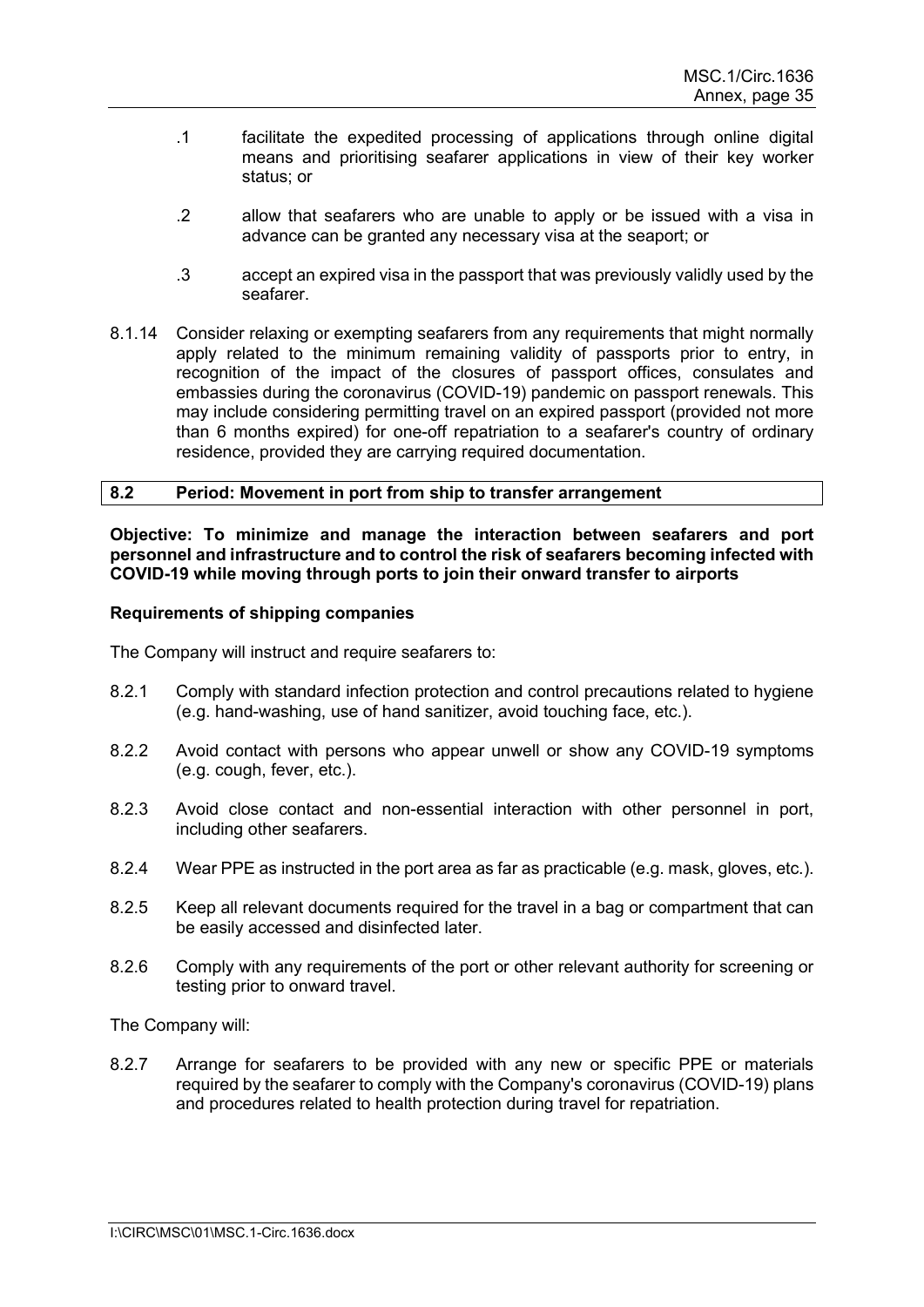.1 facilitate the expedited processing of applications through online digital means and prioritising seafarer applications in view of their key worker status; or

.2 allow that seafarers who are unable to apply or be issued with a visa in advance can be granted any necessary visa at the seaport; or

.3 accept an expired visa in the passport that was previously validly used by the seafarer.

8.1.14 Consider relaxing or exempting seafarers from any requirements that might normally apply related to the minimum remaining validity of passports prior to entry, in recognition of the impact of the closures of passport offices, consulates and embassies during the coronavirus (COVID-19) pandemic on passport renewals. This may include considering permitting travel on an expired passport (provided not more than 6 months expired) for one-off repatriation to a seafarer's country of ordinary residence, provided they are carrying required documentation.

| **8.2** | **Period: Movement in port from ship to transfer arrangement** |
|---|---|

**Objective: To minimize and manage the interaction between seafarers and port personnel and infrastructure and to control the risk of seafarers becoming infected with COVID-19 while moving through ports to join their onward transfer to airports**

**Requirements of shipping companies**

The Company will instruct and require seafarers to:

8.2.1 Comply with standard infection protection and control precautions related to hygiene (e.g. hand-washing, use of hand sanitizer, avoid touching face, etc.).

8.2.2 Avoid contact with persons who appear unwell or show any COVID-19 symptoms (e.g. cough, fever, etc.).

8.2.3 Avoid close contact and non-essential interaction with other personnel in port, including other seafarers.

8.2.4 Wear PPE as instructed in the port area as far as practicable (e.g. mask, gloves, etc.).

8.2.5 Keep all relevant documents required for the travel in a bag or compartment that can be easily accessed and disinfected later.

8.2.6 Comply with any requirements of the port or other relevant authority for screening or testing prior to onward travel.

The Company will:

8.2.7 Arrange for seafarers to be provided with any new or specific PPE or materials required by the seafarer to comply with the Company's coronavirus (COVID-19) plans and procedures related to health protection during travel for repatriation.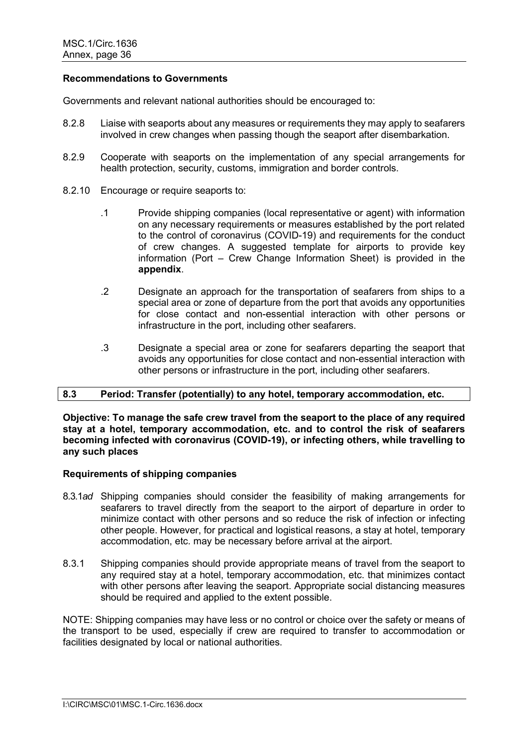**Recommendations to Governments**

Governments and relevant national authorities should be encouraged to:

8.2.8 Liaise with seaports about any measures or requirements they may apply to seafarers involved in crew changes when passing though the seaport after disembarkation.

8.2.9 Cooperate with seaports on the implementation of any special arrangements for health protection, security, customs, immigration and border controls.

8.2.10 Encourage or require seaports to:

.1 Provide shipping companies (local representative or agent) with information on any necessary requirements or measures established by the port related to the control of coronavirus (COVID-19) and requirements for the conduct of crew changes. A suggested template for airports to provide key information (Port – Crew Change Information Sheet) is provided in the **appendix**.

.2 Designate an approach for the transportation of seafarers from ships to a special area or zone of departure from the port that avoids any opportunities for close contact and non-essential interaction with other persons or infrastructure in the port, including other seafarers.

.3 Designate a special area or zone for seafarers departing the seaport that avoids any opportunities for close contact and non-essential interaction with other persons or infrastructure in the port, including other seafarers.

## 8.3 Period: Transfer (potentially) to any hotel, temporary accommodation, etc.

**Objective: To manage the safe crew travel from the seaport to the place of any required stay at a hotel, temporary accommodation, etc. and to control the risk of seafarers becoming infected with coronavirus (COVID-19), or infecting others, while travelling to any such places**

**Requirements of shipping companies**

8.3.1*ad* Shipping companies should consider the feasibility of making arrangements for seafarers to travel directly from the seaport to the airport of departure in order to minimize contact with other persons and so reduce the risk of infection or infecting other people. However, for practical and logistical reasons, a stay at hotel, temporary accommodation, etc. may be necessary before arrival at the airport.

8.3.1 Shipping companies should provide appropriate means of travel from the seaport to any required stay at a hotel, temporary accommodation, etc. that minimizes contact with other persons after leaving the seaport. Appropriate social distancing measures should be required and applied to the extent possible.

NOTE: Shipping companies may have less or no control or choice over the safety or means of the transport to be used, especially if crew are required to transfer to accommodation or facilities designated by local or national authorities.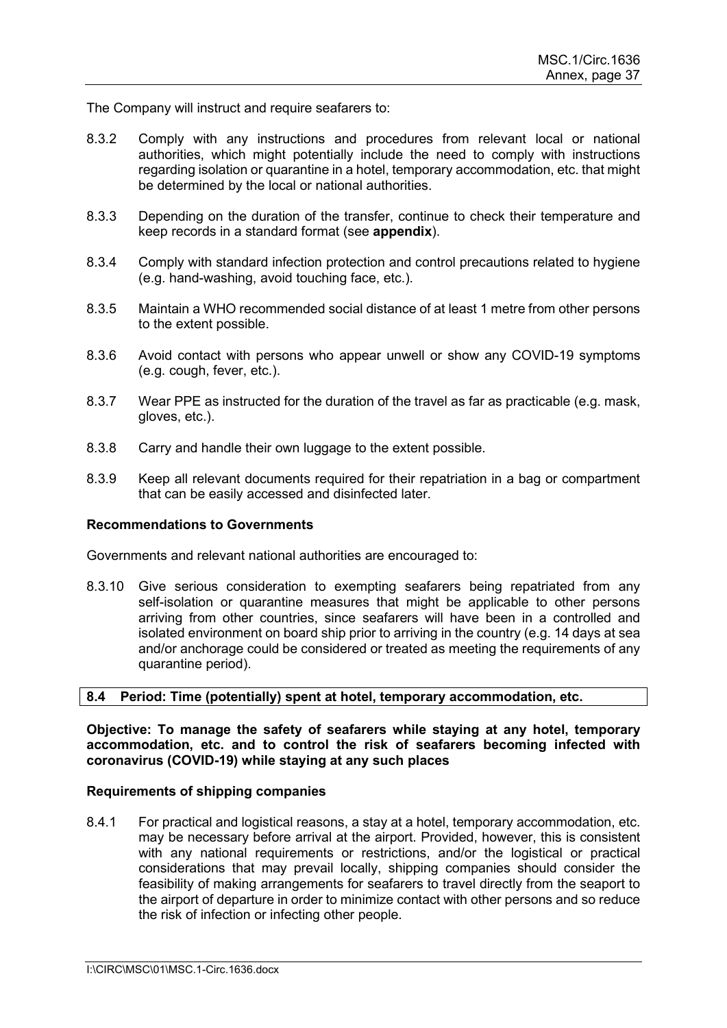The Company will instruct and require seafarers to:

8.3.2 Comply with any instructions and procedures from relevant local or national authorities, which might potentially include the need to comply with instructions regarding isolation or quarantine in a hotel, temporary accommodation, etc. that might be determined by the local or national authorities.

8.3.3 Depending on the duration of the transfer, continue to check their temperature and keep records in a standard format (see **appendix**).

8.3.4 Comply with standard infection protection and control precautions related to hygiene (e.g. hand-washing, avoid touching face, etc.).

8.3.5 Maintain a WHO recommended social distance of at least 1 metre from other persons to the extent possible.

8.3.6 Avoid contact with persons who appear unwell or show any COVID-19 symptoms (e.g. cough, fever, etc.).

8.3.7 Wear PPE as instructed for the duration of the travel as far as practicable (e.g. mask, gloves, etc.).

8.3.8 Carry and handle their own luggage to the extent possible.

8.3.9 Keep all relevant documents required for their repatriation in a bag or compartment that can be easily accessed and disinfected later.

**Recommendations to Governments**

Governments and relevant national authorities are encouraged to:

8.3.10 Give serious consideration to exempting seafarers being repatriated from any self-isolation or quarantine measures that might be applicable to other persons arriving from other countries, since seafarers will have been in a controlled and isolated environment on board ship prior to arriving in the country (e.g. 14 days at sea and/or anchorage could be considered or treated as meeting the requirements of any quarantine period).

### 8.4 Period: Time (potentially) spent at hotel, temporary accommodation, etc.

**Objective: To manage the safety of seafarers while staying at any hotel, temporary accommodation, etc. and to control the risk of seafarers becoming infected with coronavirus (COVID-19) while staying at any such places**

**Requirements of shipping companies**

8.4.1 For practical and logistical reasons, a stay at a hotel, temporary accommodation, etc. may be necessary before arrival at the airport. Provided, however, this is consistent with any national requirements or restrictions, and/or the logistical or practical considerations that may prevail locally, shipping companies should consider the feasibility of making arrangements for seafarers to travel directly from the seaport to the airport of departure in order to minimize contact with other persons and so reduce the risk of infection or infecting other people.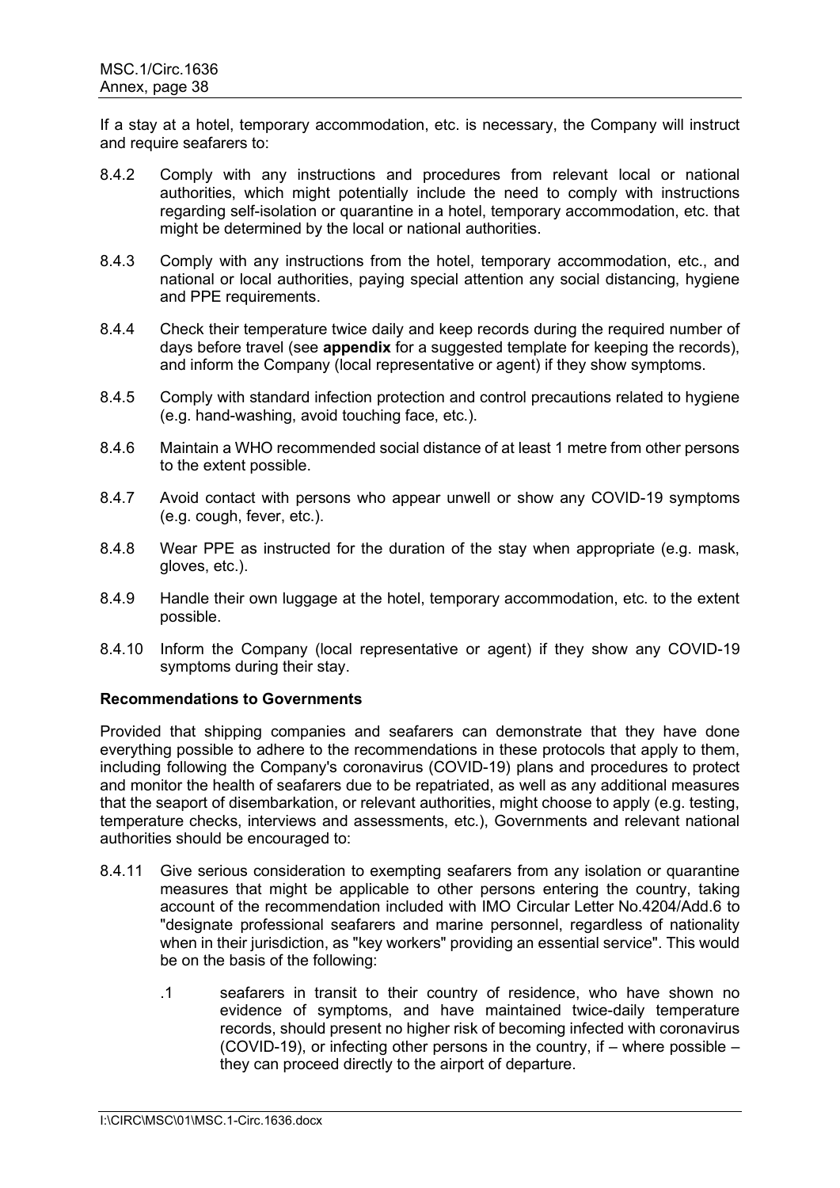If a stay at a hotel, temporary accommodation, etc. is necessary, the Company will instruct and require seafarers to:

8.4.2 Comply with any instructions and procedures from relevant local or national authorities, which might potentially include the need to comply with instructions regarding self-isolation or quarantine in a hotel, temporary accommodation, etc. that might be determined by the local or national authorities.

8.4.3 Comply with any instructions from the hotel, temporary accommodation, etc., and national or local authorities, paying special attention any social distancing, hygiene and PPE requirements.

8.4.4 Check their temperature twice daily and keep records during the required number of days before travel (see **appendix** for a suggested template for keeping the records), and inform the Company (local representative or agent) if they show symptoms.

8.4.5 Comply with standard infection protection and control precautions related to hygiene (e.g. hand-washing, avoid touching face, etc.).

8.4.6 Maintain a WHO recommended social distance of at least 1 metre from other persons to the extent possible.

8.4.7 Avoid contact with persons who appear unwell or show any COVID-19 symptoms (e.g. cough, fever, etc.).

8.4.8 Wear PPE as instructed for the duration of the stay when appropriate (e.g. mask, gloves, etc.).

8.4.9 Handle their own luggage at the hotel, temporary accommodation, etc. to the extent possible.

8.4.10 Inform the Company (local representative or agent) if they show any COVID-19 symptoms during their stay.

**Recommendations to Governments**

Provided that shipping companies and seafarers can demonstrate that they have done everything possible to adhere to the recommendations in these protocols that apply to them, including following the Company's coronavirus (COVID-19) plans and procedures to protect and monitor the health of seafarers due to be repatriated, as well as any additional measures that the seaport of disembarkation, or relevant authorities, might choose to apply (e.g. testing, temperature checks, interviews and assessments, etc.), Governments and relevant national authorities should be encouraged to:

8.4.11 Give serious consideration to exempting seafarers from any isolation or quarantine measures that might be applicable to other persons entering the country, taking account of the recommendation included with IMO Circular Letter No.4204/Add.6 to "designate professional seafarers and marine personnel, regardless of nationality when in their jurisdiction, as "key workers" providing an essential service". This would be on the basis of the following:

   .1 seafarers in transit to their country of residence, who have shown no evidence of symptoms, and have maintained twice-daily temperature records, should present no higher risk of becoming infected with coronavirus (COVID-19), or infecting other persons in the country, if – where possible – they can proceed directly to the airport of departure.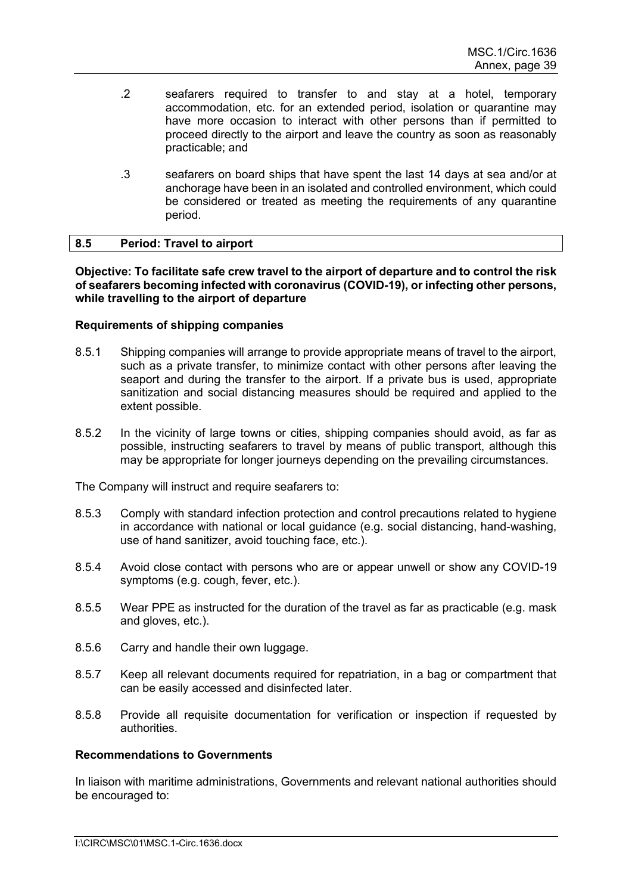.2 seafarers required to transfer to and stay at a hotel, temporary accommodation, etc. for an extended period, isolation or quarantine may have more occasion to interact with other persons than if permitted to proceed directly to the airport and leave the country as soon as reasonably practicable; and

.3 seafarers on board ships that have spent the last 14 days at sea and/or at anchorage have been in an isolated and controlled environment, which could be considered or treated as meeting the requirements of any quarantine period.

## 8.5 Period: Travel to airport

**Objective: To facilitate safe crew travel to the airport of departure and to control the risk of seafarers becoming infected with coronavirus (COVID-19), or infecting other persons, while travelling to the airport of departure**

**Requirements of shipping companies**

8.5.1 Shipping companies will arrange to provide appropriate means of travel to the airport, such as a private transfer, to minimize contact with other persons after leaving the seaport and during the transfer to the airport. If a private bus is used, appropriate sanitization and social distancing measures should be required and applied to the extent possible.

8.5.2 In the vicinity of large towns or cities, shipping companies should avoid, as far as possible, instructing seafarers to travel by means of public transport, although this may be appropriate for longer journeys depending on the prevailing circumstances.

The Company will instruct and require seafarers to:

8.5.3 Comply with standard infection protection and control precautions related to hygiene in accordance with national or local guidance (e.g. social distancing, hand-washing, use of hand sanitizer, avoid touching face, etc.).

8.5.4 Avoid close contact with persons who are or appear unwell or show any COVID-19 symptoms (e.g. cough, fever, etc.).

8.5.5 Wear PPE as instructed for the duration of the travel as far as practicable (e.g. mask and gloves, etc.).

8.5.6 Carry and handle their own luggage.

8.5.7 Keep all relevant documents required for repatriation, in a bag or compartment that can be easily accessed and disinfected later.

8.5.8 Provide all requisite documentation for verification or inspection if requested by authorities.

**Recommendations to Governments**

In liaison with maritime administrations, Governments and relevant national authorities should be encouraged to: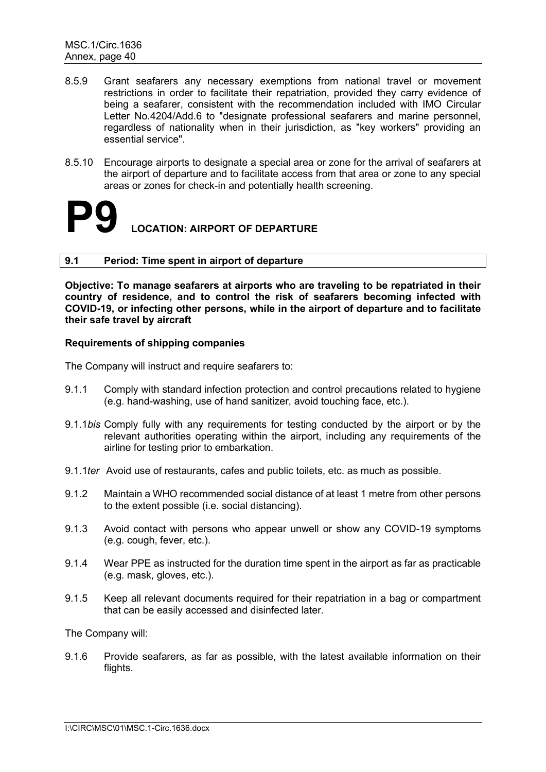8.5.9 Grant seafarers any necessary exemptions from national travel or movement restrictions in order to facilitate their repatriation, provided they carry evidence of being a seafarer, consistent with the recommendation included with IMO Circular Letter No.4204/Add.6 to "designate professional seafarers and marine personnel, regardless of nationality when in their jurisdiction, as "key workers" providing an essential service".

8.5.10 Encourage airports to designate a special area or zone for the arrival of seafarers at the airport of departure and to facilitate access from that area or zone to any special areas or zones for check-in and potentially health screening.

# P9 LOCATION: AIRPORT OF DEPARTURE

## 9.1 Period: Time spent in airport of departure

**Objective: To manage seafarers at airports who are traveling to be repatriated in their country of residence, and to control the risk of seafarers becoming infected with COVID-19, or infecting other persons, while in the airport of departure and to facilitate their safe travel by aircraft**

**Requirements of shipping companies**

The Company will instruct and require seafarers to:

9.1.1 Comply with standard infection protection and control precautions related to hygiene (e.g. hand-washing, use of hand sanitizer, avoid touching face, etc.).

9.1.1*bis* Comply fully with any requirements for testing conducted by the airport or by the relevant authorities operating within the airport, including any requirements of the airline for testing prior to embarkation.

9.1.1*ter* Avoid use of restaurants, cafes and public toilets, etc. as much as possible.

9.1.2 Maintain a WHO recommended social distance of at least 1 metre from other persons to the extent possible (i.e. social distancing).

9.1.3 Avoid contact with persons who appear unwell or show any COVID-19 symptoms (e.g. cough, fever, etc.).

9.1.4 Wear PPE as instructed for the duration time spent in the airport as far as practicable (e.g. mask, gloves, etc.).

9.1.5 Keep all relevant documents required for their repatriation in a bag or compartment that can be easily accessed and disinfected later.

The Company will:

9.1.6 Provide seafarers, as far as possible, with the latest available information on their flights.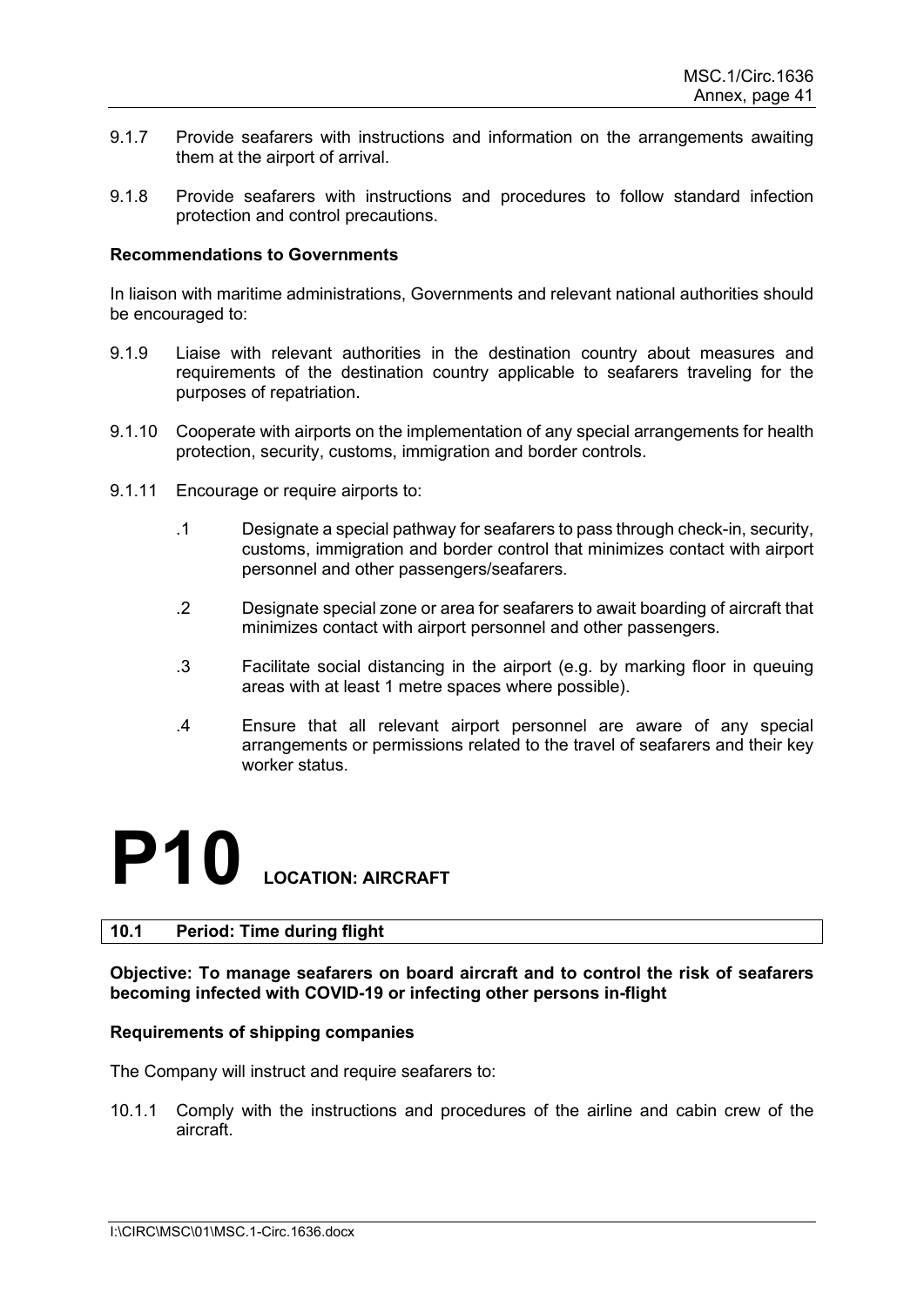9.1.7 Provide seafarers with instructions and information on the arrangements awaiting them at the airport of arrival.

9.1.8 Provide seafarers with instructions and procedures to follow standard infection protection and control precautions.

**Recommendations to Governments**

In liaison with maritime administrations, Governments and relevant national authorities should be encouraged to:

9.1.9 Liaise with relevant authorities in the destination country about measures and requirements of the destination country applicable to seafarers traveling for the purposes of repatriation.

9.1.10 Cooperate with airports on the implementation of any special arrangements for health protection, security, customs, immigration and border controls.

9.1.11 Encourage or require airports to:

.1 Designate a special pathway for seafarers to pass through check-in, security, customs, immigration and border control that minimizes contact with airport personnel and other passengers/seafarers.

.2 Designate special zone or area for seafarers to await boarding of aircraft that minimizes contact with airport personnel and other passengers.

.3 Facilitate social distancing in the airport (e.g. by marking floor in queuing areas with at least 1 metre spaces where possible).

.4 Ensure that all relevant airport personnel are aware of any special arrangements or permissions related to the travel of seafarers and their key worker status.

# P10 LOCATION: AIRCRAFT

## 10.1 Period: Time during flight

**Objective: To manage seafarers on board aircraft and to control the risk of seafarers becoming infected with COVID-19 or infecting other persons in-flight**

**Requirements of shipping companies**

The Company will instruct and require seafarers to:

10.1.1 Comply with the instructions and procedures of the airline and cabin crew of the aircraft.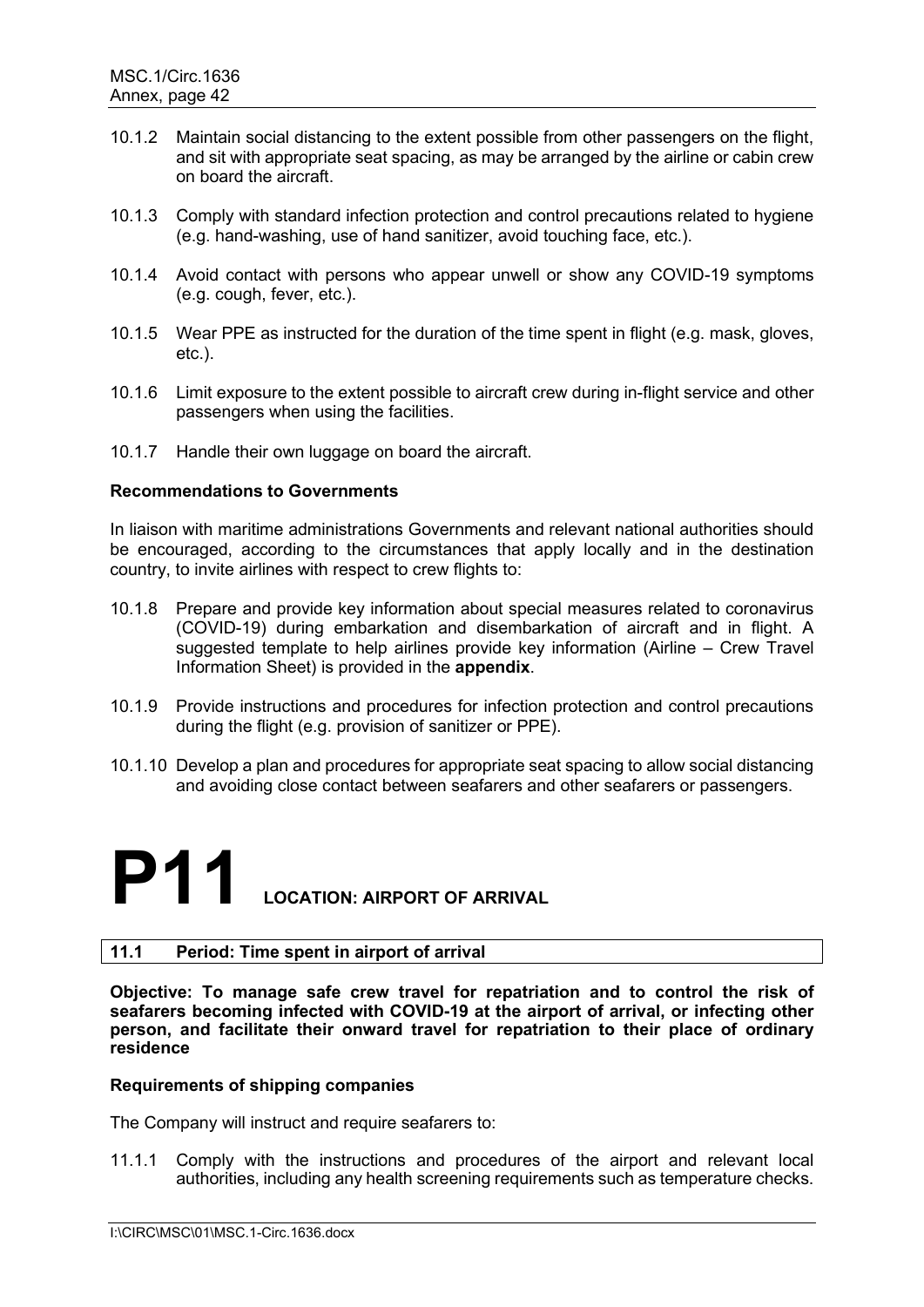10.1.2 Maintain social distancing to the extent possible from other passengers on the flight, and sit with appropriate seat spacing, as may be arranged by the airline or cabin crew on board the aircraft.

10.1.3 Comply with standard infection protection and control precautions related to hygiene (e.g. hand-washing, use of hand sanitizer, avoid touching face, etc.).

10.1.4 Avoid contact with persons who appear unwell or show any COVID-19 symptoms (e.g. cough, fever, etc.).

10.1.5 Wear PPE as instructed for the duration of the time spent in flight (e.g. mask, gloves, etc.).

10.1.6 Limit exposure to the extent possible to aircraft crew during in-flight service and other passengers when using the facilities.

10.1.7 Handle their own luggage on board the aircraft.

**Recommendations to Governments**

In liaison with maritime administrations Governments and relevant national authorities should be encouraged, according to the circumstances that apply locally and in the destination country, to invite airlines with respect to crew flights to:

10.1.8 Prepare and provide key information about special measures related to coronavirus (COVID-19) during embarkation and disembarkation of aircraft and in flight. A suggested template to help airlines provide key information (Airline – Crew Travel Information Sheet) is provided in the **appendix**.

10.1.9 Provide instructions and procedures for infection protection and control precautions during the flight (e.g. provision of sanitizer or PPE).

10.1.10 Develop a plan and procedures for appropriate seat spacing to allow social distancing and avoiding close contact between seafarers and other seafarers or passengers.

# P11 LOCATION: AIRPORT OF ARRIVAL

## 11.1 Period: Time spent in airport of arrival

**Objective: To manage safe crew travel for repatriation and to control the risk of seafarers becoming infected with COVID-19 at the airport of arrival, or infecting other person, and facilitate their onward travel for repatriation to their place of ordinary residence**

**Requirements of shipping companies**

The Company will instruct and require seafarers to:

11.1.1 Comply with the instructions and procedures of the airport and relevant local authorities, including any health screening requirements such as temperature checks.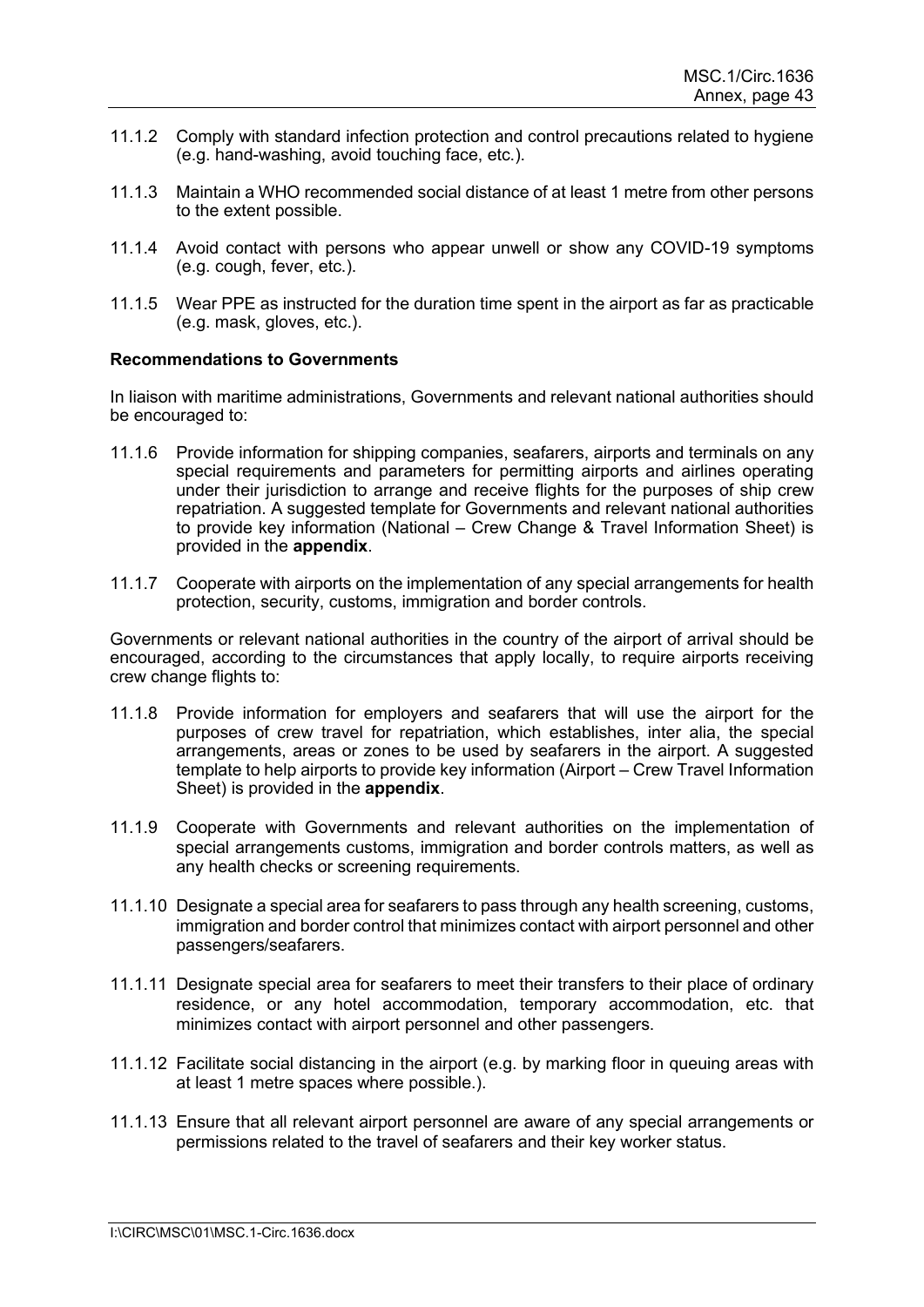11.1.2 Comply with standard infection protection and control precautions related to hygiene (e.g. hand-washing, avoid touching face, etc.).

11.1.3 Maintain a WHO recommended social distance of at least 1 metre from other persons to the extent possible.

11.1.4 Avoid contact with persons who appear unwell or show any COVID-19 symptoms (e.g. cough, fever, etc.).

11.1.5 Wear PPE as instructed for the duration time spent in the airport as far as practicable (e.g. mask, gloves, etc.).

**Recommendations to Governments**

In liaison with maritime administrations, Governments and relevant national authorities should be encouraged to:

11.1.6 Provide information for shipping companies, seafarers, airports and terminals on any special requirements and parameters for permitting airports and airlines operating under their jurisdiction to arrange and receive flights for the purposes of ship crew repatriation. A suggested template for Governments and relevant national authorities to provide key information (National – Crew Change & Travel Information Sheet) is provided in the **appendix**.

11.1.7 Cooperate with airports on the implementation of any special arrangements for health protection, security, customs, immigration and border controls.

Governments or relevant national authorities in the country of the airport of arrival should be encouraged, according to the circumstances that apply locally, to require airports receiving crew change flights to:

11.1.8 Provide information for employers and seafarers that will use the airport for the purposes of crew travel for repatriation, which establishes, inter alia, the special arrangements, areas or zones to be used by seafarers in the airport. A suggested template to help airports to provide key information (Airport – Crew Travel Information Sheet) is provided in the **appendix**.

11.1.9 Cooperate with Governments and relevant authorities on the implementation of special arrangements customs, immigration and border controls matters, as well as any health checks or screening requirements.

11.1.10 Designate a special area for seafarers to pass through any health screening, customs, immigration and border control that minimizes contact with airport personnel and other passengers/seafarers.

11.1.11 Designate special area for seafarers to meet their transfers to their place of ordinary residence, or any hotel accommodation, temporary accommodation, etc. that minimizes contact with airport personnel and other passengers.

11.1.12 Facilitate social distancing in the airport (e.g. by marking floor in queuing areas with at least 1 metre spaces where possible.).

11.1.13 Ensure that all relevant airport personnel are aware of any special arrangements or permissions related to the travel of seafarers and their key worker status.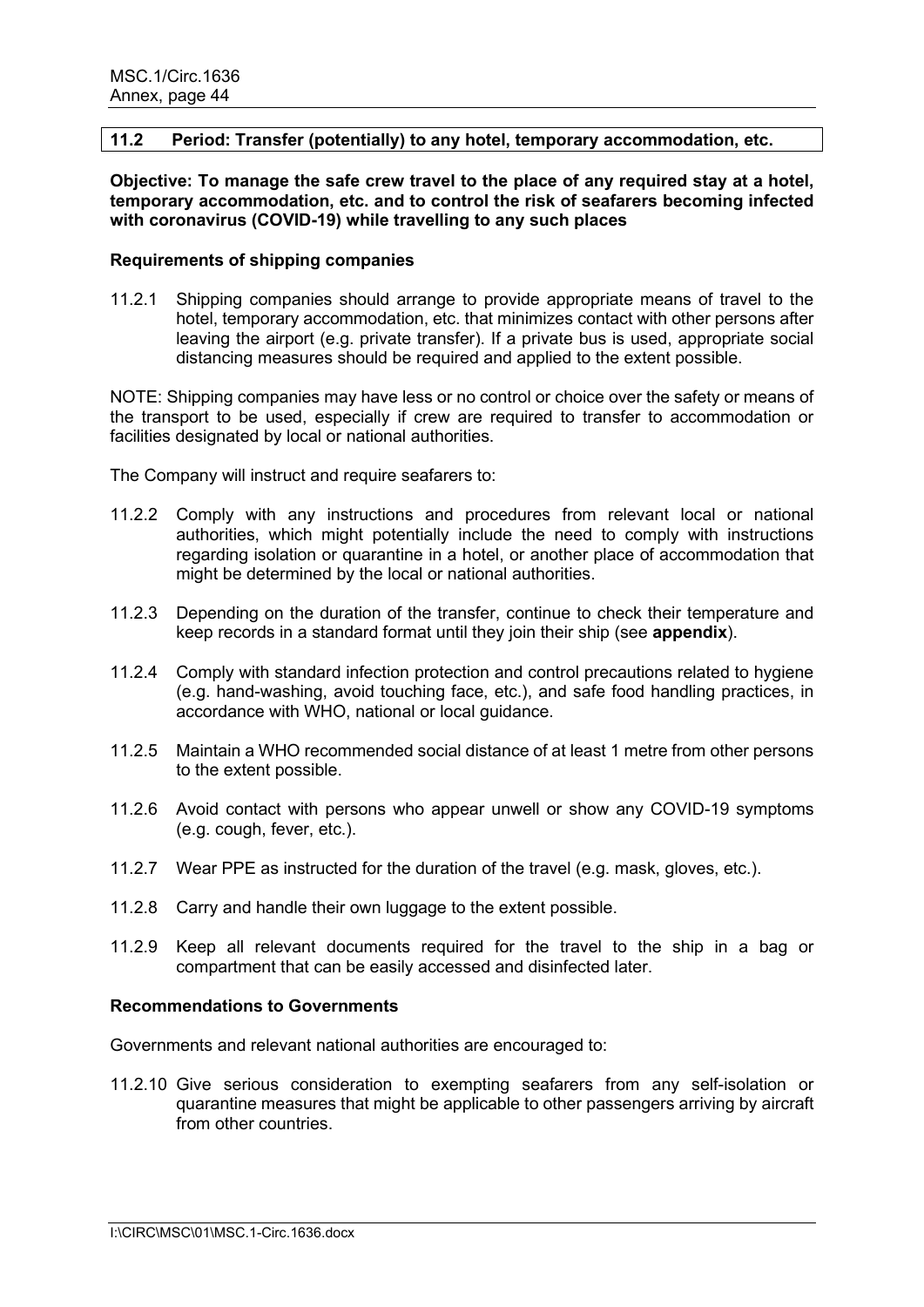## 11.2 Period: Transfer (potentially) to any hotel, temporary accommodation, etc.

**Objective: To manage the safe crew travel to the place of any required stay at a hotel, temporary accommodation, etc. and to control the risk of seafarers becoming infected with coronavirus (COVID-19) while travelling to any such places**

### Requirements of shipping companies

11.2.1 Shipping companies should arrange to provide appropriate means of travel to the hotel, temporary accommodation, etc. that minimizes contact with other persons after leaving the airport (e.g. private transfer). If a private bus is used, appropriate social distancing measures should be required and applied to the extent possible.

NOTE: Shipping companies may have less or no control or choice over the safety or means of the transport to be used, especially if crew are required to transfer to accommodation or facilities designated by local or national authorities.

The Company will instruct and require seafarers to:

11.2.2 Comply with any instructions and procedures from relevant local or national authorities, which might potentially include the need to comply with instructions regarding isolation or quarantine in a hotel, or another place of accommodation that might be determined by the local or national authorities.

11.2.3 Depending on the duration of the transfer, continue to check their temperature and keep records in a standard format until they join their ship (see **appendix**).

11.2.4 Comply with standard infection protection and control precautions related to hygiene (e.g. hand-washing, avoid touching face, etc.), and safe food handling practices, in accordance with WHO, national or local guidance.

11.2.5 Maintain a WHO recommended social distance of at least 1 metre from other persons to the extent possible.

11.2.6 Avoid contact with persons who appear unwell or show any COVID-19 symptoms (e.g. cough, fever, etc.).

11.2.7 Wear PPE as instructed for the duration of the travel (e.g. mask, gloves, etc.).

11.2.8 Carry and handle their own luggage to the extent possible.

11.2.9 Keep all relevant documents required for the travel to the ship in a bag or compartment that can be easily accessed and disinfected later.

### Recommendations to Governments

Governments and relevant national authorities are encouraged to:

11.2.10 Give serious consideration to exempting seafarers from any self-isolation or quarantine measures that might be applicable to other passengers arriving by aircraft from other countries.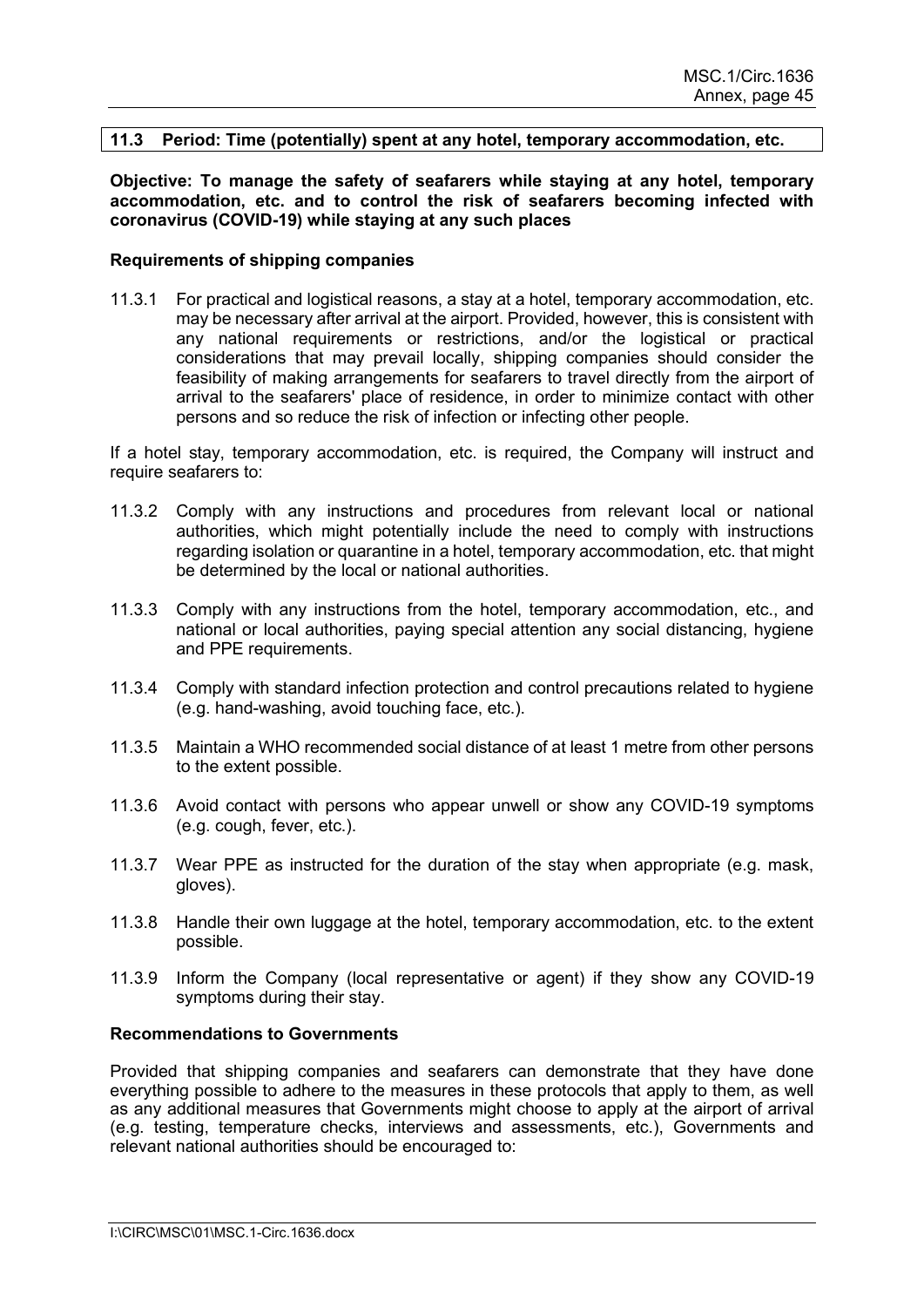### 11.3 Period: Time (potentially) spent at any hotel, temporary accommodation, etc.

**Objective: To manage the safety of seafarers while staying at any hotel, temporary accommodation, etc. and to control the risk of seafarers becoming infected with coronavirus (COVID-19) while staying at any such places**

**Requirements of shipping companies**

11.3.1 For practical and logistical reasons, a stay at a hotel, temporary accommodation, etc. may be necessary after arrival at the airport. Provided, however, this is consistent with any national requirements or restrictions, and/or the logistical or practical considerations that may prevail locally, shipping companies should consider the feasibility of making arrangements for seafarers to travel directly from the airport of arrival to the seafarers' place of residence, in order to minimize contact with other persons and so reduce the risk of infection or infecting other people.

If a hotel stay, temporary accommodation, etc. is required, the Company will instruct and require seafarers to:

11.3.2 Comply with any instructions and procedures from relevant local or national authorities, which might potentially include the need to comply with instructions regarding isolation or quarantine in a hotel, temporary accommodation, etc. that might be determined by the local or national authorities.

11.3.3 Comply with any instructions from the hotel, temporary accommodation, etc., and national or local authorities, paying special attention any social distancing, hygiene and PPE requirements.

11.3.4 Comply with standard infection protection and control precautions related to hygiene (e.g. hand-washing, avoid touching face, etc.).

11.3.5 Maintain a WHO recommended social distance of at least 1 metre from other persons to the extent possible.

11.3.6 Avoid contact with persons who appear unwell or show any COVID-19 symptoms (e.g. cough, fever, etc.).

11.3.7 Wear PPE as instructed for the duration of the stay when appropriate (e.g. mask, gloves).

11.3.8 Handle their own luggage at the hotel, temporary accommodation, etc. to the extent possible.

11.3.9 Inform the Company (local representative or agent) if they show any COVID-19 symptoms during their stay.

**Recommendations to Governments**

Provided that shipping companies and seafarers can demonstrate that they have done everything possible to adhere to the measures in these protocols that apply to them, as well as any additional measures that Governments might choose to apply at the airport of arrival (e.g. testing, temperature checks, interviews and assessments, etc.), Governments and relevant national authorities should be encouraged to: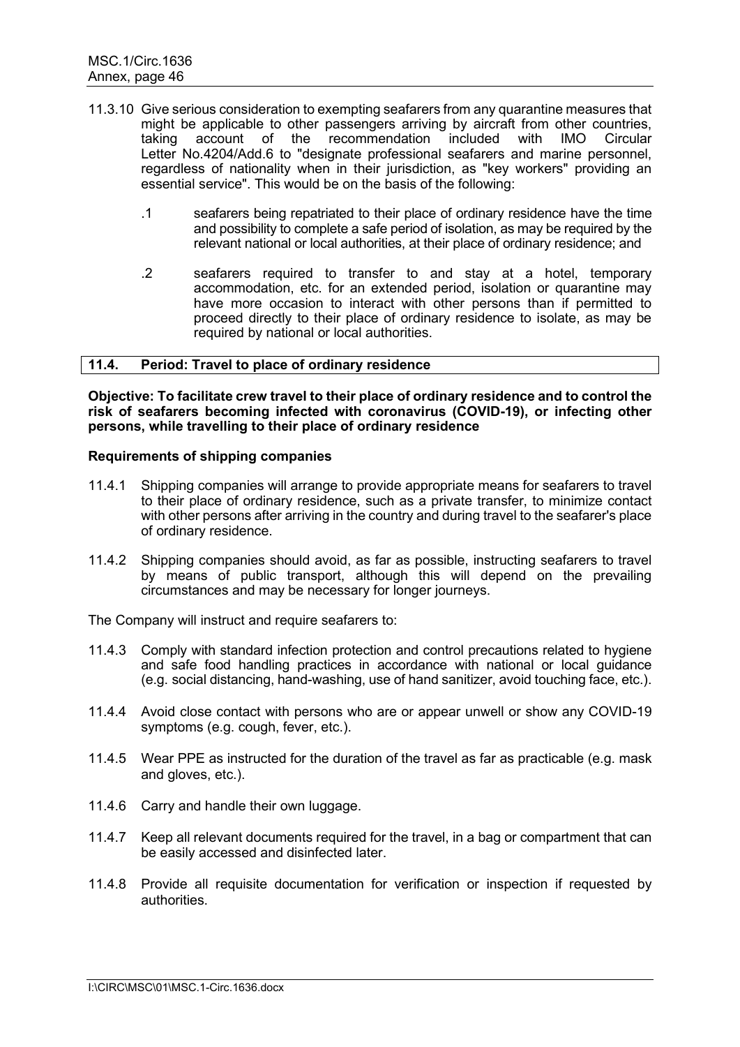11.3.10 Give serious consideration to exempting seafarers from any quarantine measures that might be applicable to other passengers arriving by aircraft from other countries, taking account of the recommendation included with IMO Circular Letter No.4204/Add.6 to "designate professional seafarers and marine personnel, regardless of nationality when in their jurisdiction, as "key workers" providing an essential service". This would be on the basis of the following:

.1 seafarers being repatriated to their place of ordinary residence have the time and possibility to complete a safe period of isolation, as may be required by the relevant national or local authorities, at their place of ordinary residence; and

.2 seafarers required to transfer to and stay at a hotel, temporary accommodation, etc. for an extended period, isolation or quarantine may have more occasion to interact with other persons than if permitted to proceed directly to their place of ordinary residence to isolate, as may be required by national or local authorities.

## 11.4. Period: Travel to place of ordinary residence

**Objective: To facilitate crew travel to their place of ordinary residence and to control the risk of seafarers becoming infected with coronavirus (COVID-19), or infecting other persons, while travelling to their place of ordinary residence**

**Requirements of shipping companies**

11.4.1 Shipping companies will arrange to provide appropriate means for seafarers to travel to their place of ordinary residence, such as a private transfer, to minimize contact with other persons after arriving in the country and during travel to the seafarer's place of ordinary residence.

11.4.2 Shipping companies should avoid, as far as possible, instructing seafarers to travel by means of public transport, although this will depend on the prevailing circumstances and may be necessary for longer journeys.

The Company will instruct and require seafarers to:

11.4.3 Comply with standard infection protection and control precautions related to hygiene and safe food handling practices in accordance with national or local guidance (e.g. social distancing, hand-washing, use of hand sanitizer, avoid touching face, etc.).

11.4.4 Avoid close contact with persons who are or appear unwell or show any COVID-19 symptoms (e.g. cough, fever, etc.).

11.4.5 Wear PPE as instructed for the duration of the travel as far as practicable (e.g. mask and gloves, etc.).

11.4.6 Carry and handle their own luggage.

11.4.7 Keep all relevant documents required for the travel, in a bag or compartment that can be easily accessed and disinfected later.

11.4.8 Provide all requisite documentation for verification or inspection if requested by authorities.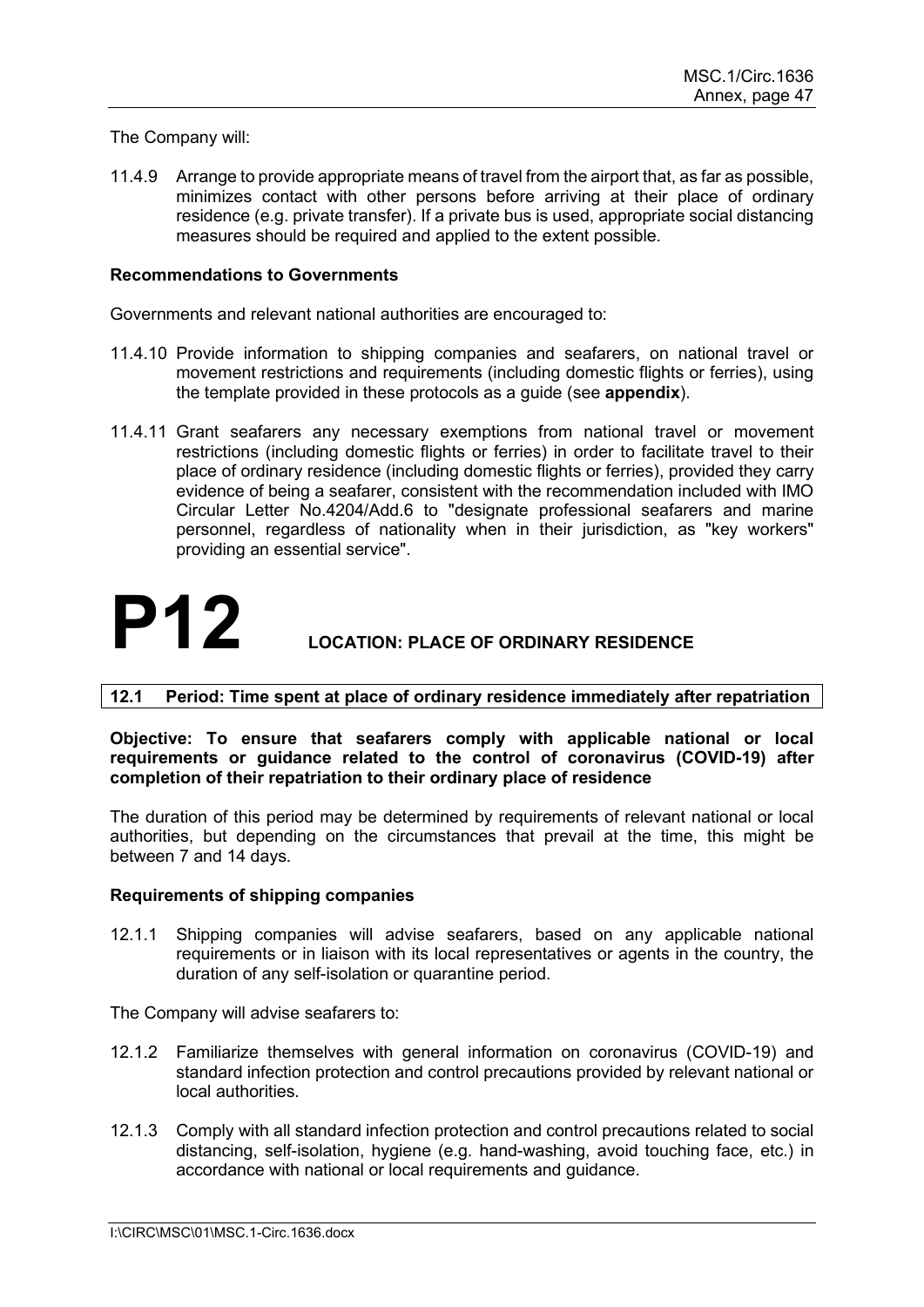The Company will:

11.4.9 Arrange to provide appropriate means of travel from the airport that, as far as possible, minimizes contact with other persons before arriving at their place of ordinary residence (e.g. private transfer). If a private bus is used, appropriate social distancing measures should be required and applied to the extent possible.

**Recommendations to Governments**

Governments and relevant national authorities are encouraged to:

11.4.10 Provide information to shipping companies and seafarers, on national travel or movement restrictions and requirements (including domestic flights or ferries), using the template provided in these protocols as a guide (see **appendix**).

11.4.11 Grant seafarers any necessary exemptions from national travel or movement restrictions (including domestic flights or ferries) in order to facilitate travel to their place of ordinary residence (including domestic flights or ferries), provided they carry evidence of being a seafarer, consistent with the recommendation included with IMO Circular Letter No.4204/Add.6 to "designate professional seafarers and marine personnel, regardless of nationality when in their jurisdiction, as "key workers" providing an essential service".

# P12 LOCATION: PLACE OF ORDINARY RESIDENCE

## 12.1 Period: Time spent at place of ordinary residence immediately after repatriation

**Objective: To ensure that seafarers comply with applicable national or local requirements or guidance related to the control of coronavirus (COVID-19) after completion of their repatriation to their ordinary place of residence**

The duration of this period may be determined by requirements of relevant national or local authorities, but depending on the circumstances that prevail at the time, this might be between 7 and 14 days.

**Requirements of shipping companies**

12.1.1 Shipping companies will advise seafarers, based on any applicable national requirements or in liaison with its local representatives or agents in the country, the duration of any self-isolation or quarantine period.

The Company will advise seafarers to:

12.1.2 Familiarize themselves with general information on coronavirus (COVID-19) and standard infection protection and control precautions provided by relevant national or local authorities.

12.1.3 Comply with all standard infection protection and control precautions related to social distancing, self-isolation, hygiene (e.g. hand-washing, avoid touching face, etc.) in accordance with national or local requirements and guidance.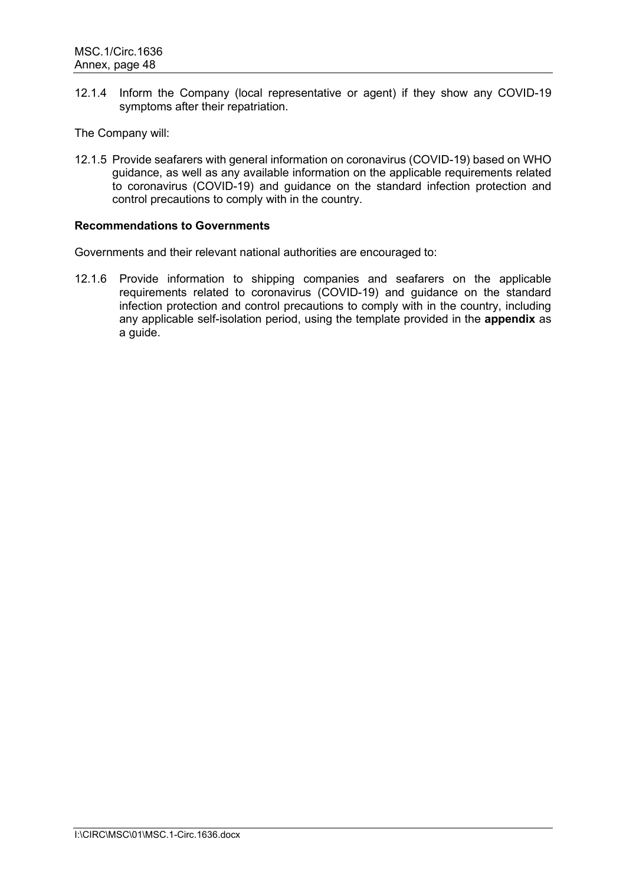12.1.4 Inform the Company (local representative or agent) if they show any COVID-19 symptoms after their repatriation.

The Company will:

12.1.5 Provide seafarers with general information on coronavirus (COVID-19) based on WHO guidance, as well as any available information on the applicable requirements related to coronavirus (COVID-19) and guidance on the standard infection protection and control precautions to comply with in the country.

**Recommendations to Governments**

Governments and their relevant national authorities are encouraged to:

12.1.6 Provide information to shipping companies and seafarers on the applicable requirements related to coronavirus (COVID-19) and guidance on the standard infection protection and control precautions to comply with in the country, including any applicable self-isolation period, using the template provided in the **appendix** as a guide.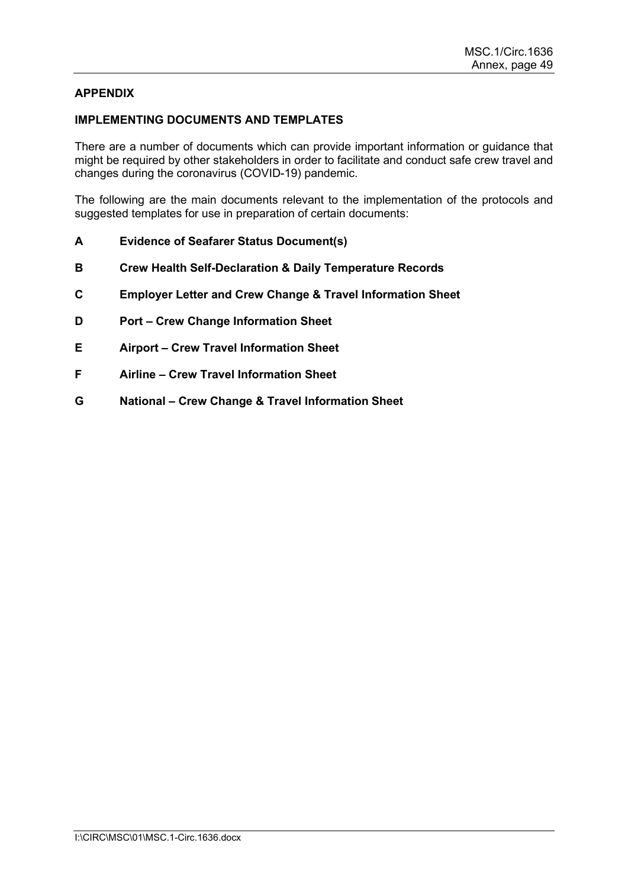## APPENDIX

### IMPLEMENTING DOCUMENTS AND TEMPLATES

There are a number of documents which can provide important information or guidance that might be required by other stakeholders in order to facilitate and conduct safe crew travel and changes during the coronavirus (COVID-19) pandemic.

The following are the main documents relevant to the implementation of the protocols and suggested templates for use in preparation of certain documents:

**A** **Evidence of Seafarer Status Document(s)**

**B** **Crew Health Self-Declaration & Daily Temperature Records**

**C** **Employer Letter and Crew Change & Travel Information Sheet**

**D** **Port – Crew Change Information Sheet**

**E** **Airport – Crew Travel Information Sheet**

**F** **Airline – Crew Travel Information Sheet**

**G** **National – Crew Change & Travel Information Sheet**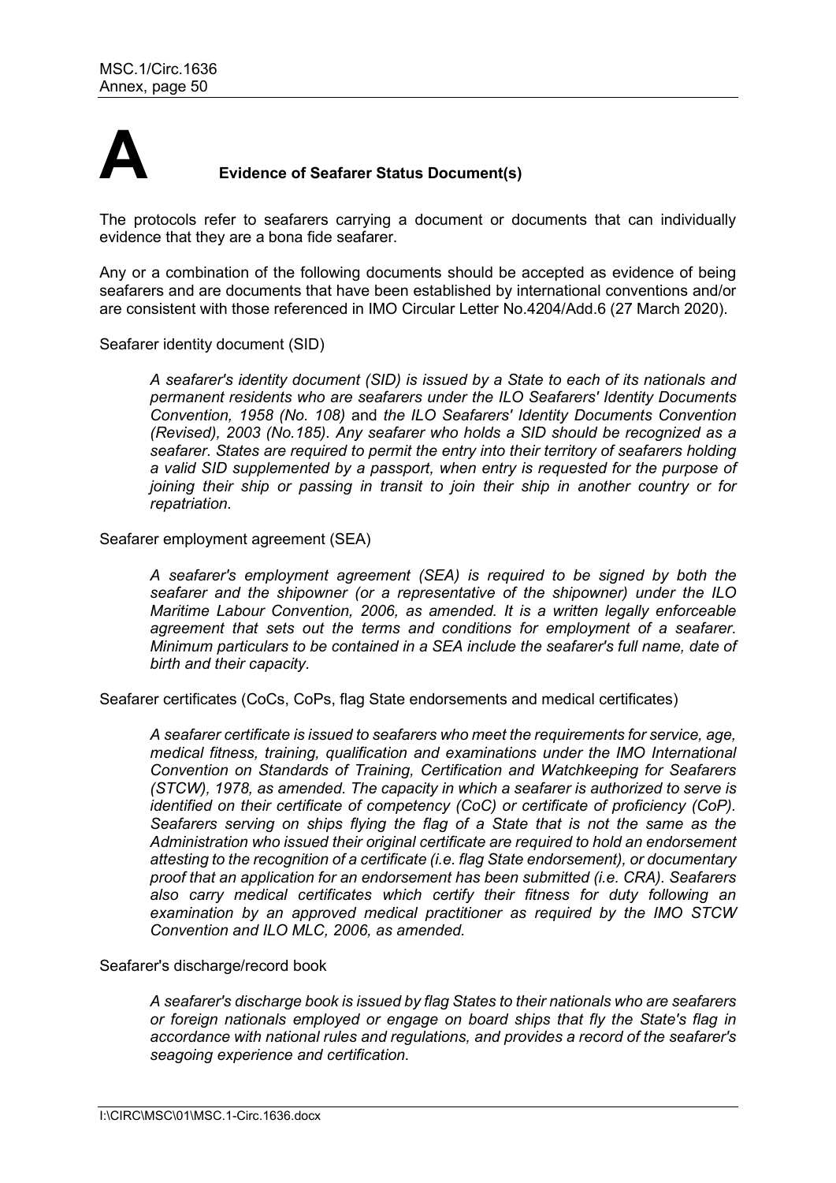# A Evidence of Seafarer Status Document(s)

The protocols refer to seafarers carrying a document or documents that can individually evidence that they are a bona fide seafarer.

Any or a combination of the following documents should be accepted as evidence of being seafarers and are documents that have been established by international conventions and/or are consistent with those referenced in IMO Circular Letter No.4204/Add.6 (27 March 2020).

Seafarer identity document (SID)

> *A seafarer's identity document (SID) is issued by a State to each of its nationals and permanent residents who are seafarers under the ILO Seafarers' Identity Documents Convention, 1958 (No. 108)* and *the ILO Seafarers' Identity Documents Convention (Revised), 2003 (No.185). Any seafarer who holds a SID should be recognized as a seafarer. States are required to permit the entry into their territory of seafarers holding a valid SID supplemented by a passport, when entry is requested for the purpose of joining their ship or passing in transit to join their ship in another country or for repatriation.*

Seafarer employment agreement (SEA)

> *A seafarer's employment agreement (SEA) is required to be signed by both the seafarer and the shipowner (or a representative of the shipowner) under the ILO Maritime Labour Convention, 2006, as amended. It is a written legally enforceable agreement that sets out the terms and conditions for employment of a seafarer. Minimum particulars to be contained in a SEA include the seafarer's full name, date of birth and their capacity.*

Seafarer certificates (CoCs, CoPs, flag State endorsements and medical certificates)

> *A seafarer certificate is issued to seafarers who meet the requirements for service, age, medical fitness, training, qualification and examinations under the IMO International Convention on Standards of Training, Certification and Watchkeeping for Seafarers (STCW), 1978, as amended. The capacity in which a seafarer is authorized to serve is identified on their certificate of competency (CoC) or certificate of proficiency (CoP). Seafarers serving on ships flying the flag of a State that is not the same as the Administration who issued their original certificate are required to hold an endorsement attesting to the recognition of a certificate (i.e. flag State endorsement), or documentary proof that an application for an endorsement has been submitted (i.e. CRA). Seafarers also carry medical certificates which certify their fitness for duty following an examination by an approved medical practitioner as required by the IMO STCW Convention and ILO MLC, 2006, as amended.*

Seafarer's discharge/record book

> *A seafarer's discharge book is issued by flag States to their nationals who are seafarers or foreign nationals employed or engage on board ships that fly the State's flag in accordance with national rules and regulations, and provides a record of the seafarer's seagoing experience and certification.*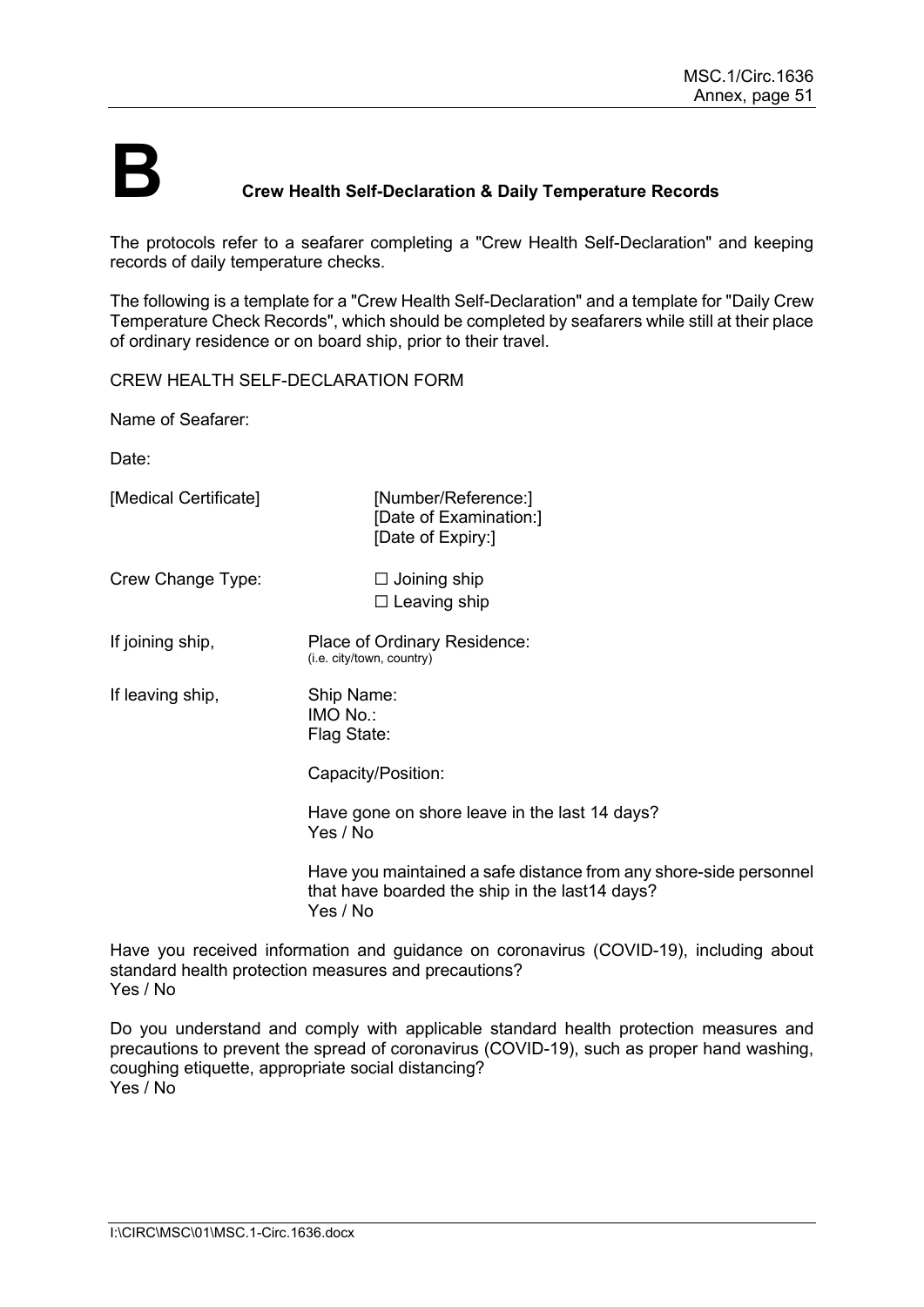# B Crew Health Self-Declaration & Daily Temperature Records

The protocols refer to a seafarer completing a "Crew Health Self-Declaration" and keeping records of daily temperature checks.

The following is a template for a "Crew Health Self-Declaration" and a template for "Daily Crew Temperature Check Records", which should be completed by seafarers while still at their place of ordinary residence or on board ship, prior to their travel.

CREW HEALTH SELF-DECLARATION FORM

Name of Seafarer:

Date:

[Medical Certificate] [Number/Reference:]
[Date of Examination:]
[Date of Expiry:]

Crew Change Type: ☐ Joining ship
☐ Leaving ship

If joining ship, Place of Ordinary Residence:
(i.e. city/town, country)

If leaving ship, Ship Name:
IMO No.:
Flag State:

Capacity/Position:

Have gone on shore leave in the last 14 days?
Yes / No

Have you maintained a safe distance from any shore-side personnel that have boarded the ship in the last14 days?
Yes / No

Have you received information and guidance on coronavirus (COVID-19), including about standard health protection measures and precautions?
Yes / No

Do you understand and comply with applicable standard health protection measures and precautions to prevent the spread of coronavirus (COVID-19), such as proper hand washing, coughing etiquette, appropriate social distancing?
Yes / No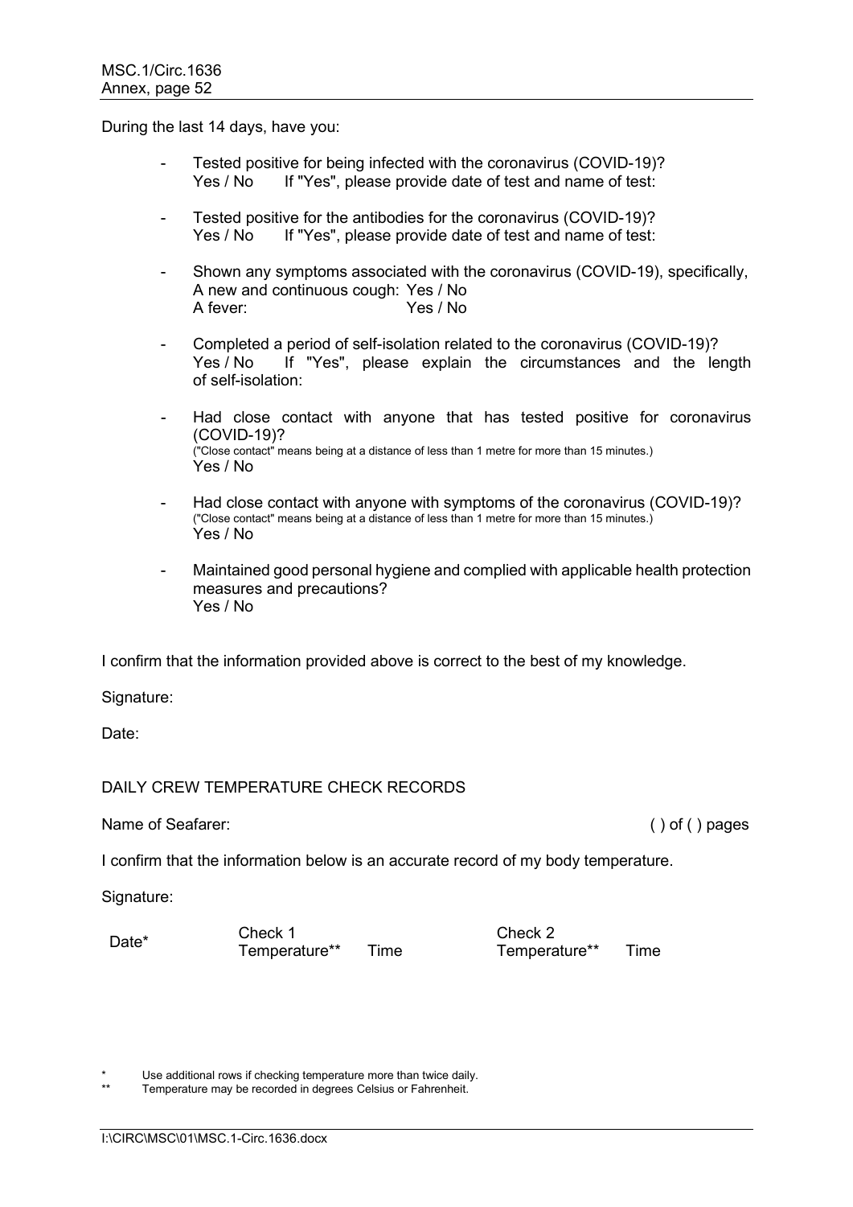During the last 14 days, have you:

- Tested positive for being infected with the coronavirus (COVID-19)?
  Yes / No  If "Yes", please provide date of test and name of test:

- Tested positive for the antibodies for the coronavirus (COVID-19)?
  Yes / No  If "Yes", please provide date of test and name of test:

- Shown any symptoms associated with the coronavirus (COVID-19), specifically,
  A new and continuous cough: Yes / No
  A fever: Yes / No

- Completed a period of self-isolation related to the coronavirus (COVID-19)?
  Yes / No  If "Yes", please explain the circumstances and the length of self-isolation:

- Had close contact with anyone that has tested positive for coronavirus (COVID-19)?
  ("Close contact" means being at a distance of less than 1 metre for more than 15 minutes.)
  Yes / No

- Had close contact with anyone with symptoms of the coronavirus (COVID-19)?
  ("Close contact" means being at a distance of less than 1 metre for more than 15 minutes.)
  Yes / No

- Maintained good personal hygiene and complied with applicable health protection measures and precautions?
  Yes / No

I confirm that the information provided above is correct to the best of my knowledge.

Signature:

Date:

DAILY CREW TEMPERATURE CHECK RECORDS

Name of Seafarer: ( ) of ( ) pages

I confirm that the information below is an accurate record of my body temperature.

Signature:

| Date* | Check 1 | | Check 2 | |
|---|---|---|---|---|
| | Temperature** | Time | Temperature** | Time |

\* Use additional rows if checking temperature more than twice daily.

\*\* Temperature may be recorded in degrees Celsius or Fahrenheit.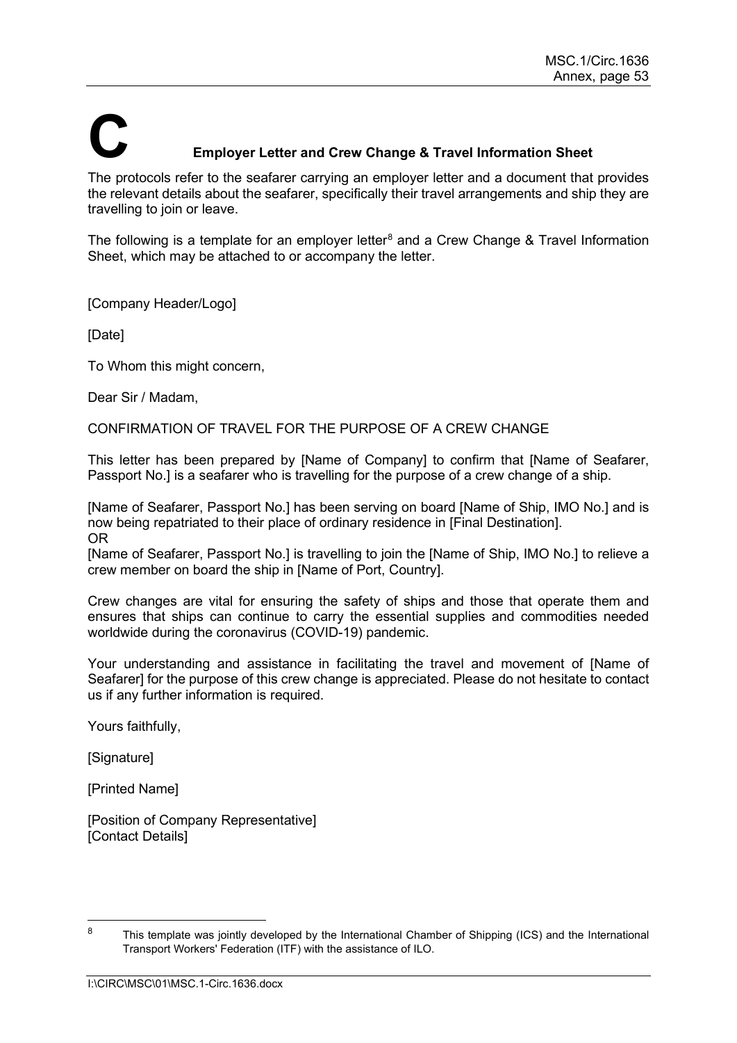## C Employer Letter and Crew Change & Travel Information Sheet

The protocols refer to the seafarer carrying an employer letter and a document that provides the relevant details about the seafarer, specifically their travel arrangements and ship they are travelling to join or leave.

The following is a template for an employer letter[8] and a Crew Change & Travel Information Sheet, which may be attached to or accompany the letter.

[Company Header/Logo]

[Date]

To Whom this might concern,

Dear Sir / Madam,

CONFIRMATION OF TRAVEL FOR THE PURPOSE OF A CREW CHANGE

This letter has been prepared by [Name of Company] to confirm that [Name of Seafarer, Passport No.] is a seafarer who is travelling for the purpose of a crew change of a ship.

[Name of Seafarer, Passport No.] has been serving on board [Name of Ship, IMO No.] and is now being repatriated to their place of ordinary residence in [Final Destination].
OR
[Name of Seafarer, Passport No.] is travelling to join the [Name of Ship, IMO No.] to relieve a crew member on board the ship in [Name of Port, Country].

Crew changes are vital for ensuring the safety of ships and those that operate them and ensures that ships can continue to carry the essential supplies and commodities needed worldwide during the coronavirus (COVID-19) pandemic.

Your understanding and assistance in facilitating the travel and movement of [Name of Seafarer] for the purpose of this crew change is appreciated. Please do not hesitate to contact us if any further information is required.

Yours faithfully,

[Signature]

[Printed Name]

[Position of Company Representative]
[Contact Details]

---

[8] This template was jointly developed by the International Chamber of Shipping (ICS) and the International Transport Workers' Federation (ITF) with the assistance of ILO.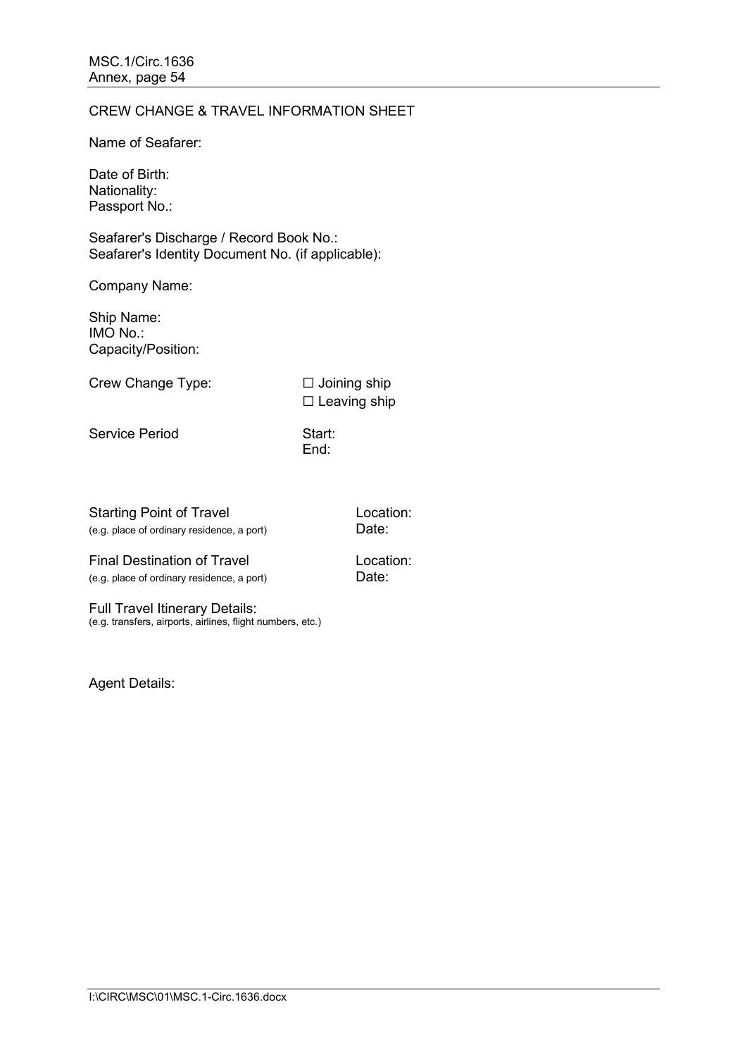CREW CHANGE & TRAVEL INFORMATION SHEET

Name of Seafarer:

Date of Birth:
Nationality:
Passport No.:

Seafarer's Discharge / Record Book No.:
Seafarer's Identity Document No. (if applicable):

Company Name:

Ship Name:
IMO No.:
Capacity/Position:

Crew Change Type: ☐ Joining ship
☐ Leaving ship

Service Period Start:
End:

Starting Point of Travel
(e.g. place of ordinary residence, a port)

Location:
Date:

Final Destination of Travel
(e.g. place of ordinary residence, a port)

Location:
Date:

Full Travel Itinerary Details:
(e.g. transfers, airports, airlines, flight numbers, etc.)

Agent Details: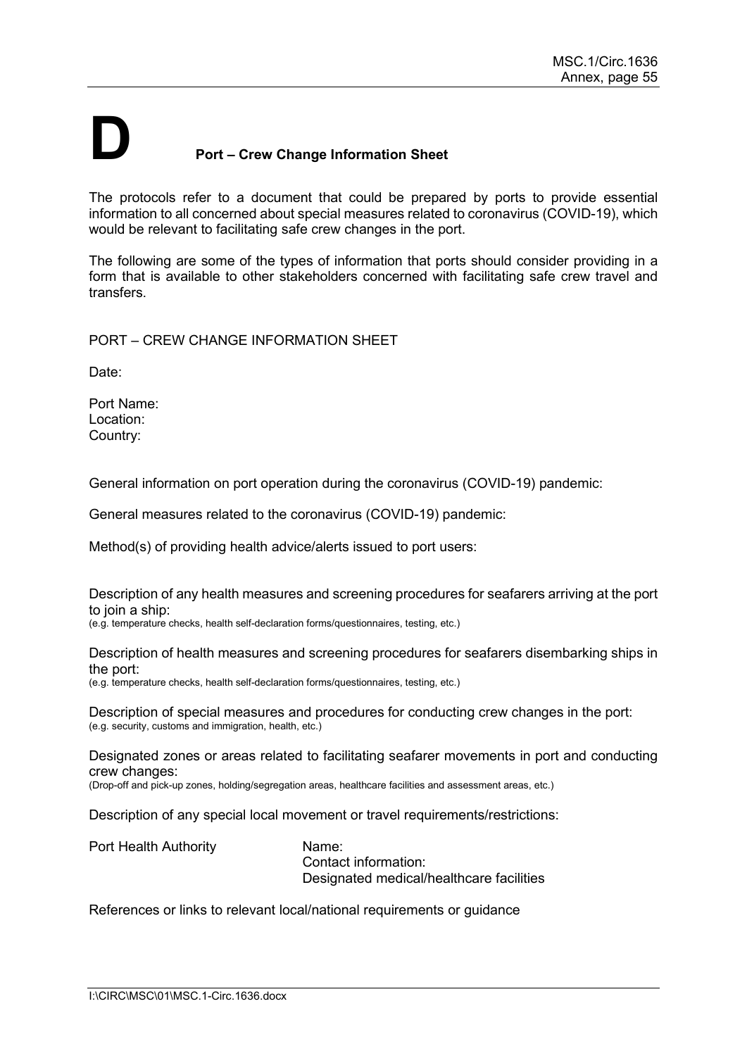# D

## Port – Crew Change Information Sheet

The protocols refer to a document that could be prepared by ports to provide essential information to all concerned about special measures related to coronavirus (COVID-19), which would be relevant to facilitating safe crew changes in the port.

The following are some of the types of information that ports should consider providing in a form that is available to other stakeholders concerned with facilitating safe crew travel and transfers.

PORT – CREW CHANGE INFORMATION SHEET

Date:

Port Name:
Location:
Country:

General information on port operation during the coronavirus (COVID-19) pandemic:

General measures related to the coronavirus (COVID-19) pandemic:

Method(s) of providing health advice/alerts issued to port users:

Description of any health measures and screening procedures for seafarers arriving at the port to join a ship:
(e.g. temperature checks, health self-declaration forms/questionnaires, testing, etc.)

Description of health measures and screening procedures for seafarers disembarking ships in the port:
(e.g. temperature checks, health self-declaration forms/questionnaires, testing, etc.)

Description of special measures and procedures for conducting crew changes in the port:
(e.g. security, customs and immigration, health, etc.)

Designated zones or areas related to facilitating seafarer movements in port and conducting crew changes:
(Drop-off and pick-up zones, holding/segregation areas, healthcare facilities and assessment areas, etc.)

Description of any special local movement or travel requirements/restrictions:

Port Health Authority
Name:
Contact information:
Designated medical/healthcare facilities

References or links to relevant local/national requirements or guidance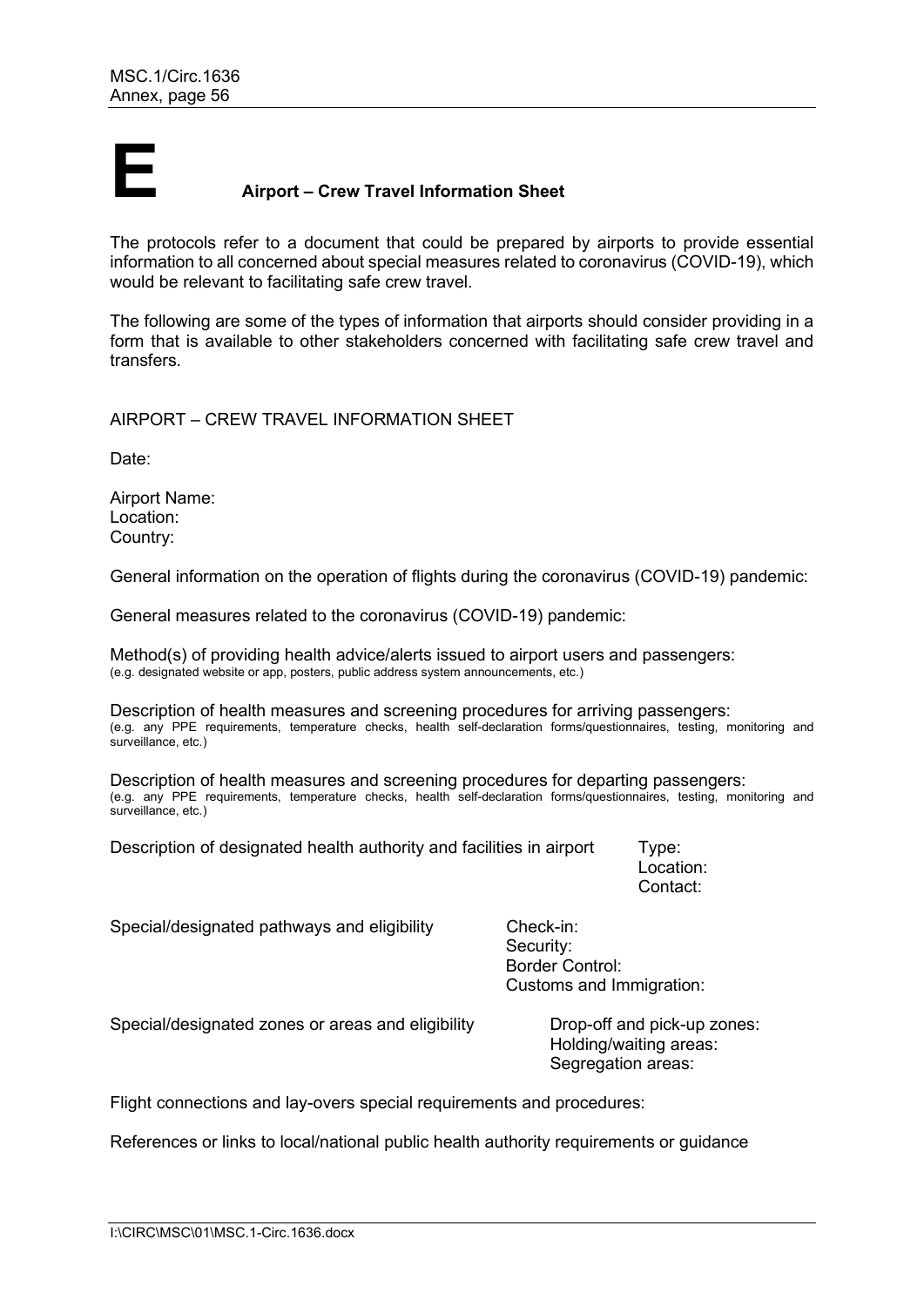# E Airport – Crew Travel Information Sheet

The protocols refer to a document that could be prepared by airports to provide essential information to all concerned about special measures related to coronavirus (COVID-19), which would be relevant to facilitating safe crew travel.

The following are some of the types of information that airports should consider providing in a form that is available to other stakeholders concerned with facilitating safe crew travel and transfers.

AIRPORT – CREW TRAVEL INFORMATION SHEET

Date:

Airport Name:
Location:
Country:

General information on the operation of flights during the coronavirus (COVID-19) pandemic:

General measures related to the coronavirus (COVID-19) pandemic:

Method(s) of providing health advice/alerts issued to airport users and passengers:
(e.g. designated website or app, posters, public address system announcements, etc.)

Description of health measures and screening procedures for arriving passengers:
(e.g. any PPE requirements, temperature checks, health self-declaration forms/questionnaires, testing, monitoring and surveillance, etc.)

Description of health measures and screening procedures for departing passengers:
(e.g. any PPE requirements, temperature checks, health self-declaration forms/questionnaires, testing, monitoring and surveillance, etc.)

Description of designated health authority and facilities in airport
- Type:
- Location:
- Contact:

Special/designated pathways and eligibility
- Check-in:
- Security:
- Border Control:
- Customs and Immigration:

Special/designated zones or areas and eligibility
- Drop-off and pick-up zones:
- Holding/waiting areas:
- Segregation areas:

Flight connections and lay-overs special requirements and procedures:

References or links to local/national public health authority requirements or guidance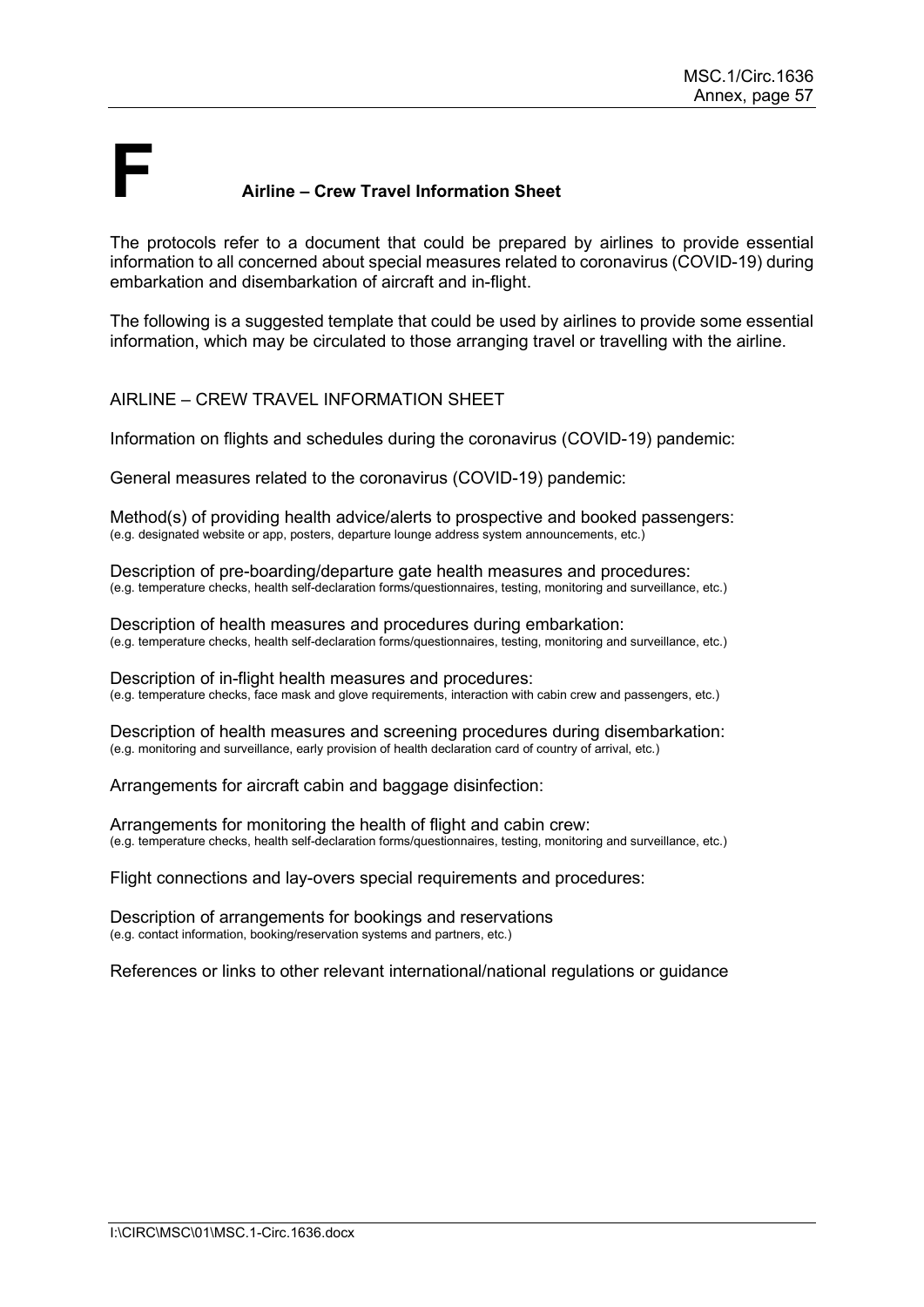# F Airline – Crew Travel Information Sheet

The protocols refer to a document that could be prepared by airlines to provide essential information to all concerned about special measures related to coronavirus (COVID-19) during embarkation and disembarkation of aircraft and in-flight.

The following is a suggested template that could be used by airlines to provide some essential information, which may be circulated to those arranging travel or travelling with the airline.

AIRLINE – CREW TRAVEL INFORMATION SHEET

Information on flights and schedules during the coronavirus (COVID-19) pandemic:

General measures related to the coronavirus (COVID-19) pandemic:

Method(s) of providing health advice/alerts to prospective and booked passengers:
(e.g. designated website or app, posters, departure lounge address system announcements, etc.)

Description of pre-boarding/departure gate health measures and procedures:
(e.g. temperature checks, health self-declaration forms/questionnaires, testing, monitoring and surveillance, etc.)

Description of health measures and procedures during embarkation:
(e.g. temperature checks, health self-declaration forms/questionnaires, testing, monitoring and surveillance, etc.)

Description of in-flight health measures and procedures:
(e.g. temperature checks, face mask and glove requirements, interaction with cabin crew and passengers, etc.)

Description of health measures and screening procedures during disembarkation:
(e.g. monitoring and surveillance, early provision of health declaration card of country of arrival, etc.)

Arrangements for aircraft cabin and baggage disinfection:

Arrangements for monitoring the health of flight and cabin crew:
(e.g. temperature checks, health self-declaration forms/questionnaires, testing, monitoring and surveillance, etc.)

Flight connections and lay-overs special requirements and procedures:

Description of arrangements for bookings and reservations
(e.g. contact information, booking/reservation systems and partners, etc.)

References or links to other relevant international/national regulations or guidance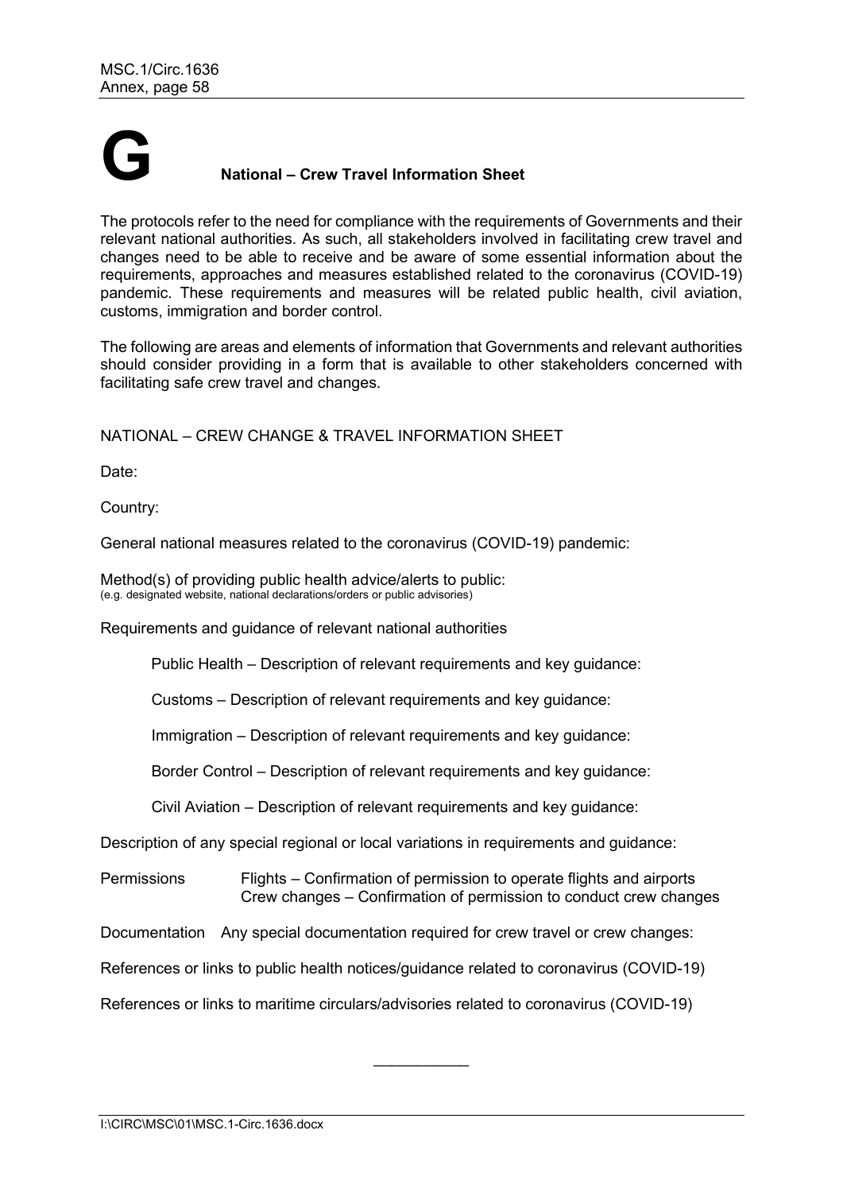# G National – Crew Travel Information Sheet

The protocols refer to the need for compliance with the requirements of Governments and their relevant national authorities. As such, all stakeholders involved in facilitating crew travel and changes need to be able to receive and be aware of some essential information about the requirements, approaches and measures established related to the coronavirus (COVID-19) pandemic. These requirements and measures will be related public health, civil aviation, customs, immigration and border control.

The following are areas and elements of information that Governments and relevant authorities should consider providing in a form that is available to other stakeholders concerned with facilitating safe crew travel and changes.

NATIONAL – CREW CHANGE & TRAVEL INFORMATION SHEET

Date:

Country:

General national measures related to the coronavirus (COVID-19) pandemic:

Method(s) of providing public health advice/alerts to public:
(e.g. designated website, national declarations/orders or public advisories)

Requirements and guidance of relevant national authorities

Public Health – Description of relevant requirements and key guidance:

Customs – Description of relevant requirements and key guidance:

Immigration – Description of relevant requirements and key guidance:

Border Control – Description of relevant requirements and key guidance:

Civil Aviation – Description of relevant requirements and key guidance:

Description of any special regional or local variations in requirements and guidance:

Permissions Flights – Confirmation of permission to operate flights and airports
Crew changes – Confirmation of permission to conduct crew changes

Documentation Any special documentation required for crew travel or crew changes:

References or links to public health notices/guidance related to coronavirus (COVID-19)

References or links to maritime circulars/advisories related to coronavirus (COVID-19)

___________